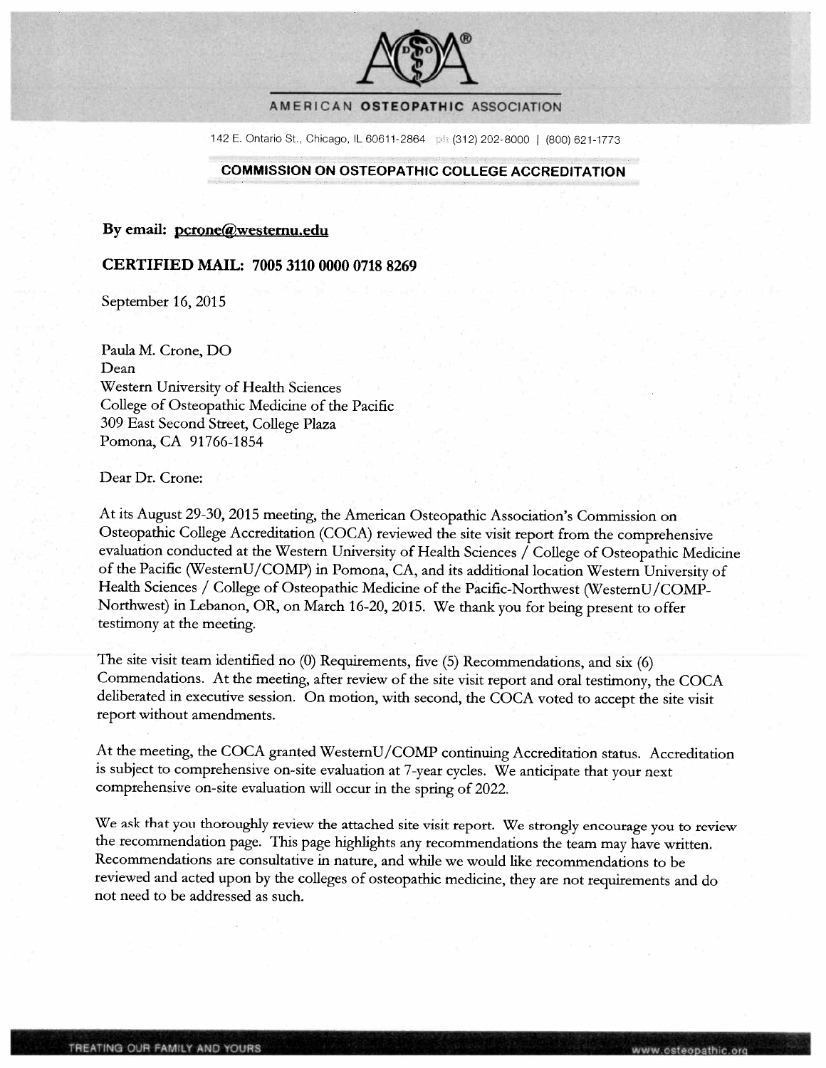# AMERICAN OSTEOPATHIC ASSOCIATION

142 E. Ontario St., Chicago, IL 60611-2864 ph (312) 202-8000 | (800) 621-1773

## COMMISSION ON OSTEOPATHIC COLLEGE ACCREDITATION

**By email: pcrone@westernu.edu**

**CERTIFIED MAIL: 7005 3110 0000 0718 8269**

September 16, 2015

Paula M. Crone, DO
Dean
Western University of Health Sciences
College of Osteopathic Medicine of the Pacific
309 East Second Street, College Plaza
Pomona, CA 91766-1854

Dear Dr. Crone:

At its August 29-30, 2015 meeting, the American Osteopathic Association's Commission on Osteopathic College Accreditation (COCA) reviewed the site visit report from the comprehensive evaluation conducted at the Western University of Health Sciences / College of Osteopathic Medicine of the Pacific (WesternU/COMP) in Pomona, CA, and its additional location Western University of Health Sciences / College of Osteopathic Medicine of the Pacific-Northwest (WesternU/COMP-Northwest) in Lebanon, OR, on March 16-20, 2015. We thank you for being present to offer testimony at the meeting.

The site visit team identified no (0) Requirements, five (5) Recommendations, and six (6) Commendations. At the meeting, after review of the site visit report and oral testimony, the COCA deliberated in executive session. On motion, with second, the COCA voted to accept the site visit report without amendments.

At the meeting, the COCA granted WesternU/COMP continuing Accreditation status. Accreditation is subject to comprehensive on-site evaluation at 7-year cycles. We anticipate that your next comprehensive on-site evaluation will occur in the spring of 2022.

We ask that you thoroughly review the attached site visit report. We strongly encourage you to review the recommendation page. This page highlights any recommendations the team may have written. Recommendations are consultative in nature, and while we would like recommendations to be reviewed and acted upon by the colleges of osteopathic medicine, they are not requirements and do not need to be addressed as such.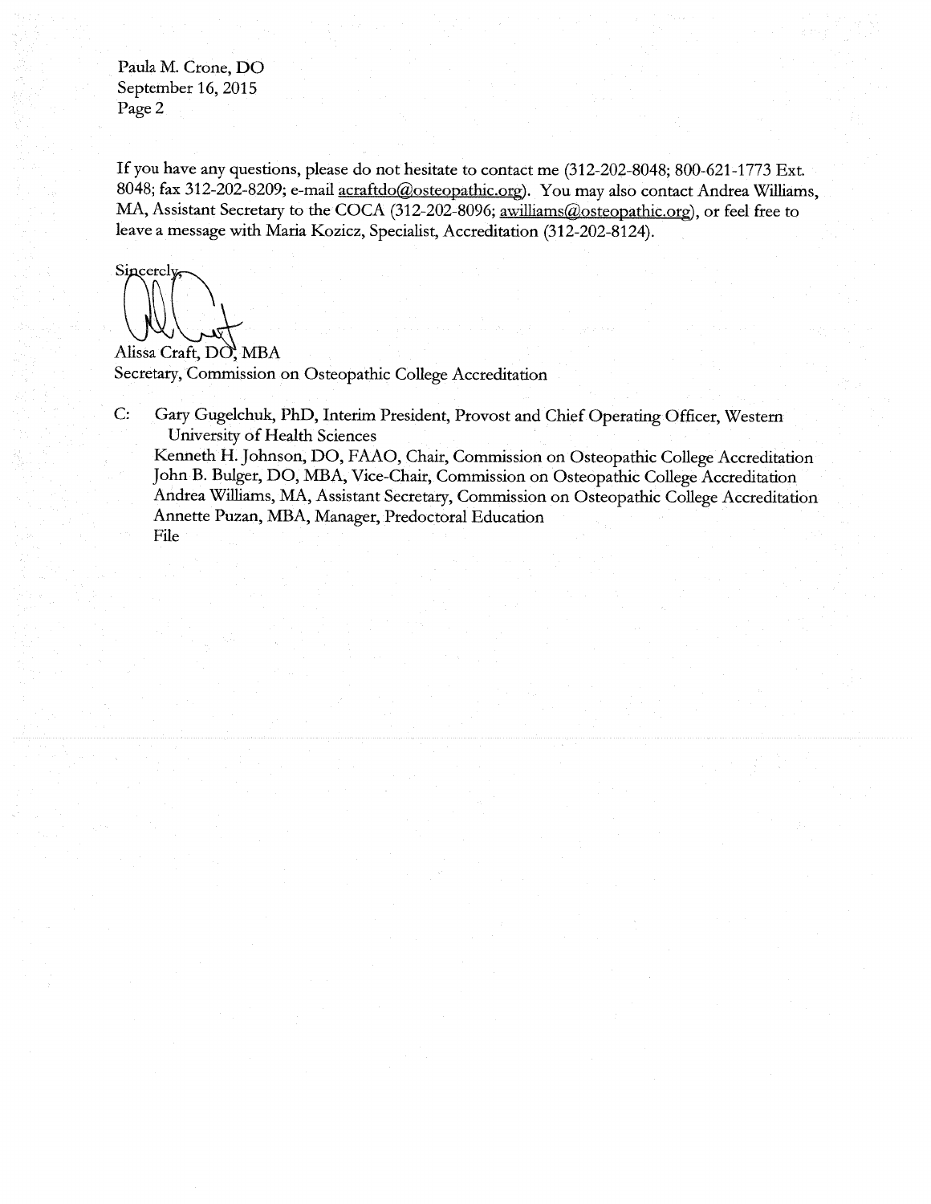Paula M. Crone, DO
September 16, 2015
Page 2

If you have any questions, please do not hesitate to contact me (312-202-8048; 800-621-1773 Ext. 8048; fax 312-202-8209; e-mail acraftdo@osteopathic.org). You may also contact Andrea Williams, MA, Assistant Secretary to the COCA (312-202-8096; awilliams@osteopathic.org), or feel free to leave a message with Maria Kozicz, Specialist, Accreditation (312-202-8124).

Sincerely,

Alissa Craft, DO, MBA
Secretary, Commission on Osteopathic College Accreditation

C: Gary Gugelchuk, PhD, Interim President, Provost and Chief Operating Officer, Western University of Health Sciences
Kenneth H. Johnson, DO, FAAO, Chair, Commission on Osteopathic College Accreditation
John B. Bulger, DO, MBA, Vice-Chair, Commission on Osteopathic College Accreditation
Andrea Williams, MA, Assistant Secretary, Commission on Osteopathic College Accreditation
Annette Puzan, MBA, Manager, Predoctoral Education
File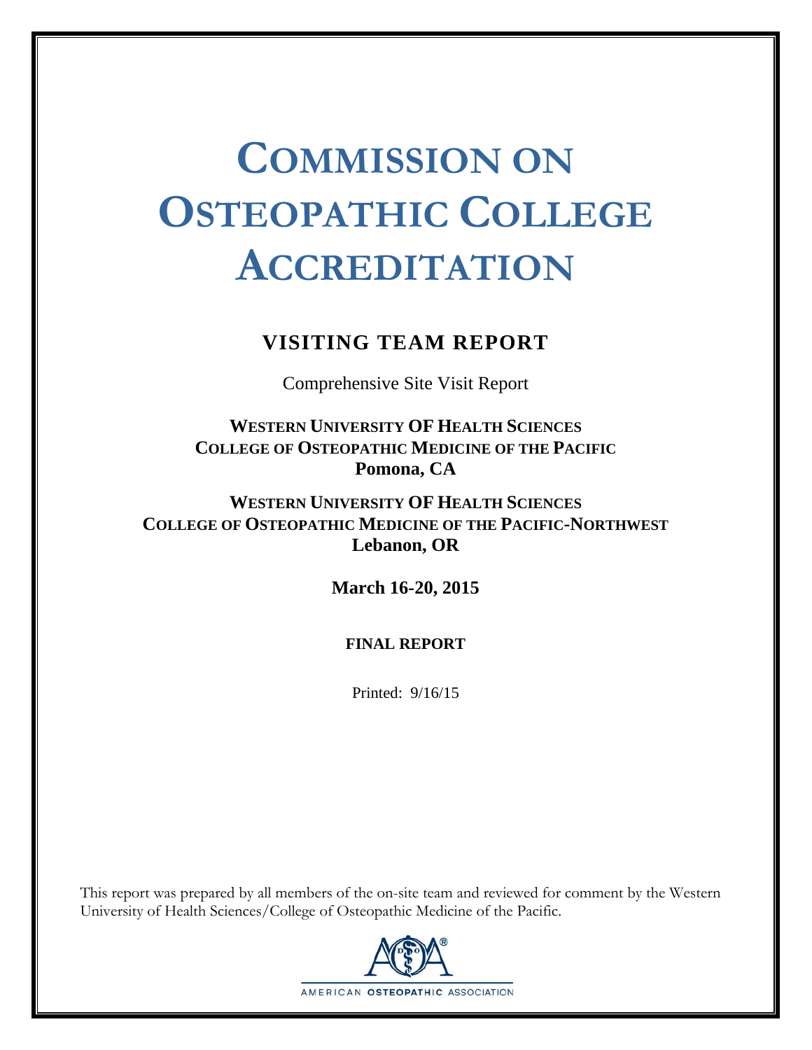# COMMISSION ON OSTEOPATHIC COLLEGE ACCREDITATION

## VISITING TEAM REPORT

Comprehensive Site Visit Report

**WESTERN UNIVERSITY OF HEALTH SCIENCES**
**COLLEGE OF OSTEOPATHIC MEDICINE OF THE PACIFIC**
**Pomona, CA**

**WESTERN UNIVERSITY OF HEALTH SCIENCES**
**COLLEGE OF OSTEOPATHIC MEDICINE OF THE PACIFIC-NORTHWEST**
**Lebanon, OR**

**March 16-20, 2015**

**FINAL REPORT**

Printed: 9/16/15

This report was prepared by all members of the on-site team and reviewed for comment by the Western University of Health Sciences/College of Osteopathic Medicine of the Pacific.

AMERICAN OSTEOPATHIC ASSOCIATION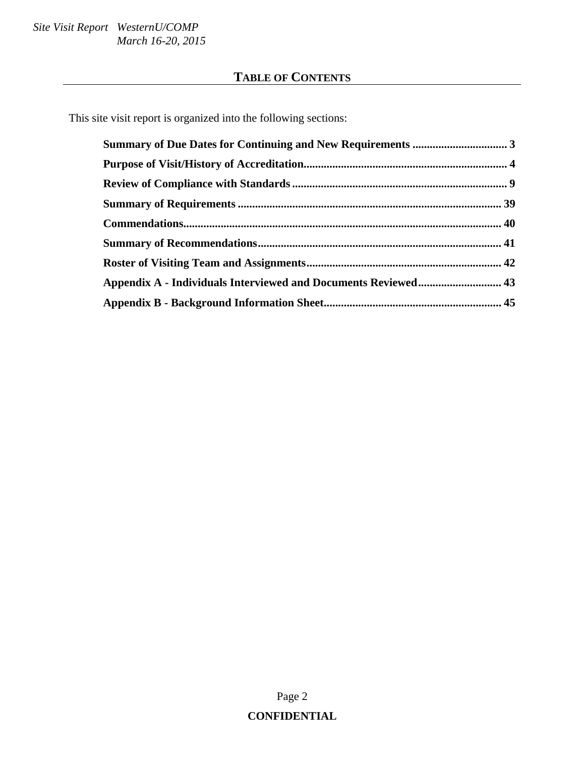## TABLE OF CONTENTS

This site visit report is organized into the following sections:

**Summary of Due Dates for Continuing and New Requirements** ................................. 3
**Purpose of Visit/History of Accreditation**...................................................................... 4
**Review of Compliance with Standards**.......................................................................... 9
**Summary of Requirements** ........................................................................................... 39
**Commendations**............................................................................................................. 40
**Summary of Recommendations**..................................................................................... 41
**Roster of Visiting Team and Assignments**.................................................................... 42
**Appendix A - Individuals Interviewed and Documents Reviewed**............................. 43
**Appendix B - Background Information Sheet**............................................................. 45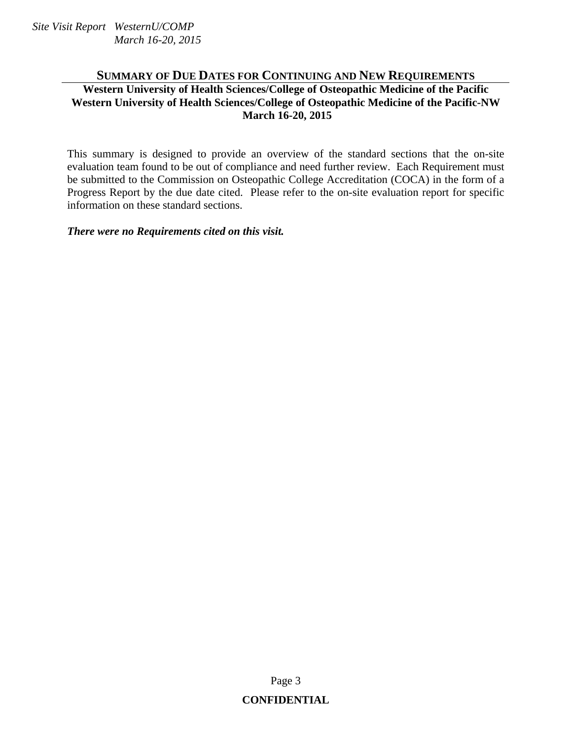## Summary of Due Dates for Continuing and New Requirements

**Western University of Health Sciences/College of Osteopathic Medicine of the Pacific**
**Western University of Health Sciences/College of Osteopathic Medicine of the Pacific-NW**
**March 16-20, 2015**

This summary is designed to provide an overview of the standard sections that the on-site evaluation team found to be out of compliance and need further review. Each Requirement must be submitted to the Commission on Osteopathic College Accreditation (COCA) in the form of a Progress Report by the due date cited. Please refer to the on-site evaluation report for specific information on these standard sections.

***There were no Requirements cited on this visit.***

**CONFIDENTIAL**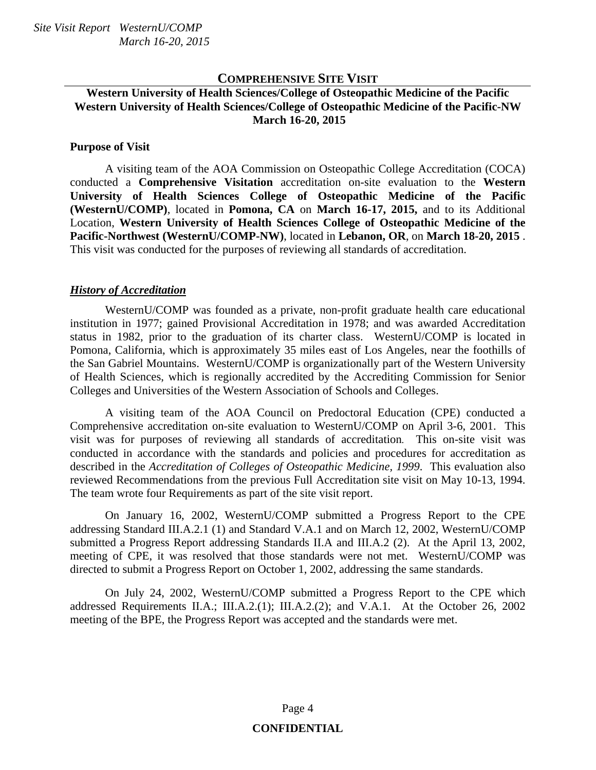## COMPREHENSIVE SITE VISIT

**Western University of Health Sciences/College of Osteopathic Medicine of the Pacific**
**Western University of Health Sciences/College of Osteopathic Medicine of the Pacific-NW**
**March 16-20, 2015**

**Purpose of Visit**

A visiting team of the AOA Commission on Osteopathic College Accreditation (COCA) conducted a **Comprehensive Visitation** accreditation on-site evaluation to the **Western University of Health Sciences College of Osteopathic Medicine of the Pacific (WesternU/COMP)**, located in **Pomona, CA** on **March 16-17, 2015,** and to its Additional Location, **Western University of Health Sciences College of Osteopathic Medicine of the Pacific-Northwest (WesternU/COMP-NW)**, located in **Lebanon, OR**, on **March 18-20, 2015** . This visit was conducted for the purposes of reviewing all standards of accreditation.

***History of Accreditation***

WesternU/COMP was founded as a private, non-profit graduate health care educational institution in 1977; gained Provisional Accreditation in 1978; and was awarded Accreditation status in 1982, prior to the graduation of its charter class. WesternU/COMP is located in Pomona, California, which is approximately 35 miles east of Los Angeles, near the foothills of the San Gabriel Mountains. WesternU/COMP is organizationally part of the Western University of Health Sciences, which is regionally accredited by the Accrediting Commission for Senior Colleges and Universities of the Western Association of Schools and Colleges.

A visiting team of the AOA Council on Predoctoral Education (CPE) conducted a Comprehensive accreditation on-site evaluation to WesternU/COMP on April 3-6, 2001. This visit was for purposes of reviewing all standards of accreditation. This on-site visit was conducted in accordance with the standards and policies and procedures for accreditation as described in the *Accreditation of Colleges of Osteopathic Medicine, 1999*. This evaluation also reviewed Recommendations from the previous Full Accreditation site visit on May 10-13, 1994. The team wrote four Requirements as part of the site visit report.

On January 16, 2002, WesternU/COMP submitted a Progress Report to the CPE addressing Standard III.A.2.1 (1) and Standard V.A.1 and on March 12, 2002, WesternU/COMP submitted a Progress Report addressing Standards II.A and III.A.2 (2). At the April 13, 2002, meeting of CPE, it was resolved that those standards were not met. WesternU/COMP was directed to submit a Progress Report on October 1, 2002, addressing the same standards.

On July 24, 2002, WesternU/COMP submitted a Progress Report to the CPE which addressed Requirements II.A.; III.A.2.(1); III.A.2.(2); and V.A.1. At the October 26, 2002 meeting of the BPE, the Progress Report was accepted and the standards were met.

**CONFIDENTIAL**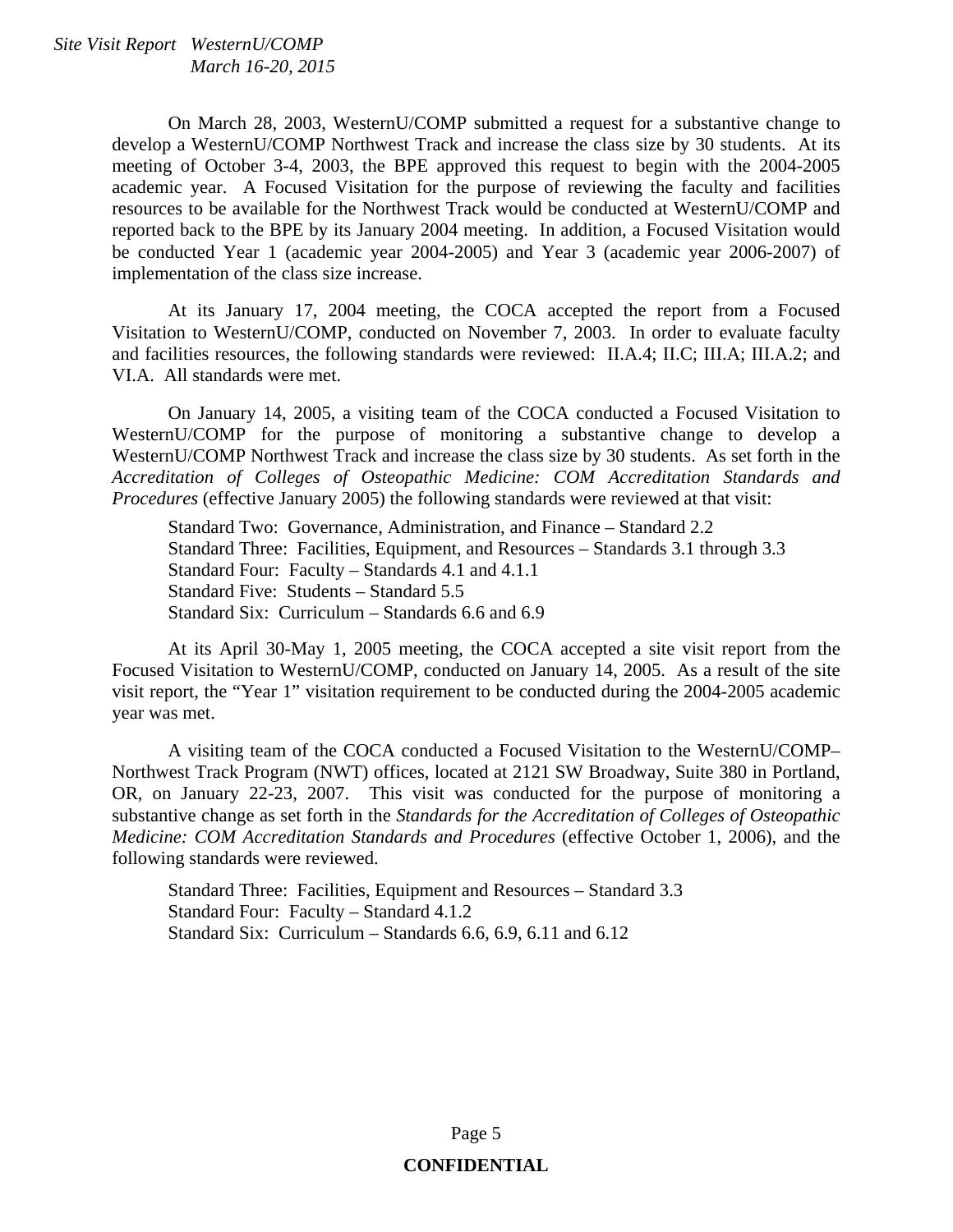On March 28, 2003, WesternU/COMP submitted a request for a substantive change to develop a WesternU/COMP Northwest Track and increase the class size by 30 students. At its meeting of October 3-4, 2003, the BPE approved this request to begin with the 2004-2005 academic year. A Focused Visitation for the purpose of reviewing the faculty and facilities resources to be available for the Northwest Track would be conducted at WesternU/COMP and reported back to the BPE by its January 2004 meeting. In addition, a Focused Visitation would be conducted Year 1 (academic year 2004-2005) and Year 3 (academic year 2006-2007) of implementation of the class size increase.

At its January 17, 2004 meeting, the COCA accepted the report from a Focused Visitation to WesternU/COMP, conducted on November 7, 2003. In order to evaluate faculty and facilities resources, the following standards were reviewed: II.A.4; II.C; III.A; III.A.2; and VI.A. All standards were met.

On January 14, 2005, a visiting team of the COCA conducted a Focused Visitation to WesternU/COMP for the purpose of monitoring a substantive change to develop a WesternU/COMP Northwest Track and increase the class size by 30 students. As set forth in the *Accreditation of Colleges of Osteopathic Medicine: COM Accreditation Standards and Procedures* (effective January 2005) the following standards were reviewed at that visit:

Standard Two: Governance, Administration, and Finance – Standard 2.2
Standard Three: Facilities, Equipment, and Resources – Standards 3.1 through 3.3
Standard Four: Faculty – Standards 4.1 and 4.1.1
Standard Five: Students – Standard 5.5
Standard Six: Curriculum – Standards 6.6 and 6.9

At its April 30-May 1, 2005 meeting, the COCA accepted a site visit report from the Focused Visitation to WesternU/COMP, conducted on January 14, 2005. As a result of the site visit report, the "Year 1" visitation requirement to be conducted during the 2004-2005 academic year was met.

A visiting team of the COCA conducted a Focused Visitation to the WesternU/COMP–Northwest Track Program (NWT) offices, located at 2121 SW Broadway, Suite 380 in Portland, OR, on January 22-23, 2007. This visit was conducted for the purpose of monitoring a substantive change as set forth in the *Standards for the Accreditation of Colleges of Osteopathic Medicine: COM Accreditation Standards and Procedures* (effective October 1, 2006), and the following standards were reviewed.

Standard Three: Facilities, Equipment and Resources – Standard 3.3
Standard Four: Faculty – Standard 4.1.2
Standard Six: Curriculum – Standards 6.6, 6.9, 6.11 and 6.12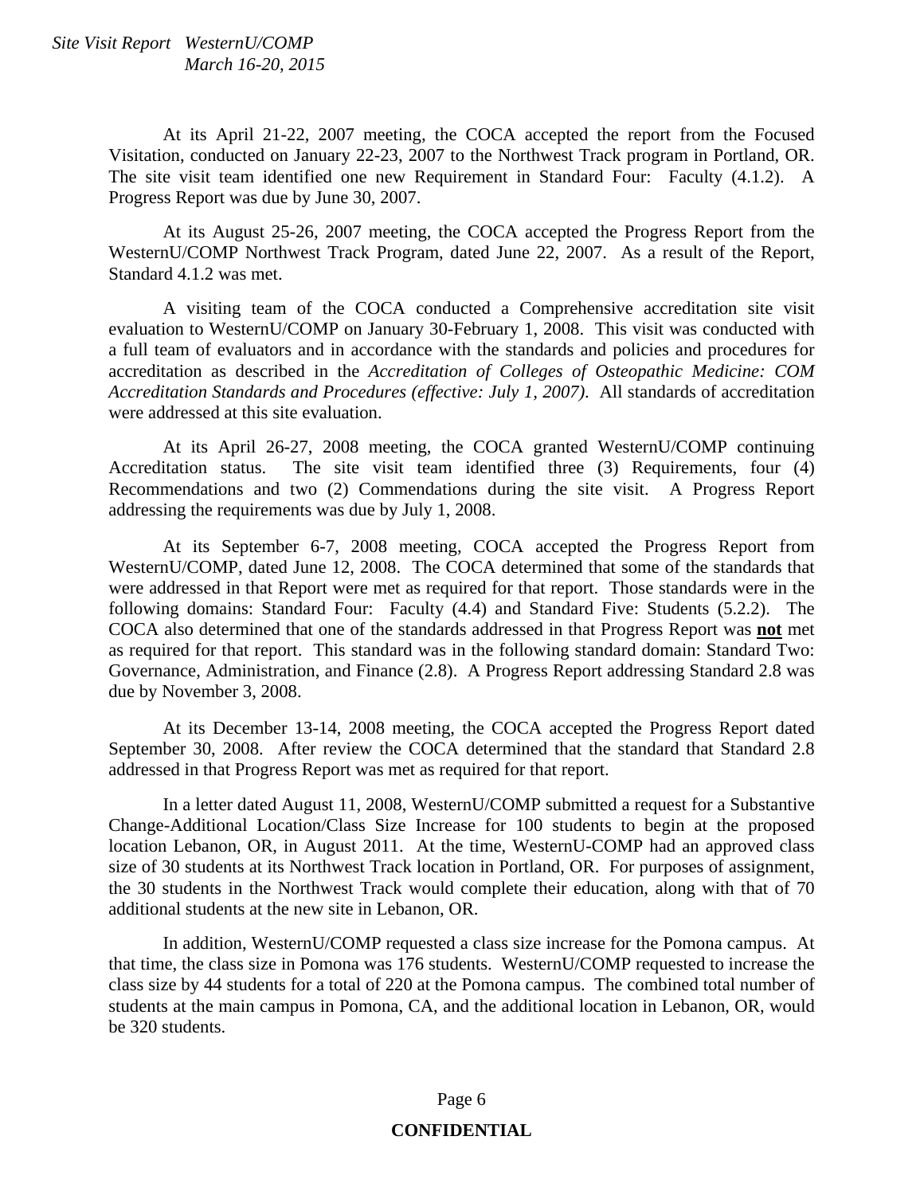At its April 21-22, 2007 meeting, the COCA accepted the report from the Focused Visitation, conducted on January 22-23, 2007 to the Northwest Track program in Portland, OR. The site visit team identified one new Requirement in Standard Four: Faculty (4.1.2). A Progress Report was due by June 30, 2007.

At its August 25-26, 2007 meeting, the COCA accepted the Progress Report from the WesternU/COMP Northwest Track Program, dated June 22, 2007. As a result of the Report, Standard 4.1.2 was met.

A visiting team of the COCA conducted a Comprehensive accreditation site visit evaluation to WesternU/COMP on January 30-February 1, 2008. This visit was conducted with a full team of evaluators and in accordance with the standards and policies and procedures for accreditation as described in the *Accreditation of Colleges of Osteopathic Medicine: COM Accreditation Standards and Procedures (effective: July 1, 2007)*. All standards of accreditation were addressed at this site evaluation.

At its April 26-27, 2008 meeting, the COCA granted WesternU/COMP continuing Accreditation status. The site visit team identified three (3) Requirements, four (4) Recommendations and two (2) Commendations during the site visit. A Progress Report addressing the requirements was due by July 1, 2008.

At its September 6-7, 2008 meeting, COCA accepted the Progress Report from WesternU/COMP, dated June 12, 2008. The COCA determined that some of the standards that were addressed in that Report were met as required for that report. Those standards were in the following domains: Standard Four: Faculty (4.4) and Standard Five: Students (5.2.2). The COCA also determined that one of the standards addressed in that Progress Report was **not** met as required for that report. This standard was in the following standard domain: Standard Two: Governance, Administration, and Finance (2.8). A Progress Report addressing Standard 2.8 was due by November 3, 2008.

At its December 13-14, 2008 meeting, the COCA accepted the Progress Report dated September 30, 2008. After review the COCA determined that the standard that Standard 2.8 addressed in that Progress Report was met as required for that report.

In a letter dated August 11, 2008, WesternU/COMP submitted a request for a Substantive Change-Additional Location/Class Size Increase for 100 students to begin at the proposed location Lebanon, OR, in August 2011. At the time, WesternU-COMP had an approved class size of 30 students at its Northwest Track location in Portland, OR. For purposes of assignment, the 30 students in the Northwest Track would complete their education, along with that of 70 additional students at the new site in Lebanon, OR.

In addition, WesternU/COMP requested a class size increase for the Pomona campus. At that time, the class size in Pomona was 176 students. WesternU/COMP requested to increase the class size by 44 students for a total of 220 at the Pomona campus. The combined total number of students at the main campus in Pomona, CA, and the additional location in Lebanon, OR, would be 320 students.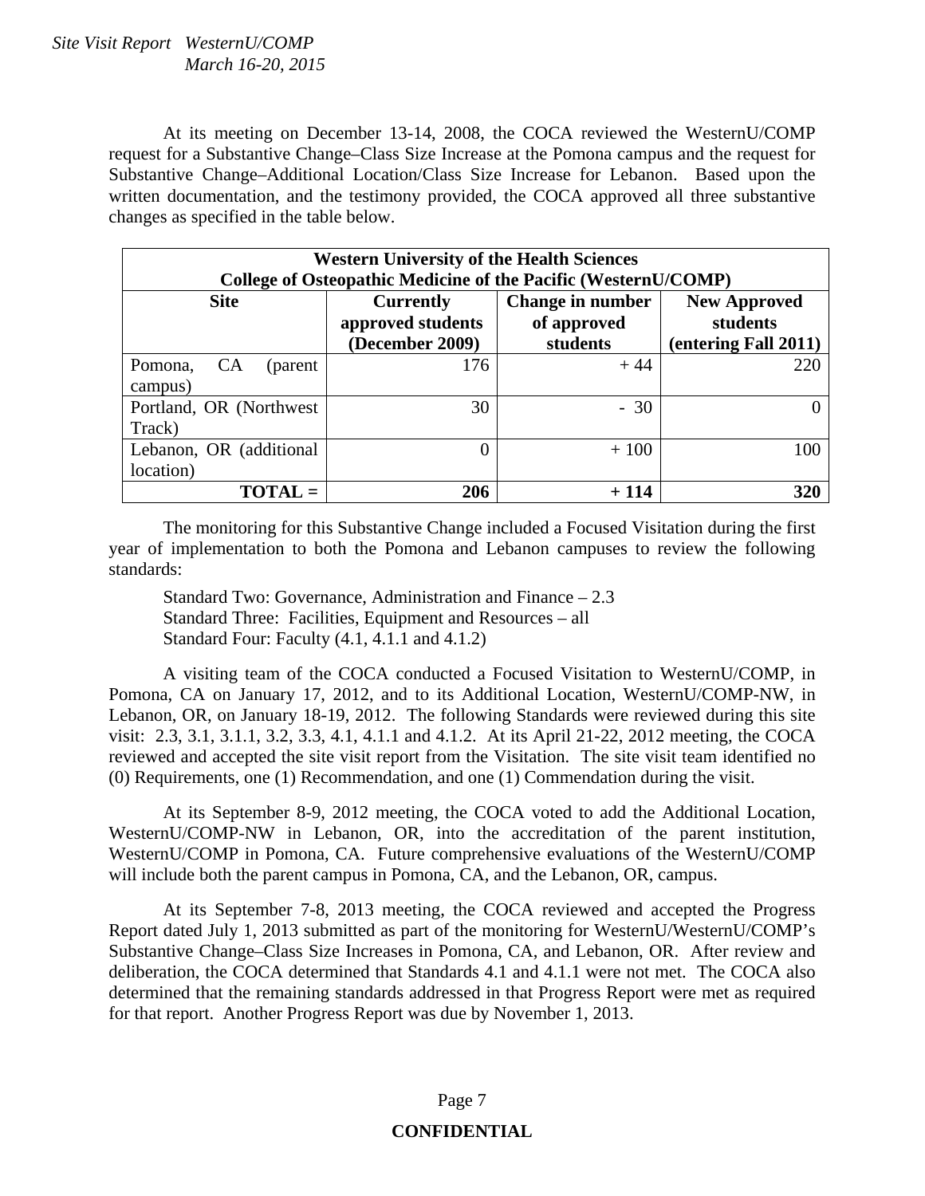At its meeting on December 13-14, 2008, the COCA reviewed the WesternU/COMP request for a Substantive Change–Class Size Increase at the Pomona campus and the request for Substantive Change–Additional Location/Class Size Increase for Lebanon. Based upon the written documentation, and the testimony provided, the COCA approved all three substantive changes as specified in the table below.

| **Western University of the Health Sciences College of Osteopathic Medicine of the Pacific (WesternU/COMP)** | | | |
|---|---|---|---|
| **Site** | **Currently approved students (December 2009)** | **Change in number of approved students** | **New Approved students (entering Fall 2011)** |
| Pomona, CA (parent campus) | 176 | + 44 | 220 |
| Portland, OR (Northwest Track) | 30 | - 30 | 0 |
| Lebanon, OR (additional location) | 0 | + 100 | 100 |
| **TOTAL =** | **206** | **+ 114** | **320** |

The monitoring for this Substantive Change included a Focused Visitation during the first year of implementation to both the Pomona and Lebanon campuses to review the following standards:

Standard Two: Governance, Administration and Finance – 2.3
Standard Three: Facilities, Equipment and Resources – all
Standard Four: Faculty (4.1, 4.1.1 and 4.1.2)

A visiting team of the COCA conducted a Focused Visitation to WesternU/COMP, in Pomona, CA on January 17, 2012, and to its Additional Location, WesternU/COMP-NW, in Lebanon, OR, on January 18-19, 2012. The following Standards were reviewed during this site visit: 2.3, 3.1, 3.1.1, 3.2, 3.3, 4.1, 4.1.1 and 4.1.2. At its April 21-22, 2012 meeting, the COCA reviewed and accepted the site visit report from the Visitation. The site visit team identified no (0) Requirements, one (1) Recommendation, and one (1) Commendation during the visit.

At its September 8-9, 2012 meeting, the COCA voted to add the Additional Location, WesternU/COMP-NW in Lebanon, OR, into the accreditation of the parent institution, WesternU/COMP in Pomona, CA. Future comprehensive evaluations of the WesternU/COMP will include both the parent campus in Pomona, CA, and the Lebanon, OR, campus.

At its September 7-8, 2013 meeting, the COCA reviewed and accepted the Progress Report dated July 1, 2013 submitted as part of the monitoring for WesternU/WesternU/COMP's Substantive Change–Class Size Increases in Pomona, CA, and Lebanon, OR. After review and deliberation, the COCA determined that Standards 4.1 and 4.1.1 were not met. The COCA also determined that the remaining standards addressed in that Progress Report were met as required for that report. Another Progress Report was due by November 1, 2013.

**CONFIDENTIAL**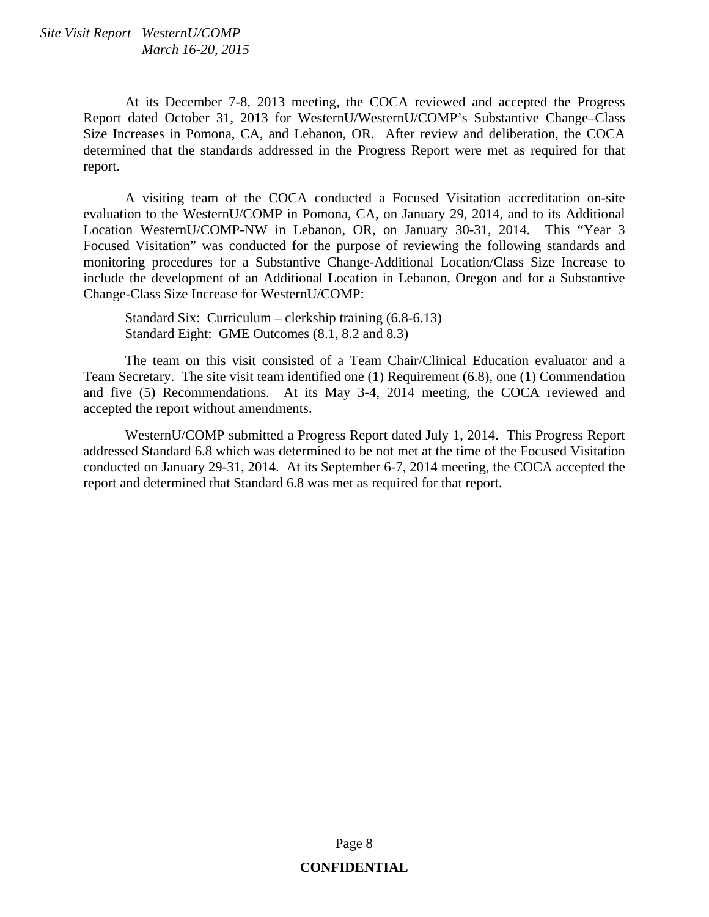At its December 7-8, 2013 meeting, the COCA reviewed and accepted the Progress Report dated October 31, 2013 for WesternU/WesternU/COMP's Substantive Change–Class Size Increases in Pomona, CA, and Lebanon, OR. After review and deliberation, the COCA determined that the standards addressed in the Progress Report were met as required for that report.

A visiting team of the COCA conducted a Focused Visitation accreditation on-site evaluation to the WesternU/COMP in Pomona, CA, on January 29, 2014, and to its Additional Location WesternU/COMP-NW in Lebanon, OR, on January 30-31, 2014. This "Year 3 Focused Visitation" was conducted for the purpose of reviewing the following standards and monitoring procedures for a Substantive Change-Additional Location/Class Size Increase to include the development of an Additional Location in Lebanon, Oregon and for a Substantive Change-Class Size Increase for WesternU/COMP:

Standard Six: Curriculum – clerkship training (6.8-6.13)
Standard Eight: GME Outcomes (8.1, 8.2 and 8.3)

The team on this visit consisted of a Team Chair/Clinical Education evaluator and a Team Secretary. The site visit team identified one (1) Requirement (6.8), one (1) Commendation and five (5) Recommendations. At its May 3-4, 2014 meeting, the COCA reviewed and accepted the report without amendments.

WesternU/COMP submitted a Progress Report dated July 1, 2014. This Progress Report addressed Standard 6.8 which was determined to be not met at the time of the Focused Visitation conducted on January 29-31, 2014. At its September 6-7, 2014 meeting, the COCA accepted the report and determined that Standard 6.8 was met as required for that report.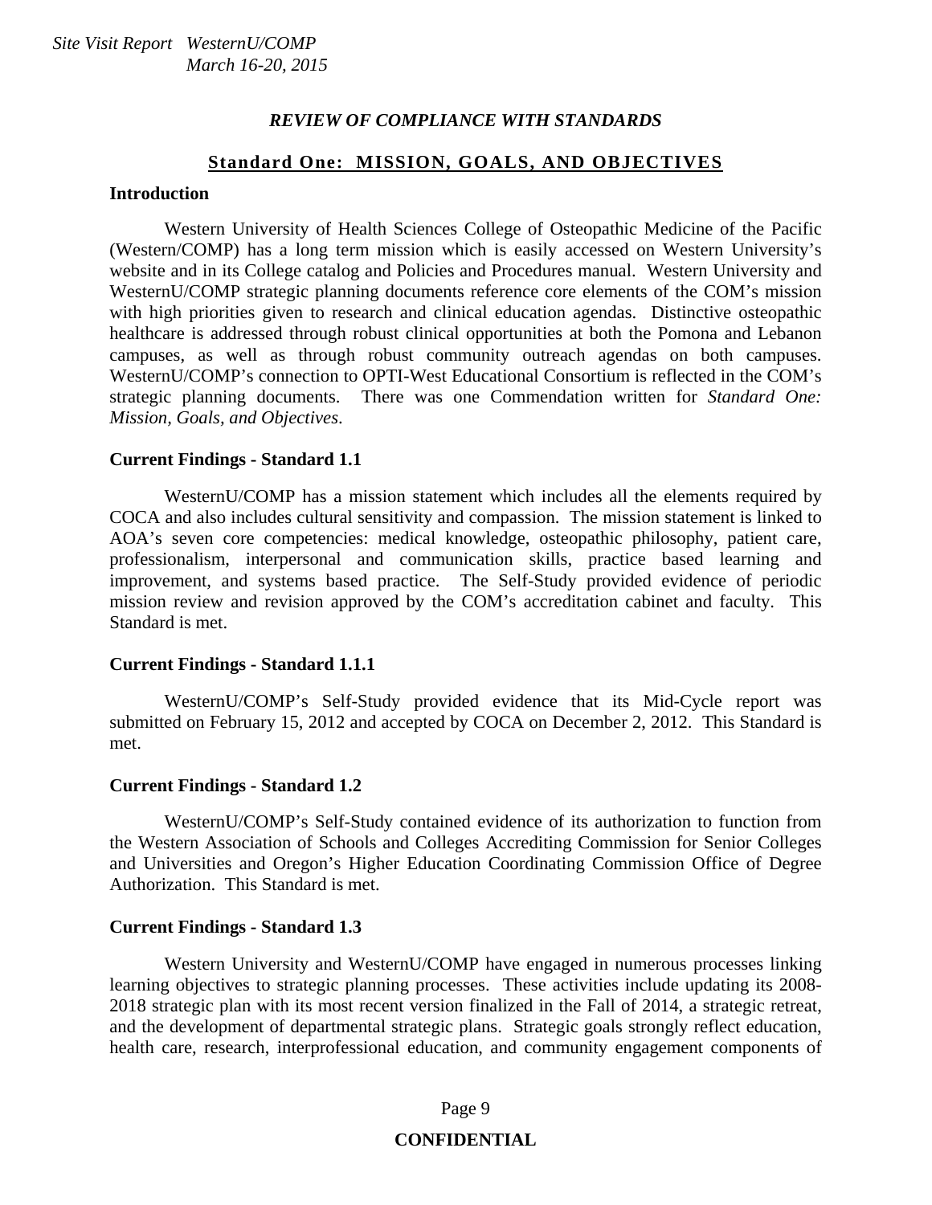## REVIEW OF COMPLIANCE WITH STANDARDS

### Standard One: MISSION, GOALS, AND OBJECTIVES

**Introduction**

Western University of Health Sciences College of Osteopathic Medicine of the Pacific (Western/COMP) has a long term mission which is easily accessed on Western University's website and in its College catalog and Policies and Procedures manual. Western University and WesternU/COMP strategic planning documents reference core elements of the COM's mission with high priorities given to research and clinical education agendas. Distinctive osteopathic healthcare is addressed through robust clinical opportunities at both the Pomona and Lebanon campuses, as well as through robust community outreach agendas on both campuses. WesternU/COMP's connection to OPTI-West Educational Consortium is reflected in the COM's strategic planning documents. There was one Commendation written for *Standard One: Mission, Goals, and Objectives*.

**Current Findings - Standard 1.1**

WesternU/COMP has a mission statement which includes all the elements required by COCA and also includes cultural sensitivity and compassion. The mission statement is linked to AOA's seven core competencies: medical knowledge, osteopathic philosophy, patient care, professionalism, interpersonal and communication skills, practice based learning and improvement, and systems based practice. The Self-Study provided evidence of periodic mission review and revision approved by the COM's accreditation cabinet and faculty. This Standard is met.

**Current Findings - Standard 1.1.1**

WesternU/COMP's Self-Study provided evidence that its Mid-Cycle report was submitted on February 15, 2012 and accepted by COCA on December 2, 2012. This Standard is met.

**Current Findings - Standard 1.2**

WesternU/COMP's Self-Study contained evidence of its authorization to function from the Western Association of Schools and Colleges Accrediting Commission for Senior Colleges and Universities and Oregon's Higher Education Coordinating Commission Office of Degree Authorization. This Standard is met.

**Current Findings - Standard 1.3**

Western University and WesternU/COMP have engaged in numerous processes linking learning objectives to strategic planning processes. These activities include updating its 2008-2018 strategic plan with its most recent version finalized in the Fall of 2014, a strategic retreat, and the development of departmental strategic plans. Strategic goals strongly reflect education, health care, research, interprofessional education, and community engagement components of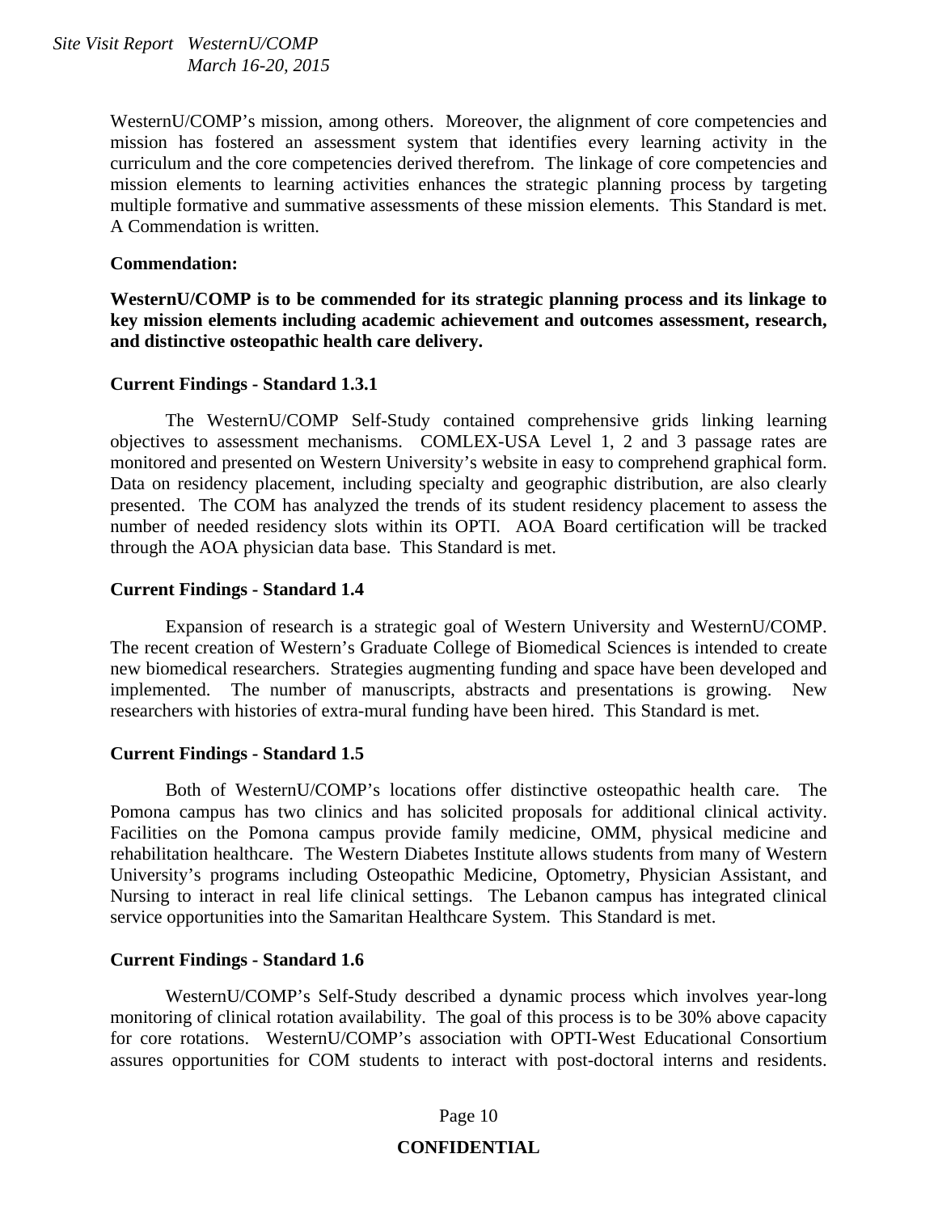WesternU/COMP's mission, among others. Moreover, the alignment of core competencies and mission has fostered an assessment system that identifies every learning activity in the curriculum and the core competencies derived therefrom. The linkage of core competencies and mission elements to learning activities enhances the strategic planning process by targeting multiple formative and summative assessments of these mission elements. This Standard is met. A Commendation is written.

**Commendation:**

**WesternU/COMP is to be commended for its strategic planning process and its linkage to key mission elements including academic achievement and outcomes assessment, research, and distinctive osteopathic health care delivery.**

**Current Findings - Standard 1.3.1**

The WesternU/COMP Self-Study contained comprehensive grids linking learning objectives to assessment mechanisms. COMLEX-USA Level 1, 2 and 3 passage rates are monitored and presented on Western University's website in easy to comprehend graphical form. Data on residency placement, including specialty and geographic distribution, are also clearly presented. The COM has analyzed the trends of its student residency placement to assess the number of needed residency slots within its OPTI. AOA Board certification will be tracked through the AOA physician data base. This Standard is met.

**Current Findings - Standard 1.4**

Expansion of research is a strategic goal of Western University and WesternU/COMP. The recent creation of Western's Graduate College of Biomedical Sciences is intended to create new biomedical researchers. Strategies augmenting funding and space have been developed and implemented. The number of manuscripts, abstracts and presentations is growing. New researchers with histories of extra-mural funding have been hired. This Standard is met.

**Current Findings - Standard 1.5**

Both of WesternU/COMP's locations offer distinctive osteopathic health care. The Pomona campus has two clinics and has solicited proposals for additional clinical activity. Facilities on the Pomona campus provide family medicine, OMM, physical medicine and rehabilitation healthcare. The Western Diabetes Institute allows students from many of Western University's programs including Osteopathic Medicine, Optometry, Physician Assistant, and Nursing to interact in real life clinical settings. The Lebanon campus has integrated clinical service opportunities into the Samaritan Healthcare System. This Standard is met.

**Current Findings - Standard 1.6**

WesternU/COMP's Self-Study described a dynamic process which involves year-long monitoring of clinical rotation availability. The goal of this process is to be 30% above capacity for core rotations. WesternU/COMP's association with OPTI-West Educational Consortium assures opportunities for COM students to interact with post-doctoral interns and residents.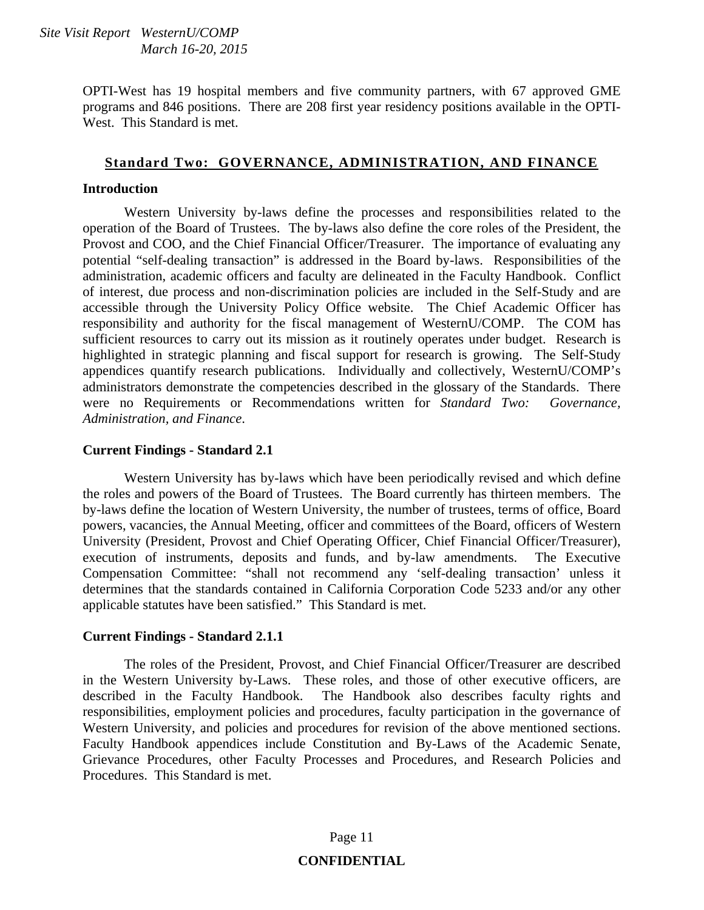OPTI-West has 19 hospital members and five community partners, with 67 approved GME programs and 846 positions. There are 208 first year residency positions available in the OPTI-West. This Standard is met.

## Standard Two: GOVERNANCE, ADMINISTRATION, AND FINANCE

### Introduction

Western University by-laws define the processes and responsibilities related to the operation of the Board of Trustees. The by-laws also define the core roles of the President, the Provost and COO, and the Chief Financial Officer/Treasurer. The importance of evaluating any potential "self-dealing transaction" is addressed in the Board by-laws. Responsibilities of the administration, academic officers and faculty are delineated in the Faculty Handbook. Conflict of interest, due process and non-discrimination policies are included in the Self-Study and are accessible through the University Policy Office website. The Chief Academic Officer has responsibility and authority for the fiscal management of WesternU/COMP. The COM has sufficient resources to carry out its mission as it routinely operates under budget. Research is highlighted in strategic planning and fiscal support for research is growing. The Self-Study appendices quantify research publications. Individually and collectively, WesternU/COMP's administrators demonstrate the competencies described in the glossary of the Standards. There were no Requirements or Recommendations written for *Standard Two: Governance, Administration, and Finance.*

### Current Findings - Standard 2.1

Western University has by-laws which have been periodically revised and which define the roles and powers of the Board of Trustees. The Board currently has thirteen members. The by-laws define the location of Western University, the number of trustees, terms of office, Board powers, vacancies, the Annual Meeting, officer and committees of the Board, officers of Western University (President, Provost and Chief Operating Officer, Chief Financial Officer/Treasurer), execution of instruments, deposits and funds, and by-law amendments. The Executive Compensation Committee: "shall not recommend any 'self-dealing transaction' unless it determines that the standards contained in California Corporation Code 5233 and/or any other applicable statutes have been satisfied." This Standard is met.

### Current Findings - Standard 2.1.1

The roles of the President, Provost, and Chief Financial Officer/Treasurer are described in the Western University by-Laws. These roles, and those of other executive officers, are described in the Faculty Handbook. The Handbook also describes faculty rights and responsibilities, employment policies and procedures, faculty participation in the governance of Western University, and policies and procedures for revision of the above mentioned sections. Faculty Handbook appendices include Constitution and By-Laws of the Academic Senate, Grievance Procedures, other Faculty Processes and Procedures, and Research Policies and Procedures. This Standard is met.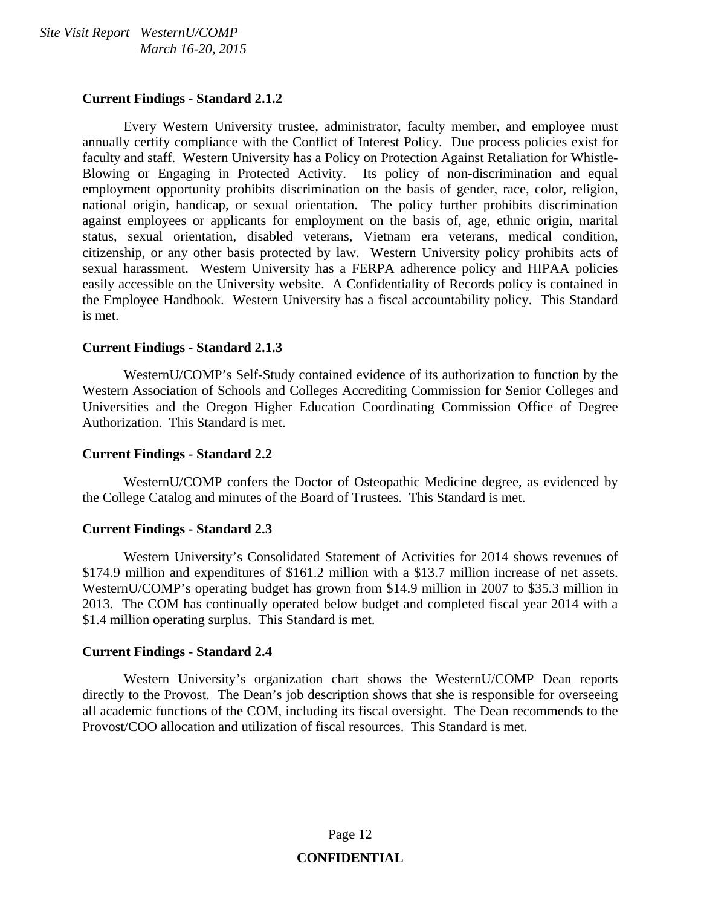**Current Findings - Standard 2.1.2**

Every Western University trustee, administrator, faculty member, and employee must annually certify compliance with the Conflict of Interest Policy. Due process policies exist for faculty and staff. Western University has a Policy on Protection Against Retaliation for Whistle-Blowing or Engaging in Protected Activity. Its policy of non-discrimination and equal employment opportunity prohibits discrimination on the basis of gender, race, color, religion, national origin, handicap, or sexual orientation. The policy further prohibits discrimination against employees or applicants for employment on the basis of, age, ethnic origin, marital status, sexual orientation, disabled veterans, Vietnam era veterans, medical condition, citizenship, or any other basis protected by law. Western University policy prohibits acts of sexual harassment. Western University has a FERPA adherence policy and HIPAA policies easily accessible on the University website. A Confidentiality of Records policy is contained in the Employee Handbook. Western University has a fiscal accountability policy. This Standard is met.

**Current Findings - Standard 2.1.3**

WesternU/COMP's Self-Study contained evidence of its authorization to function by the Western Association of Schools and Colleges Accrediting Commission for Senior Colleges and Universities and the Oregon Higher Education Coordinating Commission Office of Degree Authorization. This Standard is met.

**Current Findings - Standard 2.2**

WesternU/COMP confers the Doctor of Osteopathic Medicine degree, as evidenced by the College Catalog and minutes of the Board of Trustees. This Standard is met.

**Current Findings - Standard 2.3**

Western University's Consolidated Statement of Activities for 2014 shows revenues of $174.9 million and expenditures of $161.2 million with a $13.7 million increase of net assets. WesternU/COMP's operating budget has grown from $14.9 million in 2007 to $35.3 million in 2013. The COM has continually operated below budget and completed fiscal year 2014 with a $1.4 million operating surplus. This Standard is met.

**Current Findings - Standard 2.4**

Western University's organization chart shows the WesternU/COMP Dean reports directly to the Provost. The Dean's job description shows that she is responsible for overseeing all academic functions of the COM, including its fiscal oversight. The Dean recommends to the Provost/COO allocation and utilization of fiscal resources. This Standard is met.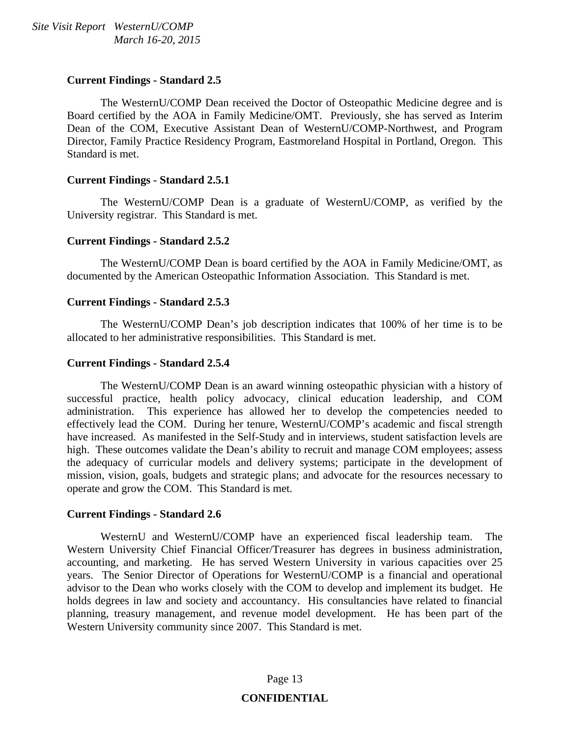**Current Findings - Standard 2.5**

The WesternU/COMP Dean received the Doctor of Osteopathic Medicine degree and is Board certified by the AOA in Family Medicine/OMT. Previously, she has served as Interim Dean of the COM, Executive Assistant Dean of WesternU/COMP-Northwest, and Program Director, Family Practice Residency Program, Eastmoreland Hospital in Portland, Oregon. This Standard is met.

**Current Findings - Standard 2.5.1**

The WesternU/COMP Dean is a graduate of WesternU/COMP, as verified by the University registrar. This Standard is met.

**Current Findings - Standard 2.5.2**

The WesternU/COMP Dean is board certified by the AOA in Family Medicine/OMT, as documented by the American Osteopathic Information Association. This Standard is met.

**Current Findings - Standard 2.5.3**

The WesternU/COMP Dean's job description indicates that 100% of her time is to be allocated to her administrative responsibilities. This Standard is met.

**Current Findings - Standard 2.5.4**

The WesternU/COMP Dean is an award winning osteopathic physician with a history of successful practice, health policy advocacy, clinical education leadership, and COM administration. This experience has allowed her to develop the competencies needed to effectively lead the COM. During her tenure, WesternU/COMP's academic and fiscal strength have increased. As manifested in the Self-Study and in interviews, student satisfaction levels are high. These outcomes validate the Dean's ability to recruit and manage COM employees; assess the adequacy of curricular models and delivery systems; participate in the development of mission, vision, goals, budgets and strategic plans; and advocate for the resources necessary to operate and grow the COM. This Standard is met.

**Current Findings - Standard 2.6**

WesternU and WesternU/COMP have an experienced fiscal leadership team. The Western University Chief Financial Officer/Treasurer has degrees in business administration, accounting, and marketing. He has served Western University in various capacities over 25 years. The Senior Director of Operations for WesternU/COMP is a financial and operational advisor to the Dean who works closely with the COM to develop and implement its budget. He holds degrees in law and society and accountancy. His consultancies have related to financial planning, treasury management, and revenue model development. He has been part of the Western University community since 2007. This Standard is met.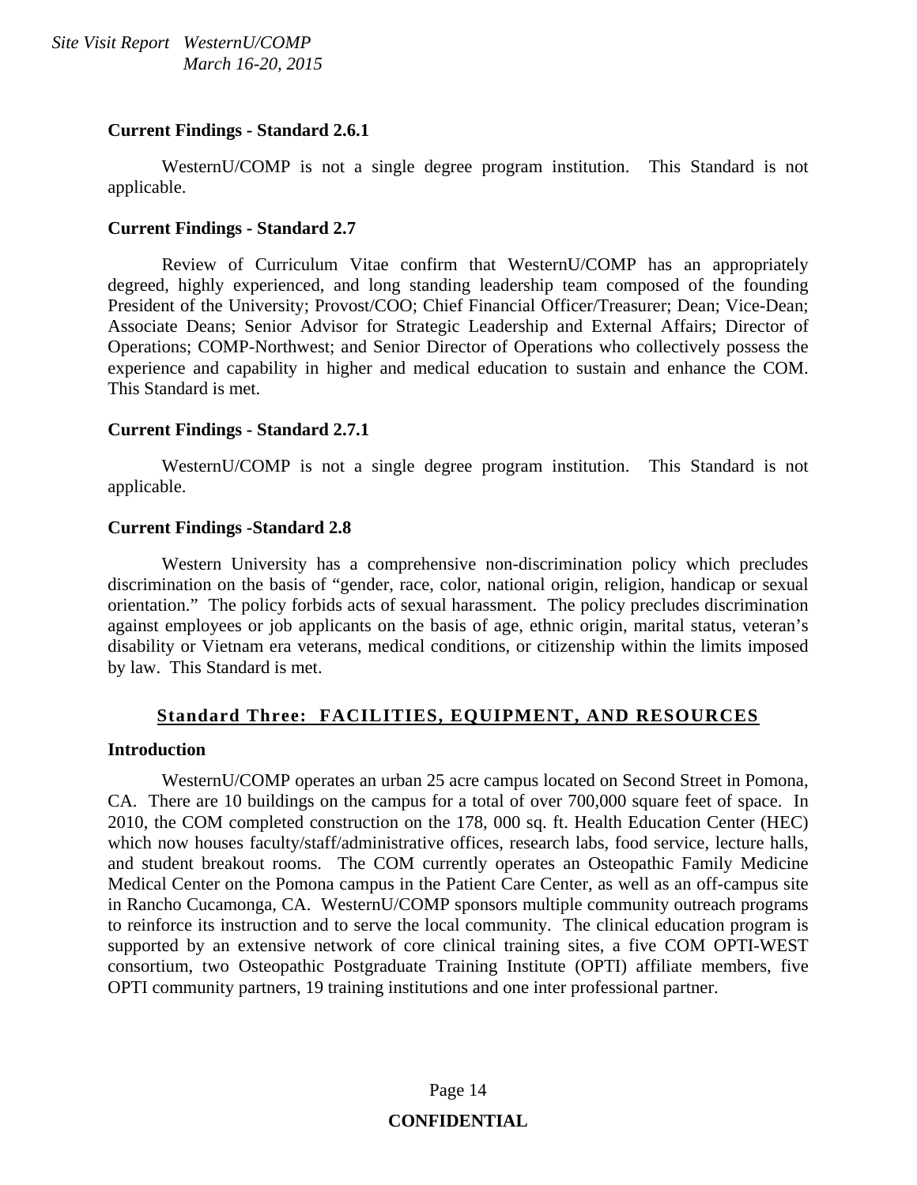**Current Findings - Standard 2.6.1**

WesternU/COMP is not a single degree program institution. This Standard is not applicable.

**Current Findings - Standard 2.7**

Review of Curriculum Vitae confirm that WesternU/COMP has an appropriately degreed, highly experienced, and long standing leadership team composed of the founding President of the University; Provost/COO; Chief Financial Officer/Treasurer; Dean; Vice-Dean; Associate Deans; Senior Advisor for Strategic Leadership and External Affairs; Director of Operations; COMP-Northwest; and Senior Director of Operations who collectively possess the experience and capability in higher and medical education to sustain and enhance the COM. This Standard is met.

**Current Findings - Standard 2.7.1**

WesternU/COMP is not a single degree program institution. This Standard is not applicable.

**Current Findings -Standard 2.8**

Western University has a comprehensive non-discrimination policy which precludes discrimination on the basis of "gender, race, color, national origin, religion, handicap or sexual orientation." The policy forbids acts of sexual harassment. The policy precludes discrimination against employees or job applicants on the basis of age, ethnic origin, marital status, veteran's disability or Vietnam era veterans, medical conditions, or citizenship within the limits imposed by law. This Standard is met.

## Standard Three: FACILITIES, EQUIPMENT, AND RESOURCES

**Introduction**

WesternU/COMP operates an urban 25 acre campus located on Second Street in Pomona, CA. There are 10 buildings on the campus for a total of over 700,000 square feet of space. In 2010, the COM completed construction on the 178, 000 sq. ft. Health Education Center (HEC) which now houses faculty/staff/administrative offices, research labs, food service, lecture halls, and student breakout rooms. The COM currently operates an Osteopathic Family Medicine Medical Center on the Pomona campus in the Patient Care Center, as well as an off-campus site in Rancho Cucamonga, CA. WesternU/COMP sponsors multiple community outreach programs to reinforce its instruction and to serve the local community. The clinical education program is supported by an extensive network of core clinical training sites, a five COM OPTI-WEST consortium, two Osteopathic Postgraduate Training Institute (OPTI) affiliate members, five OPTI community partners, 19 training institutions and one inter professional partner.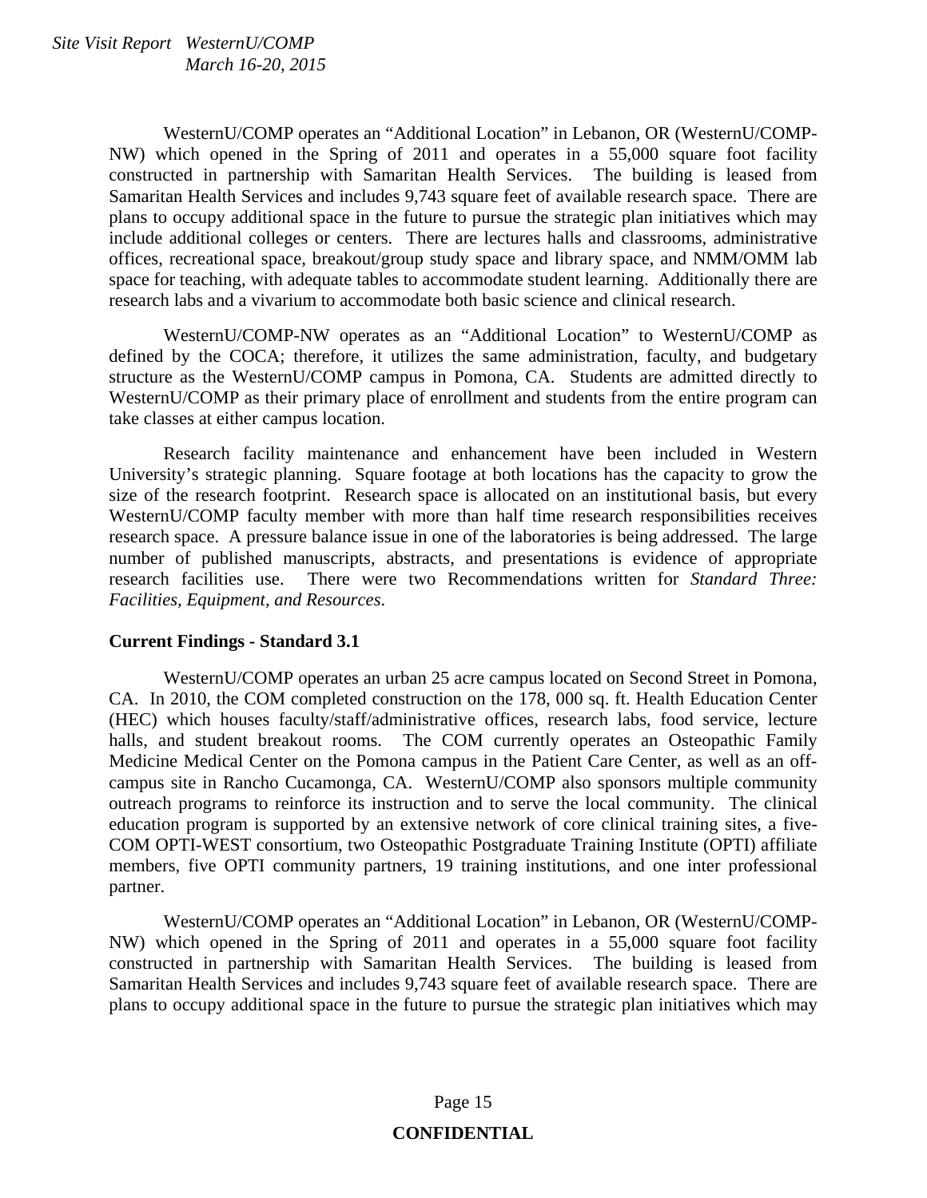WesternU/COMP operates an "Additional Location" in Lebanon, OR (WesternU/COMP-NW) which opened in the Spring of 2011 and operates in a 55,000 square foot facility constructed in partnership with Samaritan Health Services. The building is leased from Samaritan Health Services and includes 9,743 square feet of available research space. There are plans to occupy additional space in the future to pursue the strategic plan initiatives which may include additional colleges or centers. There are lectures halls and classrooms, administrative offices, recreational space, breakout/group study space and library space, and NMM/OMM lab space for teaching, with adequate tables to accommodate student learning. Additionally there are research labs and a vivarium to accommodate both basic science and clinical research.

WesternU/COMP-NW operates as an "Additional Location" to WesternU/COMP as defined by the COCA; therefore, it utilizes the same administration, faculty, and budgetary structure as the WesternU/COMP campus in Pomona, CA. Students are admitted directly to WesternU/COMP as their primary place of enrollment and students from the entire program can take classes at either campus location.

Research facility maintenance and enhancement have been included in Western University's strategic planning. Square footage at both locations has the capacity to grow the size of the research footprint. Research space is allocated on an institutional basis, but every WesternU/COMP faculty member with more than half time research responsibilities receives research space. A pressure balance issue in one of the laboratories is being addressed. The large number of published manuscripts, abstracts, and presentations is evidence of appropriate research facilities use. There were two Recommendations written for *Standard Three: Facilities, Equipment, and Resources*.

**Current Findings - Standard 3.1**

WesternU/COMP operates an urban 25 acre campus located on Second Street in Pomona, CA. In 2010, the COM completed construction on the 178, 000 sq. ft. Health Education Center (HEC) which houses faculty/staff/administrative offices, research labs, food service, lecture halls, and student breakout rooms. The COM currently operates an Osteopathic Family Medicine Medical Center on the Pomona campus in the Patient Care Center, as well as an off-campus site in Rancho Cucamonga, CA. WesternU/COMP also sponsors multiple community outreach programs to reinforce its instruction and to serve the local community. The clinical education program is supported by an extensive network of core clinical training sites, a five-COM OPTI-WEST consortium, two Osteopathic Postgraduate Training Institute (OPTI) affiliate members, five OPTI community partners, 19 training institutions, and one inter professional partner.

WesternU/COMP operates an "Additional Location" in Lebanon, OR (WesternU/COMP-NW) which opened in the Spring of 2011 and operates in a 55,000 square foot facility constructed in partnership with Samaritan Health Services. The building is leased from Samaritan Health Services and includes 9,743 square feet of available research space. There are plans to occupy additional space in the future to pursue the strategic plan initiatives which may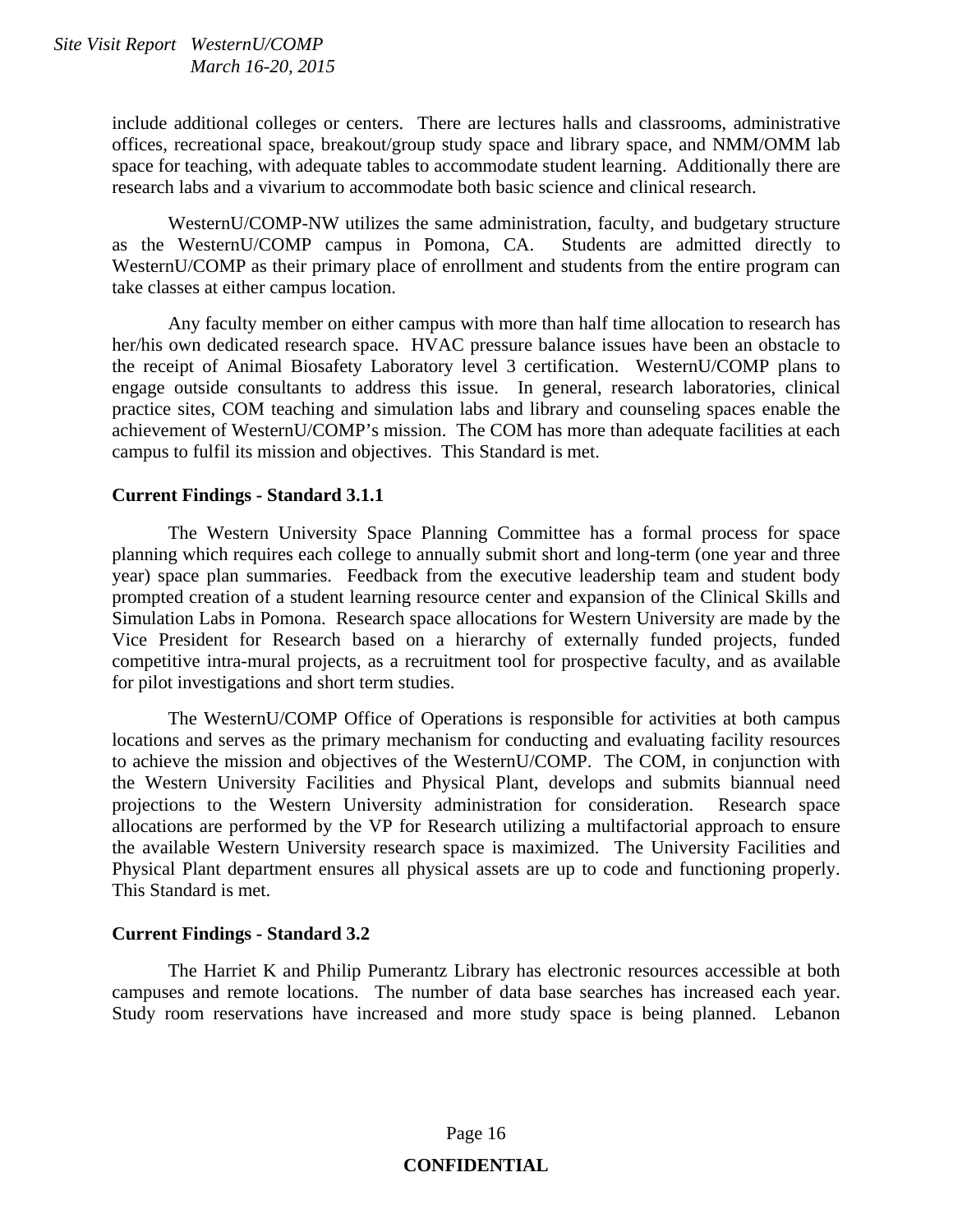include additional colleges or centers. There are lectures halls and classrooms, administrative offices, recreational space, breakout/group study space and library space, and NMM/OMM lab space for teaching, with adequate tables to accommodate student learning. Additionally there are research labs and a vivarium to accommodate both basic science and clinical research.

WesternU/COMP-NW utilizes the same administration, faculty, and budgetary structure as the WesternU/COMP campus in Pomona, CA. Students are admitted directly to WesternU/COMP as their primary place of enrollment and students from the entire program can take classes at either campus location.

Any faculty member on either campus with more than half time allocation to research has her/his own dedicated research space. HVAC pressure balance issues have been an obstacle to the receipt of Animal Biosafety Laboratory level 3 certification. WesternU/COMP plans to engage outside consultants to address this issue. In general, research laboratories, clinical practice sites, COM teaching and simulation labs and library and counseling spaces enable the achievement of WesternU/COMP's mission. The COM has more than adequate facilities at each campus to fulfil its mission and objectives. This Standard is met.

**Current Findings - Standard 3.1.1**

The Western University Space Planning Committee has a formal process for space planning which requires each college to annually submit short and long-term (one year and three year) space plan summaries. Feedback from the executive leadership team and student body prompted creation of a student learning resource center and expansion of the Clinical Skills and Simulation Labs in Pomona. Research space allocations for Western University are made by the Vice President for Research based on a hierarchy of externally funded projects, funded competitive intra-mural projects, as a recruitment tool for prospective faculty, and as available for pilot investigations and short term studies.

The WesternU/COMP Office of Operations is responsible for activities at both campus locations and serves as the primary mechanism for conducting and evaluating facility resources to achieve the mission and objectives of the WesternU/COMP. The COM, in conjunction with the Western University Facilities and Physical Plant, develops and submits biannual need projections to the Western University administration for consideration. Research space allocations are performed by the VP for Research utilizing a multifactorial approach to ensure the available Western University research space is maximized. The University Facilities and Physical Plant department ensures all physical assets are up to code and functioning properly. This Standard is met.

**Current Findings - Standard 3.2**

The Harriet K and Philip Pumerantz Library has electronic resources accessible at both campuses and remote locations. The number of data base searches has increased each year. Study room reservations have increased and more study space is being planned. Lebanon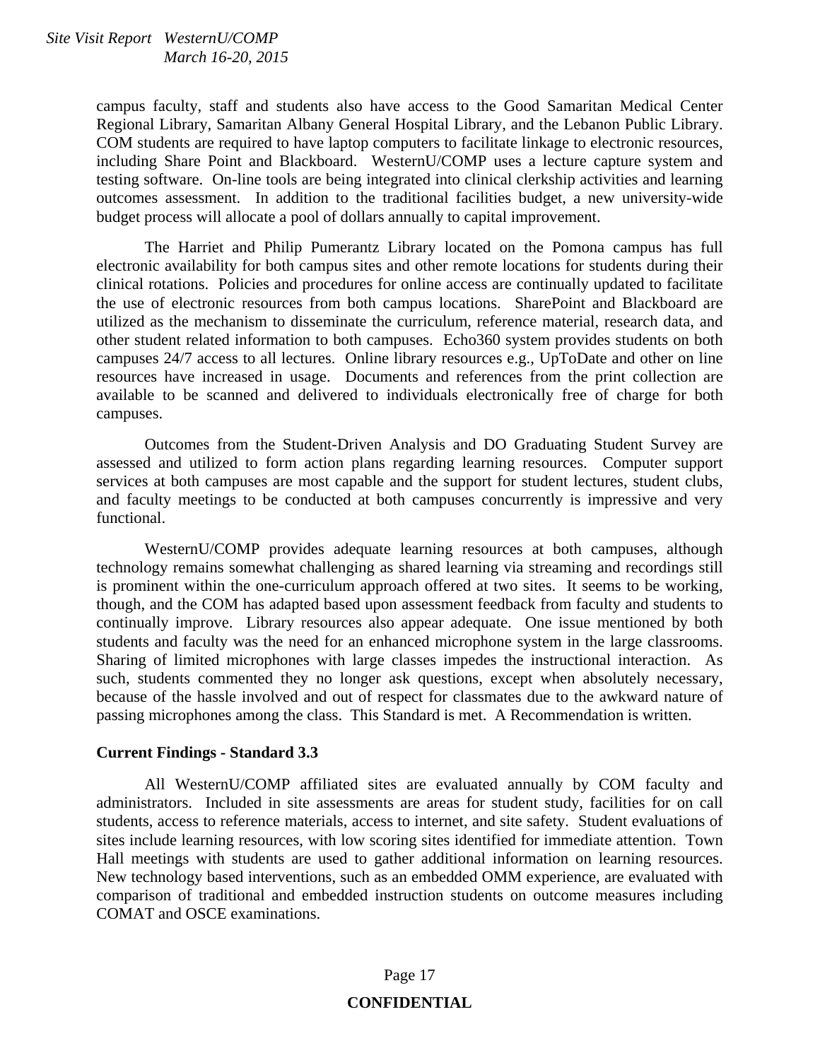campus faculty, staff and students also have access to the Good Samaritan Medical Center Regional Library, Samaritan Albany General Hospital Library, and the Lebanon Public Library. COM students are required to have laptop computers to facilitate linkage to electronic resources, including Share Point and Blackboard. WesternU/COMP uses a lecture capture system and testing software. On-line tools are being integrated into clinical clerkship activities and learning outcomes assessment. In addition to the traditional facilities budget, a new university-wide budget process will allocate a pool of dollars annually to capital improvement.

The Harriet and Philip Pumerantz Library located on the Pomona campus has full electronic availability for both campus sites and other remote locations for students during their clinical rotations. Policies and procedures for online access are continually updated to facilitate the use of electronic resources from both campus locations. SharePoint and Blackboard are utilized as the mechanism to disseminate the curriculum, reference material, research data, and other student related information to both campuses. Echo360 system provides students on both campuses 24/7 access to all lectures. Online library resources e.g., UpToDate and other on line resources have increased in usage. Documents and references from the print collection are available to be scanned and delivered to individuals electronically free of charge for both campuses.

Outcomes from the Student-Driven Analysis and DO Graduating Student Survey are assessed and utilized to form action plans regarding learning resources. Computer support services at both campuses are most capable and the support for student lectures, student clubs, and faculty meetings to be conducted at both campuses concurrently is impressive and very functional.

WesternU/COMP provides adequate learning resources at both campuses, although technology remains somewhat challenging as shared learning via streaming and recordings still is prominent within the one-curriculum approach offered at two sites. It seems to be working, though, and the COM has adapted based upon assessment feedback from faculty and students to continually improve. Library resources also appear adequate. One issue mentioned by both students and faculty was the need for an enhanced microphone system in the large classrooms. Sharing of limited microphones with large classes impedes the instructional interaction. As such, students commented they no longer ask questions, except when absolutely necessary, because of the hassle involved and out of respect for classmates due to the awkward nature of passing microphones among the class. This Standard is met. A Recommendation is written.

**Current Findings - Standard 3.3**

All WesternU/COMP affiliated sites are evaluated annually by COM faculty and administrators. Included in site assessments are areas for student study, facilities for on call students, access to reference materials, access to internet, and site safety. Student evaluations of sites include learning resources, with low scoring sites identified for immediate attention. Town Hall meetings with students are used to gather additional information on learning resources. New technology based interventions, such as an embedded OMM experience, are evaluated with comparison of traditional and embedded instruction students on outcome measures including COMAT and OSCE examinations.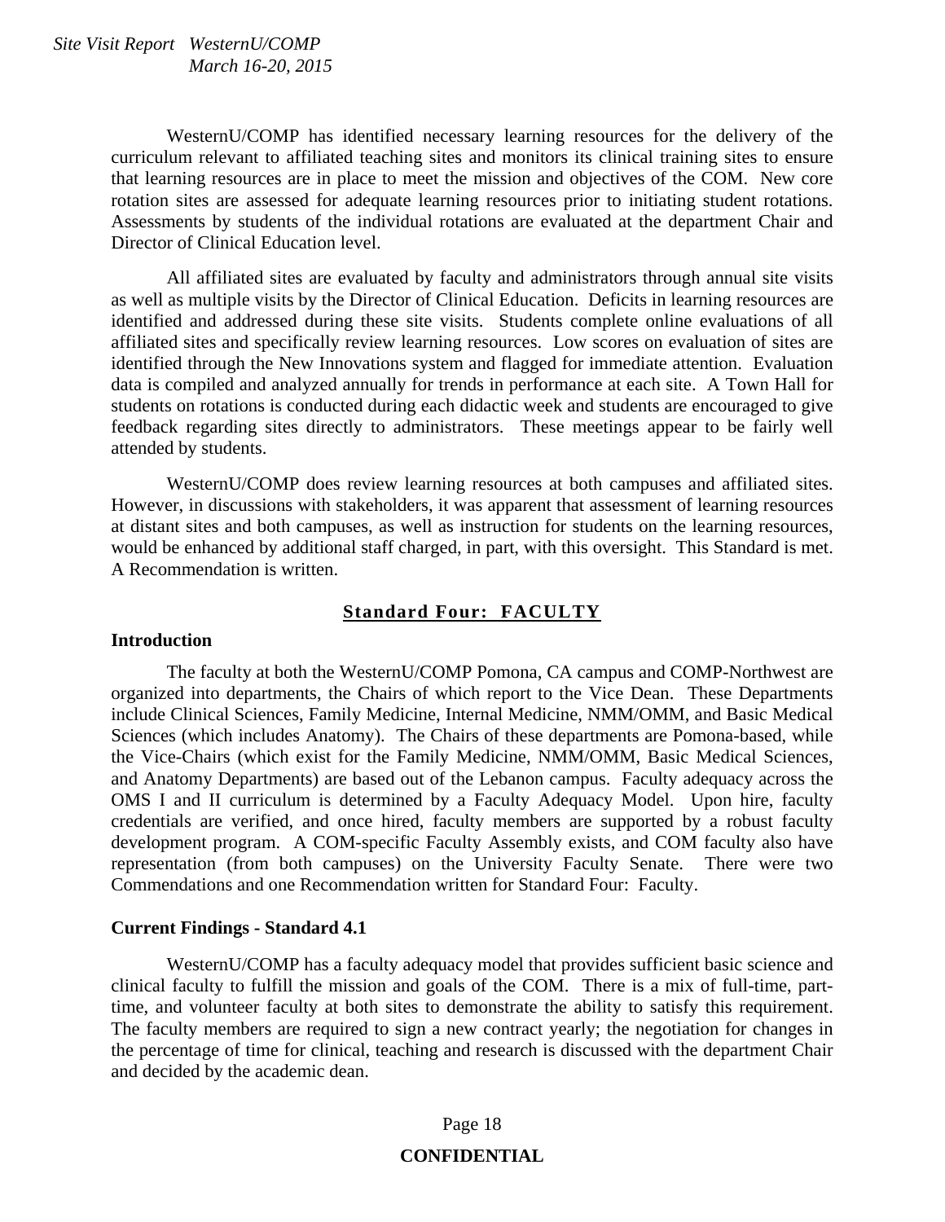WesternU/COMP has identified necessary learning resources for the delivery of the curriculum relevant to affiliated teaching sites and monitors its clinical training sites to ensure that learning resources are in place to meet the mission and objectives of the COM. New core rotation sites are assessed for adequate learning resources prior to initiating student rotations. Assessments by students of the individual rotations are evaluated at the department Chair and Director of Clinical Education level.

All affiliated sites are evaluated by faculty and administrators through annual site visits as well as multiple visits by the Director of Clinical Education. Deficits in learning resources are identified and addressed during these site visits. Students complete online evaluations of all affiliated sites and specifically review learning resources. Low scores on evaluation of sites are identified through the New Innovations system and flagged for immediate attention. Evaluation data is compiled and analyzed annually for trends in performance at each site. A Town Hall for students on rotations is conducted during each didactic week and students are encouraged to give feedback regarding sites directly to administrators. These meetings appear to be fairly well attended by students.

WesternU/COMP does review learning resources at both campuses and affiliated sites. However, in discussions with stakeholders, it was apparent that assessment of learning resources at distant sites and both campuses, as well as instruction for students on the learning resources, would be enhanced by additional staff charged, in part, with this oversight. This Standard is met. A Recommendation is written.

## Standard Four: FACULTY

### Introduction

The faculty at both the WesternU/COMP Pomona, CA campus and COMP-Northwest are organized into departments, the Chairs of which report to the Vice Dean. These Departments include Clinical Sciences, Family Medicine, Internal Medicine, NMM/OMM, and Basic Medical Sciences (which includes Anatomy). The Chairs of these departments are Pomona-based, while the Vice-Chairs (which exist for the Family Medicine, NMM/OMM, Basic Medical Sciences, and Anatomy Departments) are based out of the Lebanon campus. Faculty adequacy across the OMS I and II curriculum is determined by a Faculty Adequacy Model. Upon hire, faculty credentials are verified, and once hired, faculty members are supported by a robust faculty development program. A COM-specific Faculty Assembly exists, and COM faculty also have representation (from both campuses) on the University Faculty Senate. There were two Commendations and one Recommendation written for Standard Four: Faculty.

### Current Findings - Standard 4.1

WesternU/COMP has a faculty adequacy model that provides sufficient basic science and clinical faculty to fulfill the mission and goals of the COM. There is a mix of full-time, part-time, and volunteer faculty at both sites to demonstrate the ability to satisfy this requirement. The faculty members are required to sign a new contract yearly; the negotiation for changes in the percentage of time for clinical, teaching and research is discussed with the department Chair and decided by the academic dean.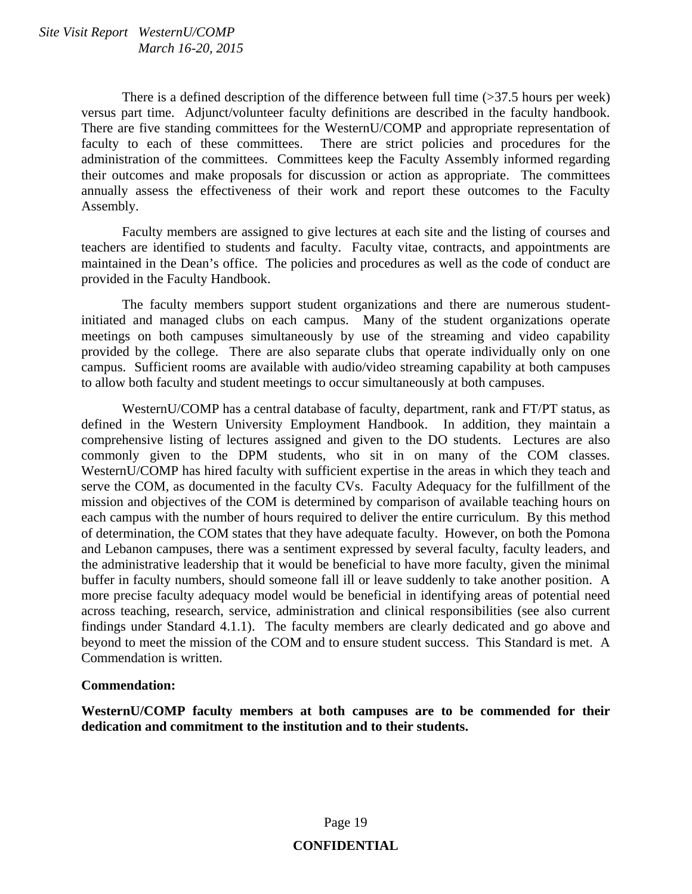There is a defined description of the difference between full time (>37.5 hours per week) versus part time. Adjunct/volunteer faculty definitions are described in the faculty handbook. There are five standing committees for the WesternU/COMP and appropriate representation of faculty to each of these committees. There are strict policies and procedures for the administration of the committees. Committees keep the Faculty Assembly informed regarding their outcomes and make proposals for discussion or action as appropriate. The committees annually assess the effectiveness of their work and report these outcomes to the Faculty Assembly.

Faculty members are assigned to give lectures at each site and the listing of courses and teachers are identified to students and faculty. Faculty vitae, contracts, and appointments are maintained in the Dean's office. The policies and procedures as well as the code of conduct are provided in the Faculty Handbook.

The faculty members support student organizations and there are numerous student-initiated and managed clubs on each campus. Many of the student organizations operate meetings on both campuses simultaneously by use of the streaming and video capability provided by the college. There are also separate clubs that operate individually only on one campus. Sufficient rooms are available with audio/video streaming capability at both campuses to allow both faculty and student meetings to occur simultaneously at both campuses.

WesternU/COMP has a central database of faculty, department, rank and FT/PT status, as defined in the Western University Employment Handbook. In addition, they maintain a comprehensive listing of lectures assigned and given to the DO students. Lectures are also commonly given to the DPM students, who sit in on many of the COM classes. WesternU/COMP has hired faculty with sufficient expertise in the areas in which they teach and serve the COM, as documented in the faculty CVs. Faculty Adequacy for the fulfillment of the mission and objectives of the COM is determined by comparison of available teaching hours on each campus with the number of hours required to deliver the entire curriculum. By this method of determination, the COM states that they have adequate faculty. However, on both the Pomona and Lebanon campuses, there was a sentiment expressed by several faculty, faculty leaders, and the administrative leadership that it would be beneficial to have more faculty, given the minimal buffer in faculty numbers, should someone fall ill or leave suddenly to take another position. A more precise faculty adequacy model would be beneficial in identifying areas of potential need across teaching, research, service, administration and clinical responsibilities (see also current findings under Standard 4.1.1). The faculty members are clearly dedicated and go above and beyond to meet the mission of the COM and to ensure student success. This Standard is met. A Commendation is written.

**Commendation:**

**WesternU/COMP faculty members at both campuses are to be commended for their dedication and commitment to the institution and to their students.**

**CONFIDENTIAL**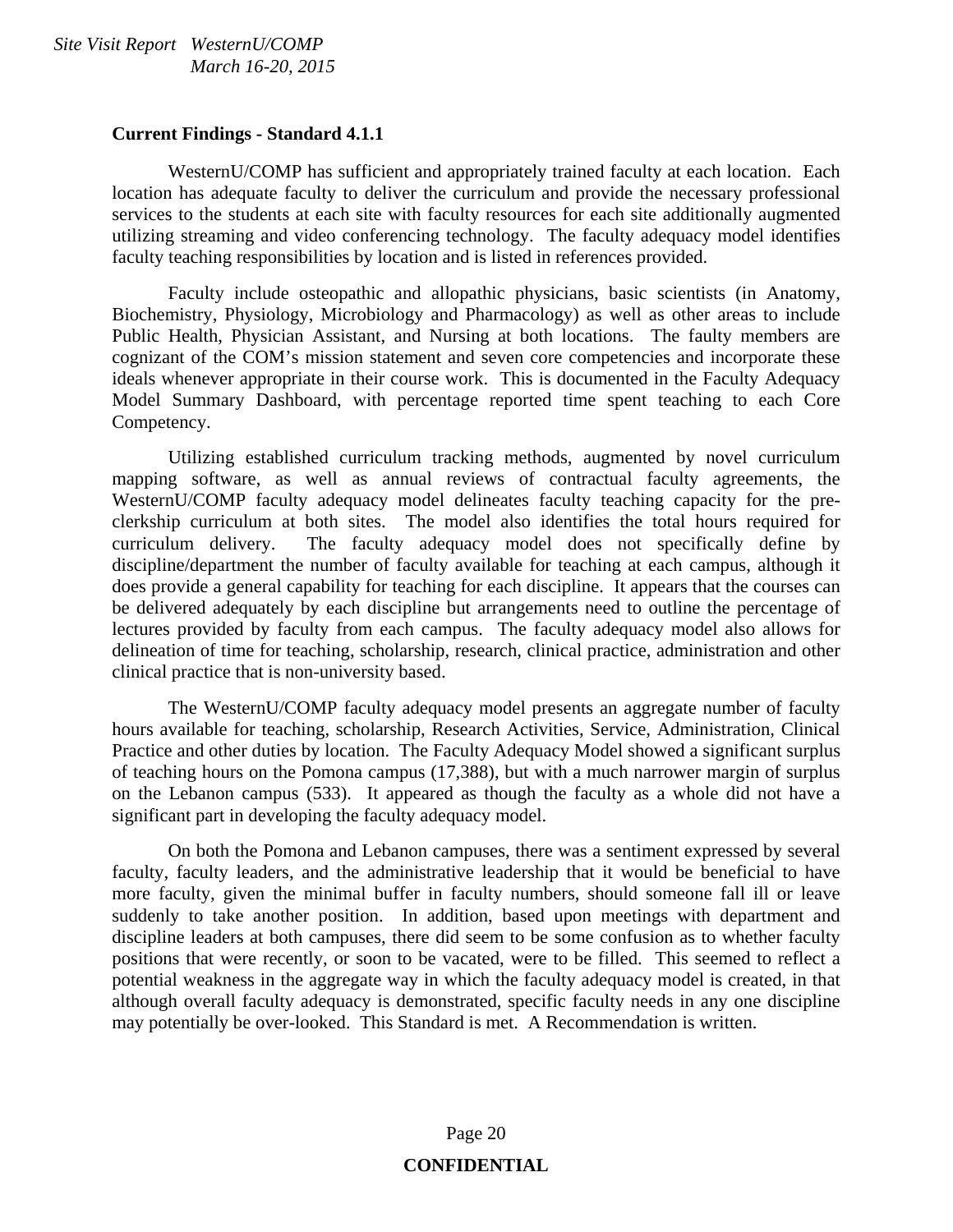**Current Findings - Standard 4.1.1**

WesternU/COMP has sufficient and appropriately trained faculty at each location. Each location has adequate faculty to deliver the curriculum and provide the necessary professional services to the students at each site with faculty resources for each site additionally augmented utilizing streaming and video conferencing technology. The faculty adequacy model identifies faculty teaching responsibilities by location and is listed in references provided.

Faculty include osteopathic and allopathic physicians, basic scientists (in Anatomy, Biochemistry, Physiology, Microbiology and Pharmacology) as well as other areas to include Public Health, Physician Assistant, and Nursing at both locations. The faulty members are cognizant of the COM's mission statement and seven core competencies and incorporate these ideals whenever appropriate in their course work. This is documented in the Faculty Adequacy Model Summary Dashboard, with percentage reported time spent teaching to each Core Competency.

Utilizing established curriculum tracking methods, augmented by novel curriculum mapping software, as well as annual reviews of contractual faculty agreements, the WesternU/COMP faculty adequacy model delineates faculty teaching capacity for the pre-clerkship curriculum at both sites. The model also identifies the total hours required for curriculum delivery. The faculty adequacy model does not specifically define by discipline/department the number of faculty available for teaching at each campus, although it does provide a general capability for teaching for each discipline. It appears that the courses can be delivered adequately by each discipline but arrangements need to outline the percentage of lectures provided by faculty from each campus. The faculty adequacy model also allows for delineation of time for teaching, scholarship, research, clinical practice, administration and other clinical practice that is non-university based.

The WesternU/COMP faculty adequacy model presents an aggregate number of faculty hours available for teaching, scholarship, Research Activities, Service, Administration, Clinical Practice and other duties by location. The Faculty Adequacy Model showed a significant surplus of teaching hours on the Pomona campus (17,388), but with a much narrower margin of surplus on the Lebanon campus (533). It appeared as though the faculty as a whole did not have a significant part in developing the faculty adequacy model.

On both the Pomona and Lebanon campuses, there was a sentiment expressed by several faculty, faculty leaders, and the administrative leadership that it would be beneficial to have more faculty, given the minimal buffer in faculty numbers, should someone fall ill or leave suddenly to take another position. In addition, based upon meetings with department and discipline leaders at both campuses, there did seem to be some confusion as to whether faculty positions that were recently, or soon to be vacated, were to be filled. This seemed to reflect a potential weakness in the aggregate way in which the faculty adequacy model is created, in that although overall faculty adequacy is demonstrated, specific faculty needs in any one discipline may potentially be over-looked. This Standard is met. A Recommendation is written.

**CONFIDENTIAL**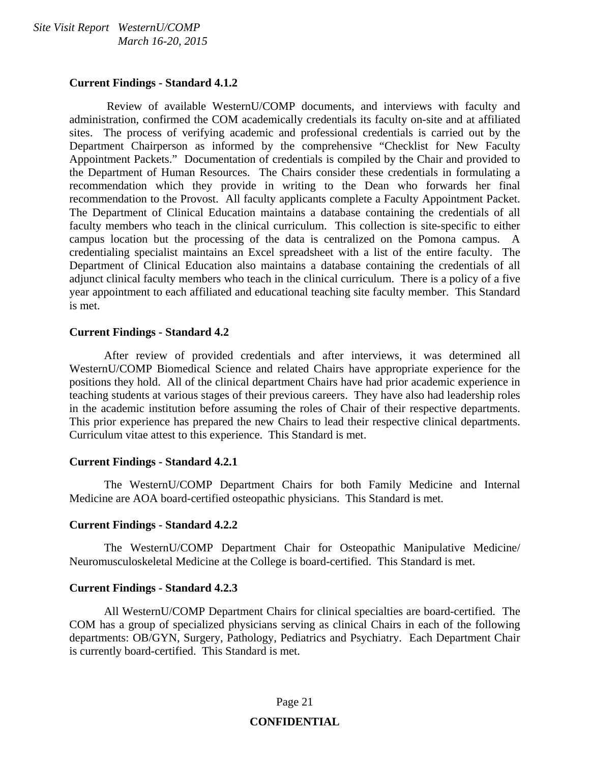**Current Findings - Standard 4.1.2**

Review of available WesternU/COMP documents, and interviews with faculty and administration, confirmed the COM academically credentials its faculty on-site and at affiliated sites. The process of verifying academic and professional credentials is carried out by the Department Chairperson as informed by the comprehensive "Checklist for New Faculty Appointment Packets." Documentation of credentials is compiled by the Chair and provided to the Department of Human Resources. The Chairs consider these credentials in formulating a recommendation which they provide in writing to the Dean who forwards her final recommendation to the Provost. All faculty applicants complete a Faculty Appointment Packet. The Department of Clinical Education maintains a database containing the credentials of all faculty members who teach in the clinical curriculum. This collection is site-specific to either campus location but the processing of the data is centralized on the Pomona campus. A credentialing specialist maintains an Excel spreadsheet with a list of the entire faculty. The Department of Clinical Education also maintains a database containing the credentials of all adjunct clinical faculty members who teach in the clinical curriculum. There is a policy of a five year appointment to each affiliated and educational teaching site faculty member. This Standard is met.

**Current Findings - Standard 4.2**

After review of provided credentials and after interviews, it was determined all WesternU/COMP Biomedical Science and related Chairs have appropriate experience for the positions they hold. All of the clinical department Chairs have had prior academic experience in teaching students at various stages of their previous careers. They have also had leadership roles in the academic institution before assuming the roles of Chair of their respective departments. This prior experience has prepared the new Chairs to lead their respective clinical departments. Curriculum vitae attest to this experience. This Standard is met.

**Current Findings - Standard 4.2.1**

The WesternU/COMP Department Chairs for both Family Medicine and Internal Medicine are AOA board-certified osteopathic physicians. This Standard is met.

**Current Findings - Standard 4.2.2**

The WesternU/COMP Department Chair for Osteopathic Manipulative Medicine/ Neuromusculoskeletal Medicine at the College is board-certified. This Standard is met.

**Current Findings - Standard 4.2.3**

All WesternU/COMP Department Chairs for clinical specialties are board-certified. The COM has a group of specialized physicians serving as clinical Chairs in each of the following departments: OB/GYN, Surgery, Pathology, Pediatrics and Psychiatry. Each Department Chair is currently board-certified. This Standard is met.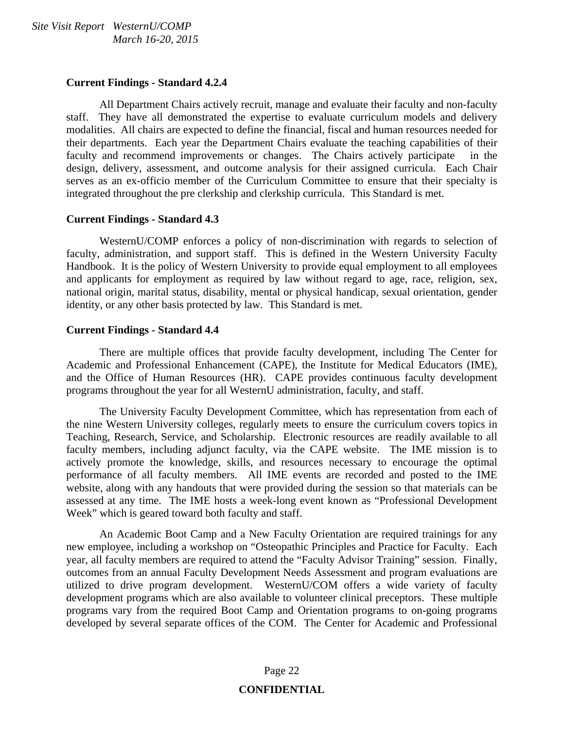**Current Findings - Standard 4.2.4**

All Department Chairs actively recruit, manage and evaluate their faculty and non-faculty staff. They have all demonstrated the expertise to evaluate curriculum models and delivery modalities. All chairs are expected to define the financial, fiscal and human resources needed for their departments. Each year the Department Chairs evaluate the teaching capabilities of their faculty and recommend improvements or changes. The Chairs actively participate in the design, delivery, assessment, and outcome analysis for their assigned curricula. Each Chair serves as an ex-officio member of the Curriculum Committee to ensure that their specialty is integrated throughout the pre clerkship and clerkship curricula. This Standard is met.

**Current Findings - Standard 4.3**

WesternU/COMP enforces a policy of non-discrimination with regards to selection of faculty, administration, and support staff. This is defined in the Western University Faculty Handbook. It is the policy of Western University to provide equal employment to all employees and applicants for employment as required by law without regard to age, race, religion, sex, national origin, marital status, disability, mental or physical handicap, sexual orientation, gender identity, or any other basis protected by law. This Standard is met.

**Current Findings - Standard 4.4**

There are multiple offices that provide faculty development, including The Center for Academic and Professional Enhancement (CAPE), the Institute for Medical Educators (IME), and the Office of Human Resources (HR). CAPE provides continuous faculty development programs throughout the year for all WesternU administration, faculty, and staff.

The University Faculty Development Committee, which has representation from each of the nine Western University colleges, regularly meets to ensure the curriculum covers topics in Teaching, Research, Service, and Scholarship. Electronic resources are readily available to all faculty members, including adjunct faculty, via the CAPE website. The IME mission is to actively promote the knowledge, skills, and resources necessary to encourage the optimal performance of all faculty members. All IME events are recorded and posted to the IME website, along with any handouts that were provided during the session so that materials can be assessed at any time. The IME hosts a week-long event known as "Professional Development Week" which is geared toward both faculty and staff.

An Academic Boot Camp and a New Faculty Orientation are required trainings for any new employee, including a workshop on "Osteopathic Principles and Practice for Faculty. Each year, all faculty members are required to attend the "Faculty Advisor Training" session. Finally, outcomes from an annual Faculty Development Needs Assessment and program evaluations are utilized to drive program development. WesternU/COM offers a wide variety of faculty development programs which are also available to volunteer clinical preceptors. These multiple programs vary from the required Boot Camp and Orientation programs to on-going programs developed by several separate offices of the COM. The Center for Academic and Professional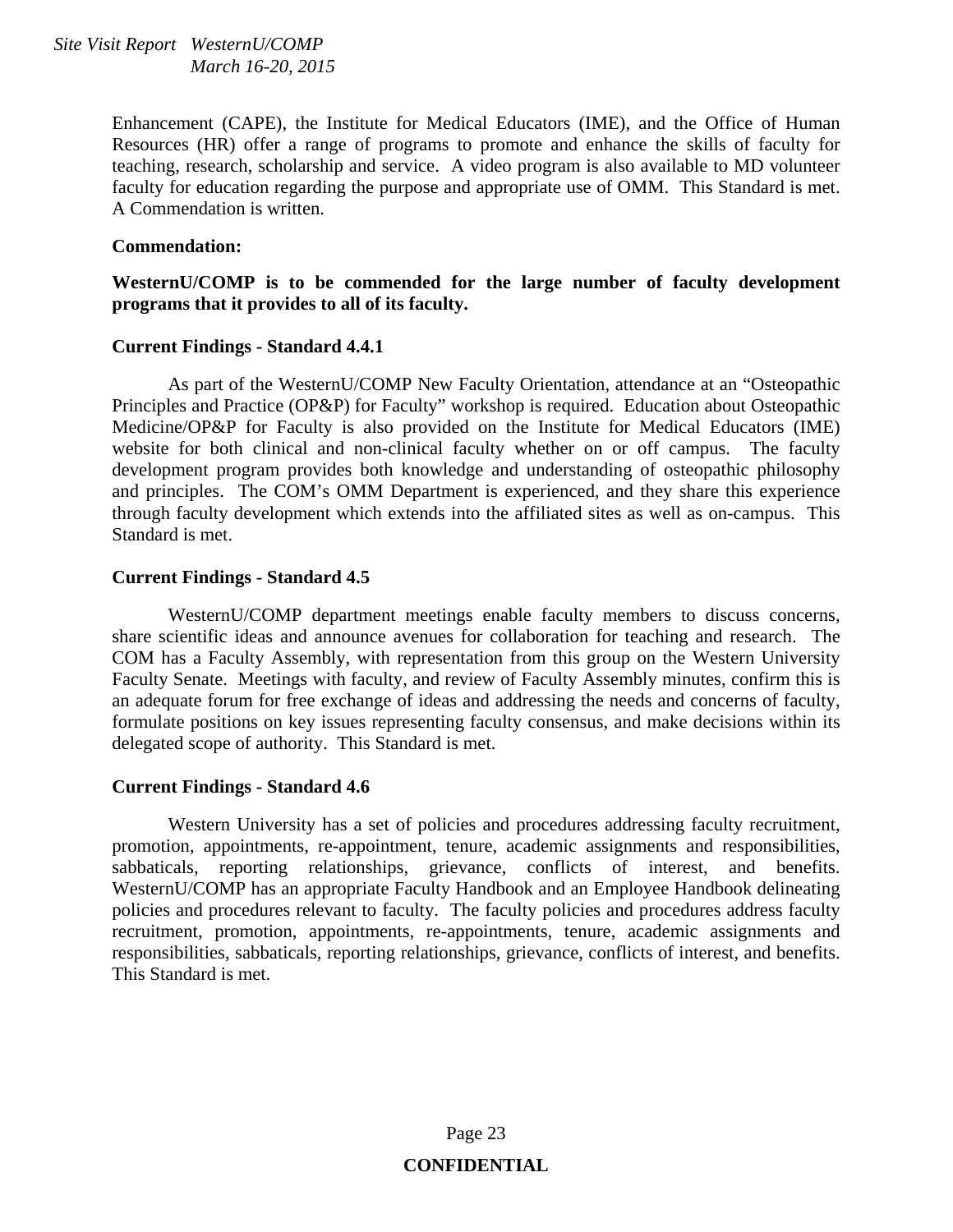Enhancement (CAPE), the Institute for Medical Educators (IME), and the Office of Human Resources (HR) offer a range of programs to promote and enhance the skills of faculty for teaching, research, scholarship and service. A video program is also available to MD volunteer faculty for education regarding the purpose and appropriate use of OMM. This Standard is met. A Commendation is written.

**Commendation:**

**WesternU/COMP is to be commended for the large number of faculty development programs that it provides to all of its faculty.**

**Current Findings - Standard 4.4.1**

As part of the WesternU/COMP New Faculty Orientation, attendance at an "Osteopathic Principles and Practice (OP&P) for Faculty" workshop is required. Education about Osteopathic Medicine/OP&P for Faculty is also provided on the Institute for Medical Educators (IME) website for both clinical and non-clinical faculty whether on or off campus. The faculty development program provides both knowledge and understanding of osteopathic philosophy and principles. The COM's OMM Department is experienced, and they share this experience through faculty development which extends into the affiliated sites as well as on-campus. This Standard is met.

**Current Findings - Standard 4.5**

WesternU/COMP department meetings enable faculty members to discuss concerns, share scientific ideas and announce avenues for collaboration for teaching and research. The COM has a Faculty Assembly, with representation from this group on the Western University Faculty Senate. Meetings with faculty, and review of Faculty Assembly minutes, confirm this is an adequate forum for free exchange of ideas and addressing the needs and concerns of faculty, formulate positions on key issues representing faculty consensus, and make decisions within its delegated scope of authority. This Standard is met.

**Current Findings - Standard 4.6**

Western University has a set of policies and procedures addressing faculty recruitment, promotion, appointments, re-appointment, tenure, academic assignments and responsibilities, sabbaticals, reporting relationships, grievance, conflicts of interest, and benefits. WesternU/COMP has an appropriate Faculty Handbook and an Employee Handbook delineating policies and procedures relevant to faculty. The faculty policies and procedures address faculty recruitment, promotion, appointments, re-appointments, tenure, academic assignments and responsibilities, sabbaticals, reporting relationships, grievance, conflicts of interest, and benefits. This Standard is met.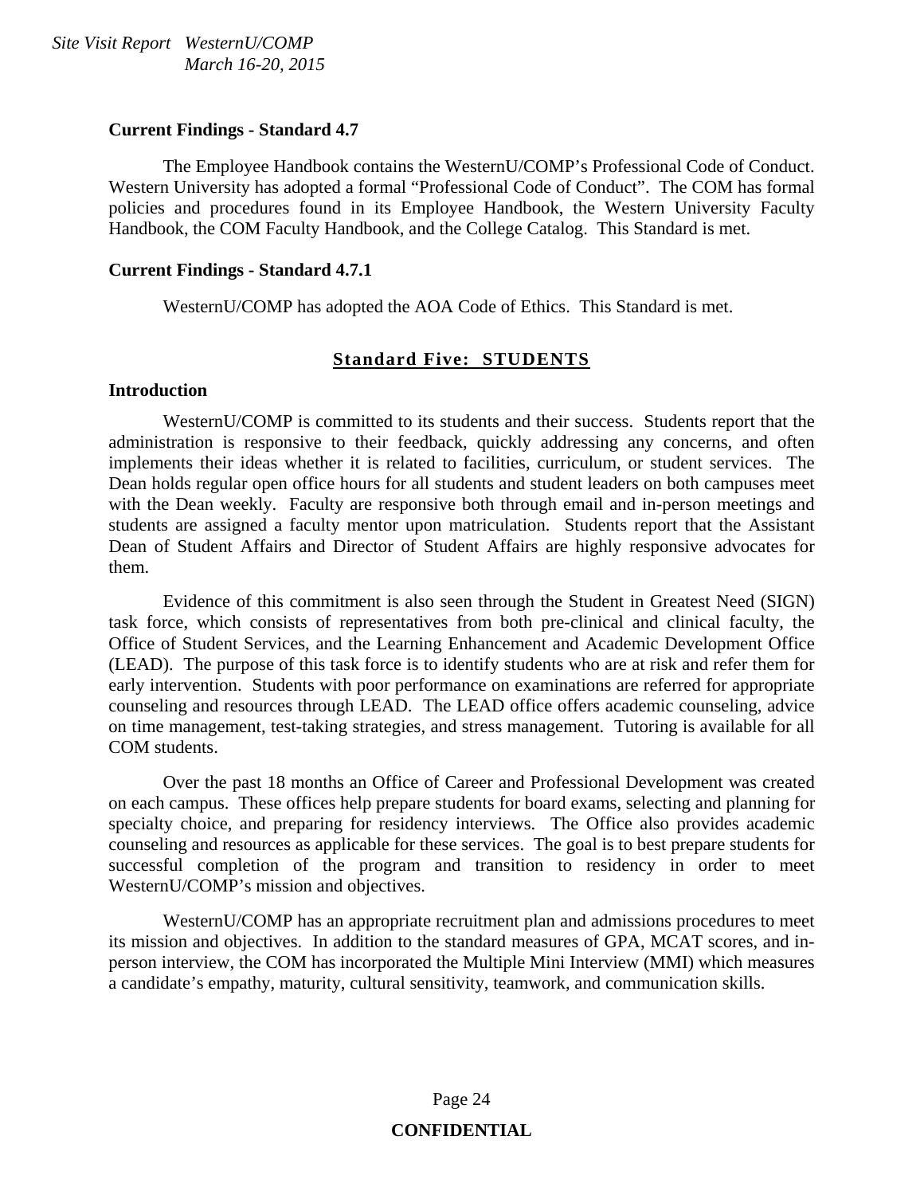**Current Findings - Standard 4.7**

The Employee Handbook contains the WesternU/COMP's Professional Code of Conduct. Western University has adopted a formal "Professional Code of Conduct". The COM has formal policies and procedures found in its Employee Handbook, the Western University Faculty Handbook, the COM Faculty Handbook, and the College Catalog. This Standard is met.

**Current Findings - Standard 4.7.1**

WesternU/COMP has adopted the AOA Code of Ethics. This Standard is met.

## Standard Five: STUDENTS

**Introduction**

WesternU/COMP is committed to its students and their success. Students report that the administration is responsive to their feedback, quickly addressing any concerns, and often implements their ideas whether it is related to facilities, curriculum, or student services. The Dean holds regular open office hours for all students and student leaders on both campuses meet with the Dean weekly. Faculty are responsive both through email and in-person meetings and students are assigned a faculty mentor upon matriculation. Students report that the Assistant Dean of Student Affairs and Director of Student Affairs are highly responsive advocates for them.

Evidence of this commitment is also seen through the Student in Greatest Need (SIGN) task force, which consists of representatives from both pre-clinical and clinical faculty, the Office of Student Services, and the Learning Enhancement and Academic Development Office (LEAD). The purpose of this task force is to identify students who are at risk and refer them for early intervention. Students with poor performance on examinations are referred for appropriate counseling and resources through LEAD. The LEAD office offers academic counseling, advice on time management, test-taking strategies, and stress management. Tutoring is available for all COM students.

Over the past 18 months an Office of Career and Professional Development was created on each campus. These offices help prepare students for board exams, selecting and planning for specialty choice, and preparing for residency interviews. The Office also provides academic counseling and resources as applicable for these services. The goal is to best prepare students for successful completion of the program and transition to residency in order to meet WesternU/COMP's mission and objectives.

WesternU/COMP has an appropriate recruitment plan and admissions procedures to meet its mission and objectives. In addition to the standard measures of GPA, MCAT scores, and in-person interview, the COM has incorporated the Multiple Mini Interview (MMI) which measures a candidate's empathy, maturity, cultural sensitivity, teamwork, and communication skills.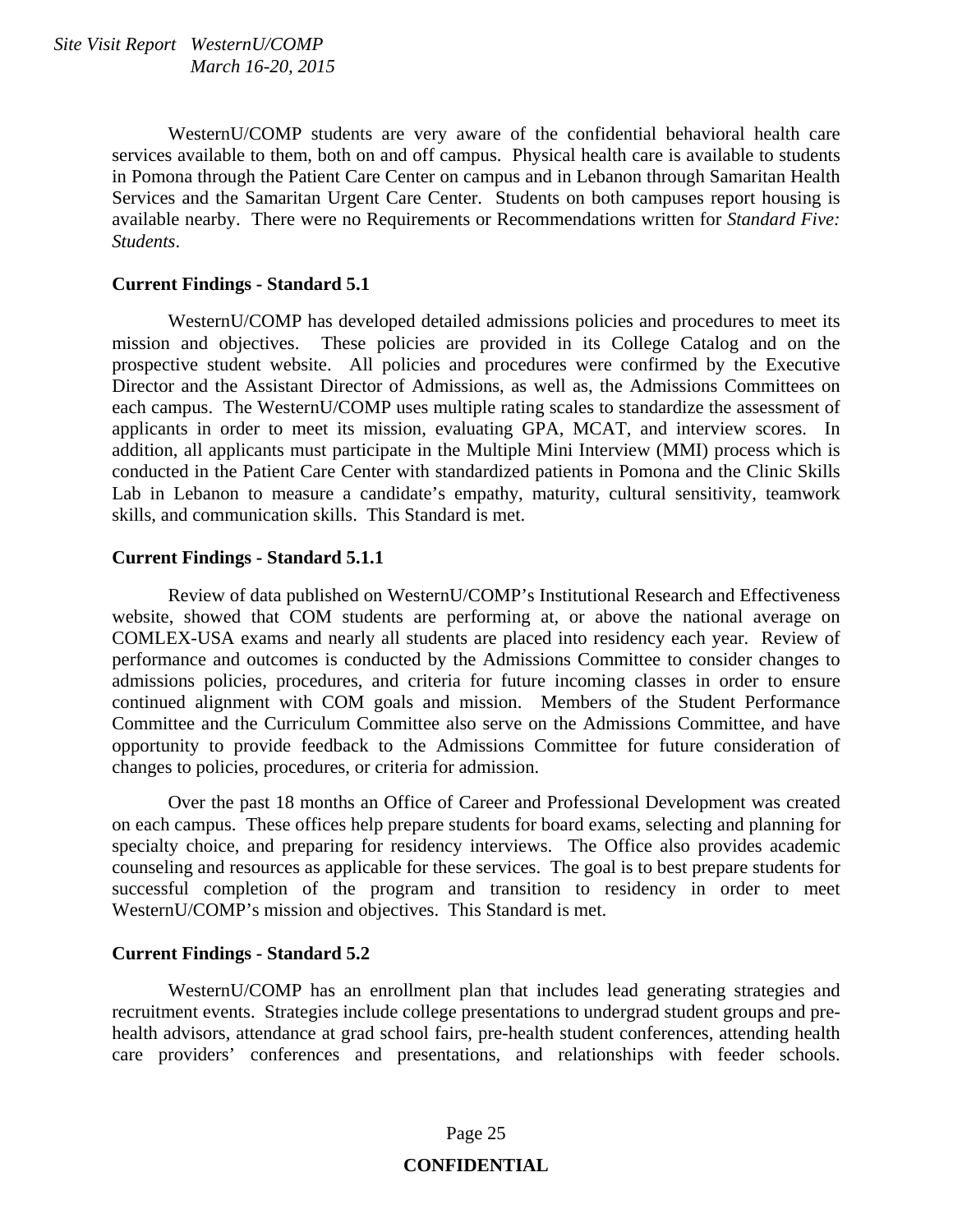WesternU/COMP students are very aware of the confidential behavioral health care services available to them, both on and off campus. Physical health care is available to students in Pomona through the Patient Care Center on campus and in Lebanon through Samaritan Health Services and the Samaritan Urgent Care Center. Students on both campuses report housing is available nearby. There were no Requirements or Recommendations written for *Standard Five: Students*.

**Current Findings - Standard 5.1**

WesternU/COMP has developed detailed admissions policies and procedures to meet its mission and objectives. These policies are provided in its College Catalog and on the prospective student website. All policies and procedures were confirmed by the Executive Director and the Assistant Director of Admissions, as well as, the Admissions Committees on each campus. The WesternU/COMP uses multiple rating scales to standardize the assessment of applicants in order to meet its mission, evaluating GPA, MCAT, and interview scores. In addition, all applicants must participate in the Multiple Mini Interview (MMI) process which is conducted in the Patient Care Center with standardized patients in Pomona and the Clinic Skills Lab in Lebanon to measure a candidate's empathy, maturity, cultural sensitivity, teamwork skills, and communication skills. This Standard is met.

**Current Findings - Standard 5.1.1**

Review of data published on WesternU/COMP's Institutional Research and Effectiveness website, showed that COM students are performing at, or above the national average on COMLEX-USA exams and nearly all students are placed into residency each year. Review of performance and outcomes is conducted by the Admissions Committee to consider changes to admissions policies, procedures, and criteria for future incoming classes in order to ensure continued alignment with COM goals and mission. Members of the Student Performance Committee and the Curriculum Committee also serve on the Admissions Committee, and have opportunity to provide feedback to the Admissions Committee for future consideration of changes to policies, procedures, or criteria for admission.

Over the past 18 months an Office of Career and Professional Development was created on each campus. These offices help prepare students for board exams, selecting and planning for specialty choice, and preparing for residency interviews. The Office also provides academic counseling and resources as applicable for these services. The goal is to best prepare students for successful completion of the program and transition to residency in order to meet WesternU/COMP's mission and objectives. This Standard is met.

**Current Findings - Standard 5.2**

WesternU/COMP has an enrollment plan that includes lead generating strategies and recruitment events. Strategies include college presentations to undergrad student groups and pre-health advisors, attendance at grad school fairs, pre-health student conferences, attending health care providers' conferences and presentations, and relationships with feeder schools.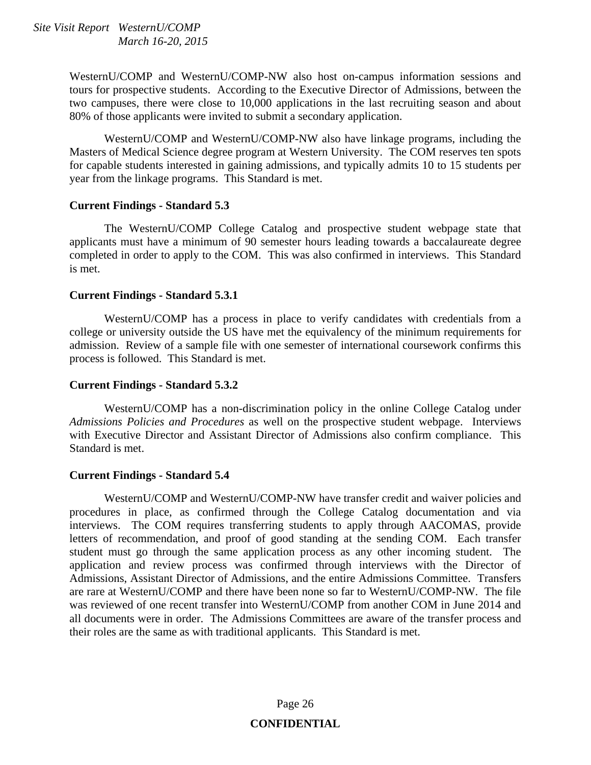WesternU/COMP and WesternU/COMP-NW also host on-campus information sessions and tours for prospective students. According to the Executive Director of Admissions, between the two campuses, there were close to 10,000 applications in the last recruiting season and about 80% of those applicants were invited to submit a secondary application.

WesternU/COMP and WesternU/COMP-NW also have linkage programs, including the Masters of Medical Science degree program at Western University. The COM reserves ten spots for capable students interested in gaining admissions, and typically admits 10 to 15 students per year from the linkage programs. This Standard is met.

**Current Findings - Standard 5.3**

The WesternU/COMP College Catalog and prospective student webpage state that applicants must have a minimum of 90 semester hours leading towards a baccalaureate degree completed in order to apply to the COM. This was also confirmed in interviews. This Standard is met.

**Current Findings - Standard 5.3.1**

WesternU/COMP has a process in place to verify candidates with credentials from a college or university outside the US have met the equivalency of the minimum requirements for admission. Review of a sample file with one semester of international coursework confirms this process is followed. This Standard is met.

**Current Findings - Standard 5.3.2**

WesternU/COMP has a non-discrimination policy in the online College Catalog under *Admissions Policies and Procedures* as well on the prospective student webpage. Interviews with Executive Director and Assistant Director of Admissions also confirm compliance. This Standard is met.

**Current Findings - Standard 5.4**

WesternU/COMP and WesternU/COMP-NW have transfer credit and waiver policies and procedures in place, as confirmed through the College Catalog documentation and via interviews. The COM requires transferring students to apply through AACOMAS, provide letters of recommendation, and proof of good standing at the sending COM. Each transfer student must go through the same application process as any other incoming student. The application and review process was confirmed through interviews with the Director of Admissions, Assistant Director of Admissions, and the entire Admissions Committee. Transfers are rare at WesternU/COMP and there have been none so far to WesternU/COMP-NW. The file was reviewed of one recent transfer into WesternU/COMP from another COM in June 2014 and all documents were in order. The Admissions Committees are aware of the transfer process and their roles are the same as with traditional applicants. This Standard is met.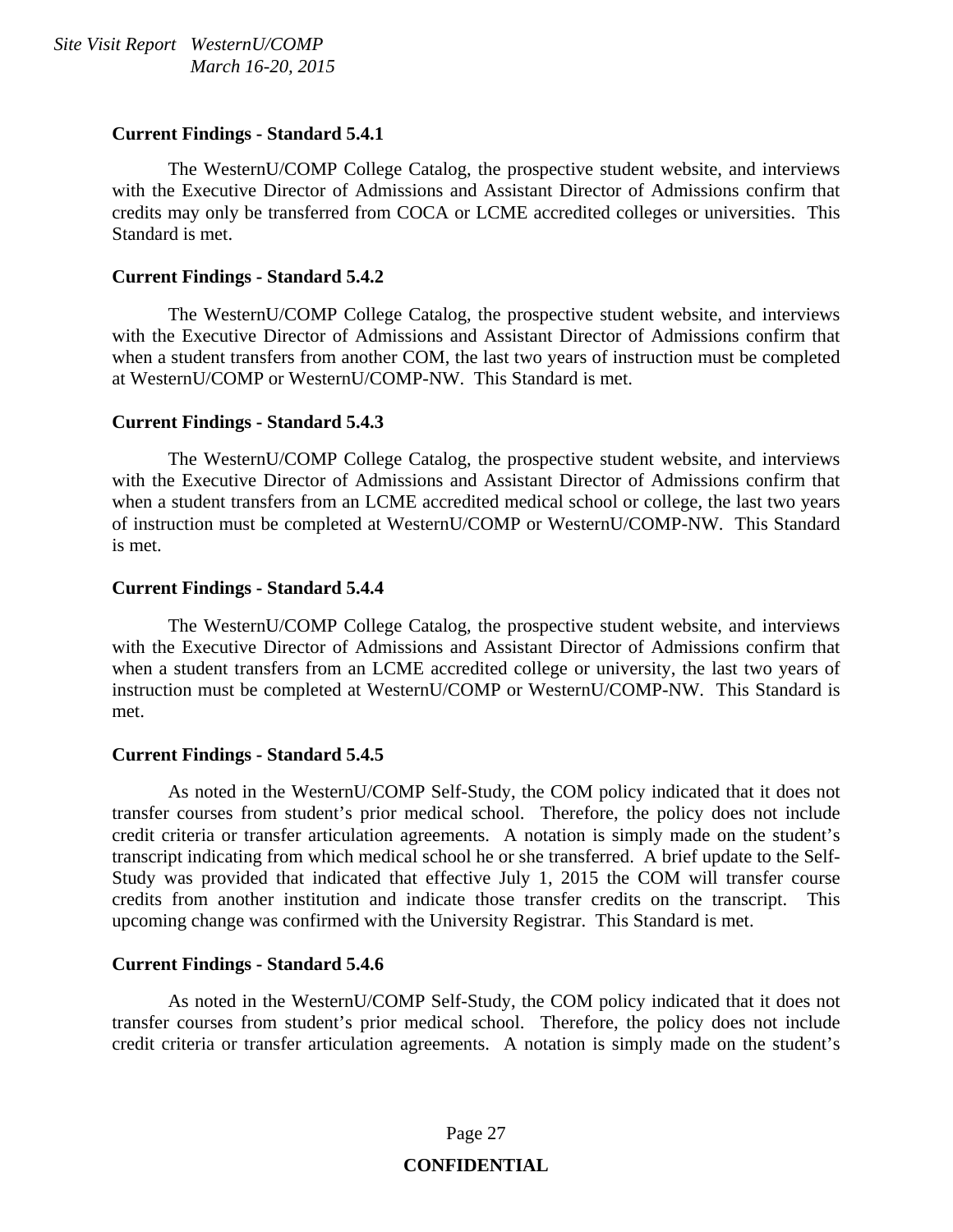**Current Findings - Standard 5.4.1**

The WesternU/COMP College Catalog, the prospective student website, and interviews with the Executive Director of Admissions and Assistant Director of Admissions confirm that credits may only be transferred from COCA or LCME accredited colleges or universities. This Standard is met.

**Current Findings - Standard 5.4.2**

The WesternU/COMP College Catalog, the prospective student website, and interviews with the Executive Director of Admissions and Assistant Director of Admissions confirm that when a student transfers from another COM, the last two years of instruction must be completed at WesternU/COMP or WesternU/COMP-NW. This Standard is met.

**Current Findings - Standard 5.4.3**

The WesternU/COMP College Catalog, the prospective student website, and interviews with the Executive Director of Admissions and Assistant Director of Admissions confirm that when a student transfers from an LCME accredited medical school or college, the last two years of instruction must be completed at WesternU/COMP or WesternU/COMP-NW. This Standard is met.

**Current Findings - Standard 5.4.4**

The WesternU/COMP College Catalog, the prospective student website, and interviews with the Executive Director of Admissions and Assistant Director of Admissions confirm that when a student transfers from an LCME accredited college or university, the last two years of instruction must be completed at WesternU/COMP or WesternU/COMP-NW. This Standard is met.

**Current Findings - Standard 5.4.5**

As noted in the WesternU/COMP Self-Study, the COM policy indicated that it does not transfer courses from student's prior medical school. Therefore, the policy does not include credit criteria or transfer articulation agreements. A notation is simply made on the student's transcript indicating from which medical school he or she transferred. A brief update to the Self-Study was provided that indicated that effective July 1, 2015 the COM will transfer course credits from another institution and indicate those transfer credits on the transcript. This upcoming change was confirmed with the University Registrar. This Standard is met.

**Current Findings - Standard 5.4.6**

As noted in the WesternU/COMP Self-Study, the COM policy indicated that it does not transfer courses from student's prior medical school. Therefore, the policy does not include credit criteria or transfer articulation agreements. A notation is simply made on the student's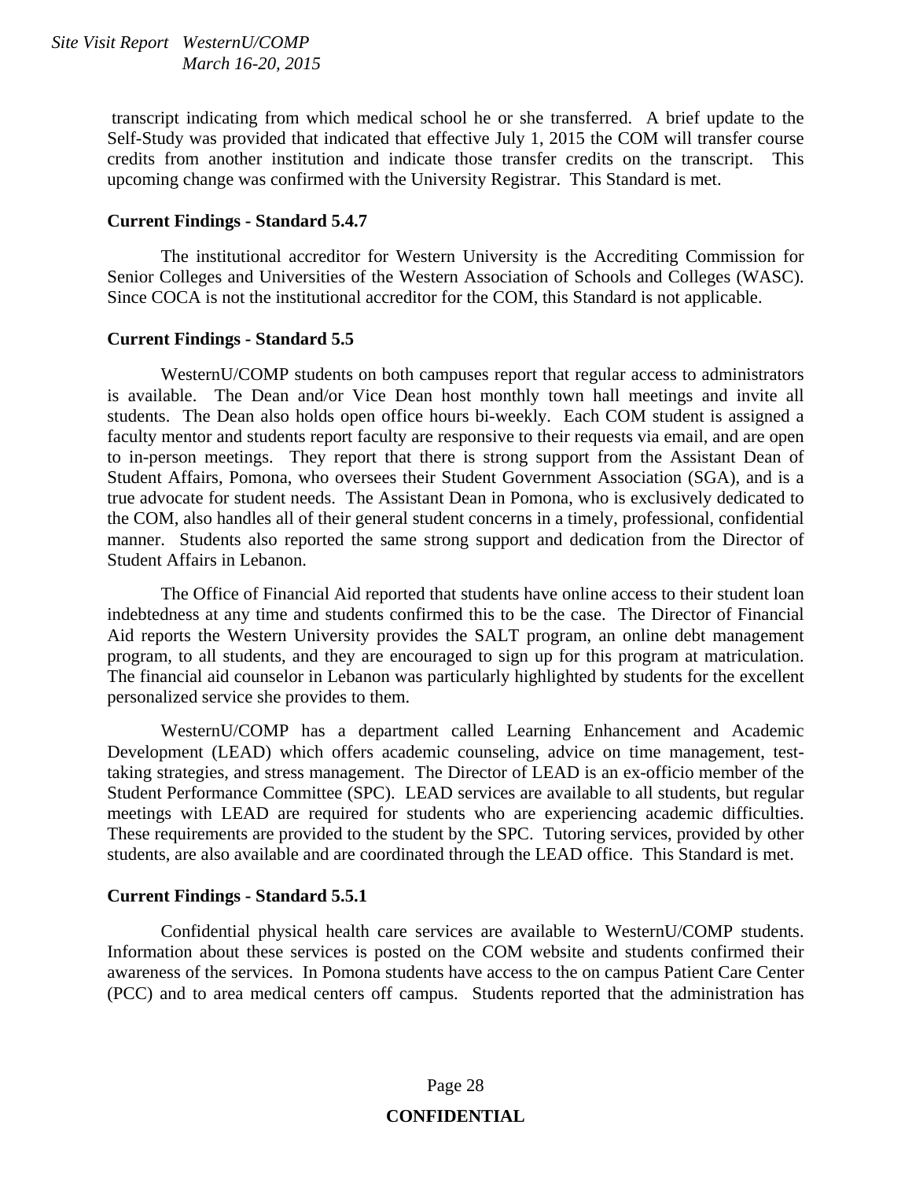transcript indicating from which medical school he or she transferred. A brief update to the Self-Study was provided that indicated that effective July 1, 2015 the COM will transfer course credits from another institution and indicate those transfer credits on the transcript. This upcoming change was confirmed with the University Registrar. This Standard is met.

**Current Findings - Standard 5.4.7**

The institutional accreditor for Western University is the Accrediting Commission for Senior Colleges and Universities of the Western Association of Schools and Colleges (WASC). Since COCA is not the institutional accreditor for the COM, this Standard is not applicable.

**Current Findings - Standard 5.5**

WesternU/COMP students on both campuses report that regular access to administrators is available. The Dean and/or Vice Dean host monthly town hall meetings and invite all students. The Dean also holds open office hours bi-weekly. Each COM student is assigned a faculty mentor and students report faculty are responsive to their requests via email, and are open to in-person meetings. They report that there is strong support from the Assistant Dean of Student Affairs, Pomona, who oversees their Student Government Association (SGA), and is a true advocate for student needs. The Assistant Dean in Pomona, who is exclusively dedicated to the COM, also handles all of their general student concerns in a timely, professional, confidential manner. Students also reported the same strong support and dedication from the Director of Student Affairs in Lebanon.

The Office of Financial Aid reported that students have online access to their student loan indebtedness at any time and students confirmed this to be the case. The Director of Financial Aid reports the Western University provides the SALT program, an online debt management program, to all students, and they are encouraged to sign up for this program at matriculation. The financial aid counselor in Lebanon was particularly highlighted by students for the excellent personalized service she provides to them.

WesternU/COMP has a department called Learning Enhancement and Academic Development (LEAD) which offers academic counseling, advice on time management, test-taking strategies, and stress management. The Director of LEAD is an ex-officio member of the Student Performance Committee (SPC). LEAD services are available to all students, but regular meetings with LEAD are required for students who are experiencing academic difficulties. These requirements are provided to the student by the SPC. Tutoring services, provided by other students, are also available and are coordinated through the LEAD office. This Standard is met.

**Current Findings - Standard 5.5.1**

Confidential physical health care services are available to WesternU/COMP students. Information about these services is posted on the COM website and students confirmed their awareness of the services. In Pomona students have access to the on campus Patient Care Center (PCC) and to area medical centers off campus. Students reported that the administration has

**CONFIDENTIAL**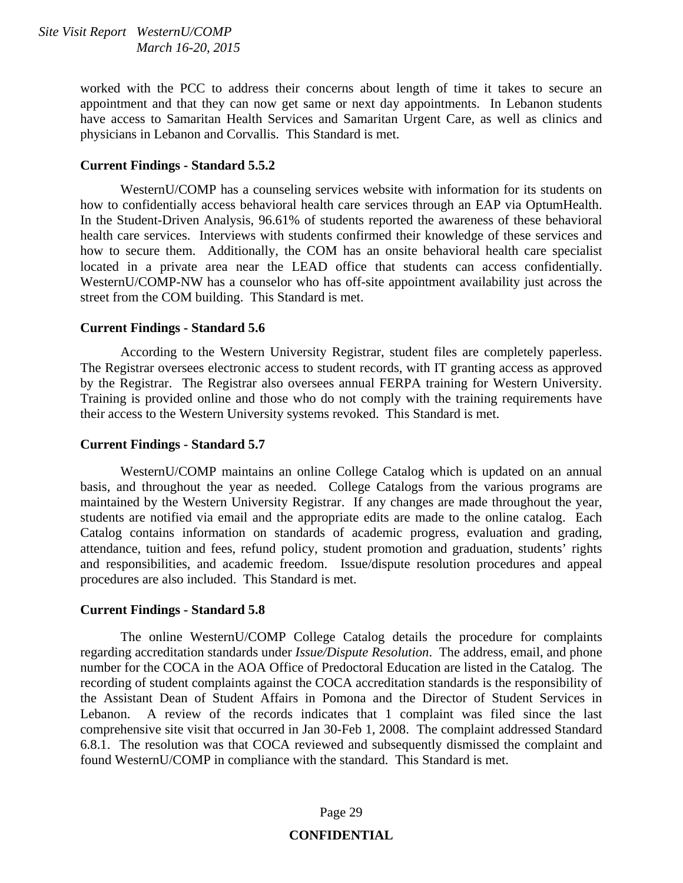worked with the PCC to address their concerns about length of time it takes to secure an appointment and that they can now get same or next day appointments. In Lebanon students have access to Samaritan Health Services and Samaritan Urgent Care, as well as clinics and physicians in Lebanon and Corvallis. This Standard is met.

**Current Findings - Standard 5.5.2**

WesternU/COMP has a counseling services website with information for its students on how to confidentially access behavioral health care services through an EAP via OptumHealth. In the Student-Driven Analysis, 96.61% of students reported the awareness of these behavioral health care services. Interviews with students confirmed their knowledge of these services and how to secure them. Additionally, the COM has an onsite behavioral health care specialist located in a private area near the LEAD office that students can access confidentially. WesternU/COMP-NW has a counselor who has off-site appointment availability just across the street from the COM building. This Standard is met.

**Current Findings - Standard 5.6**

According to the Western University Registrar, student files are completely paperless. The Registrar oversees electronic access to student records, with IT granting access as approved by the Registrar. The Registrar also oversees annual FERPA training for Western University. Training is provided online and those who do not comply with the training requirements have their access to the Western University systems revoked. This Standard is met.

**Current Findings - Standard 5.7**

WesternU/COMP maintains an online College Catalog which is updated on an annual basis, and throughout the year as needed. College Catalogs from the various programs are maintained by the Western University Registrar. If any changes are made throughout the year, students are notified via email and the appropriate edits are made to the online catalog. Each Catalog contains information on standards of academic progress, evaluation and grading, attendance, tuition and fees, refund policy, student promotion and graduation, students' rights and responsibilities, and academic freedom. Issue/dispute resolution procedures and appeal procedures are also included. This Standard is met.

**Current Findings - Standard 5.8**

The online WesternU/COMP College Catalog details the procedure for complaints regarding accreditation standards under *Issue/Dispute Resolution*. The address, email, and phone number for the COCA in the AOA Office of Predoctoral Education are listed in the Catalog. The recording of student complaints against the COCA accreditation standards is the responsibility of the Assistant Dean of Student Affairs in Pomona and the Director of Student Services in Lebanon. A review of the records indicates that 1 complaint was filed since the last comprehensive site visit that occurred in Jan 30-Feb 1, 2008. The complaint addressed Standard 6.8.1. The resolution was that COCA reviewed and subsequently dismissed the complaint and found WesternU/COMP in compliance with the standard. This Standard is met.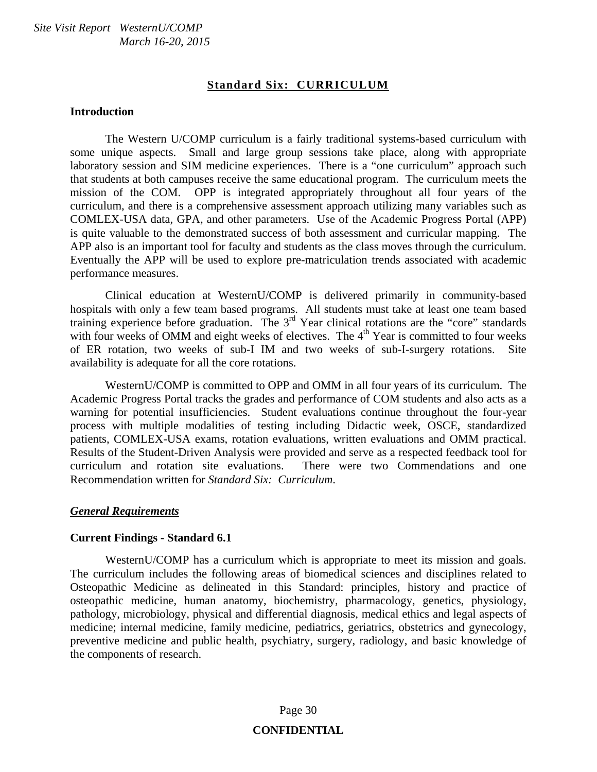## Standard Six: CURRICULUM

### Introduction

The Western U/COMP curriculum is a fairly traditional systems-based curriculum with some unique aspects. Small and large group sessions take place, along with appropriate laboratory session and SIM medicine experiences. There is a "one curriculum" approach such that students at both campuses receive the same educational program. The curriculum meets the mission of the COM. OPP is integrated appropriately throughout all four years of the curriculum, and there is a comprehensive assessment approach utilizing many variables such as COMLEX-USA data, GPA, and other parameters. Use of the Academic Progress Portal (APP) is quite valuable to the demonstrated success of both assessment and curricular mapping. The APP also is an important tool for faculty and students as the class moves through the curriculum. Eventually the APP will be used to explore pre-matriculation trends associated with academic performance measures.

Clinical education at WesternU/COMP is delivered primarily in community-based hospitals with only a few team based programs. All students must take at least one team based training experience before graduation. The 3rd Year clinical rotations are the "core" standards with four weeks of OMM and eight weeks of electives. The 4th Year is committed to four weeks of ER rotation, two weeks of sub-I IM and two weeks of sub-I-surgery rotations. Site availability is adequate for all the core rotations.

WesternU/COMP is committed to OPP and OMM in all four years of its curriculum. The Academic Progress Portal tracks the grades and performance of COM students and also acts as a warning for potential insufficiencies. Student evaluations continue throughout the four-year process with multiple modalities of testing including Didactic week, OSCE, standardized patients, COMLEX-USA exams, rotation evaluations, written evaluations and OMM practical. Results of the Student-Driven Analysis were provided and serve as a respected feedback tool for curriculum and rotation site evaluations. There were two Commendations and one Recommendation written for *Standard Six: Curriculum.*

### *General Requirements*

### Current Findings - Standard 6.1

WesternU/COMP has a curriculum which is appropriate to meet its mission and goals. The curriculum includes the following areas of biomedical sciences and disciplines related to Osteopathic Medicine as delineated in this Standard: principles, history and practice of osteopathic medicine, human anatomy, biochemistry, pharmacology, genetics, physiology, pathology, microbiology, physical and differential diagnosis, medical ethics and legal aspects of medicine; internal medicine, family medicine, pediatrics, geriatrics, obstetrics and gynecology, preventive medicine and public health, psychiatry, surgery, radiology, and basic knowledge of the components of research.

**CONFIDENTIAL**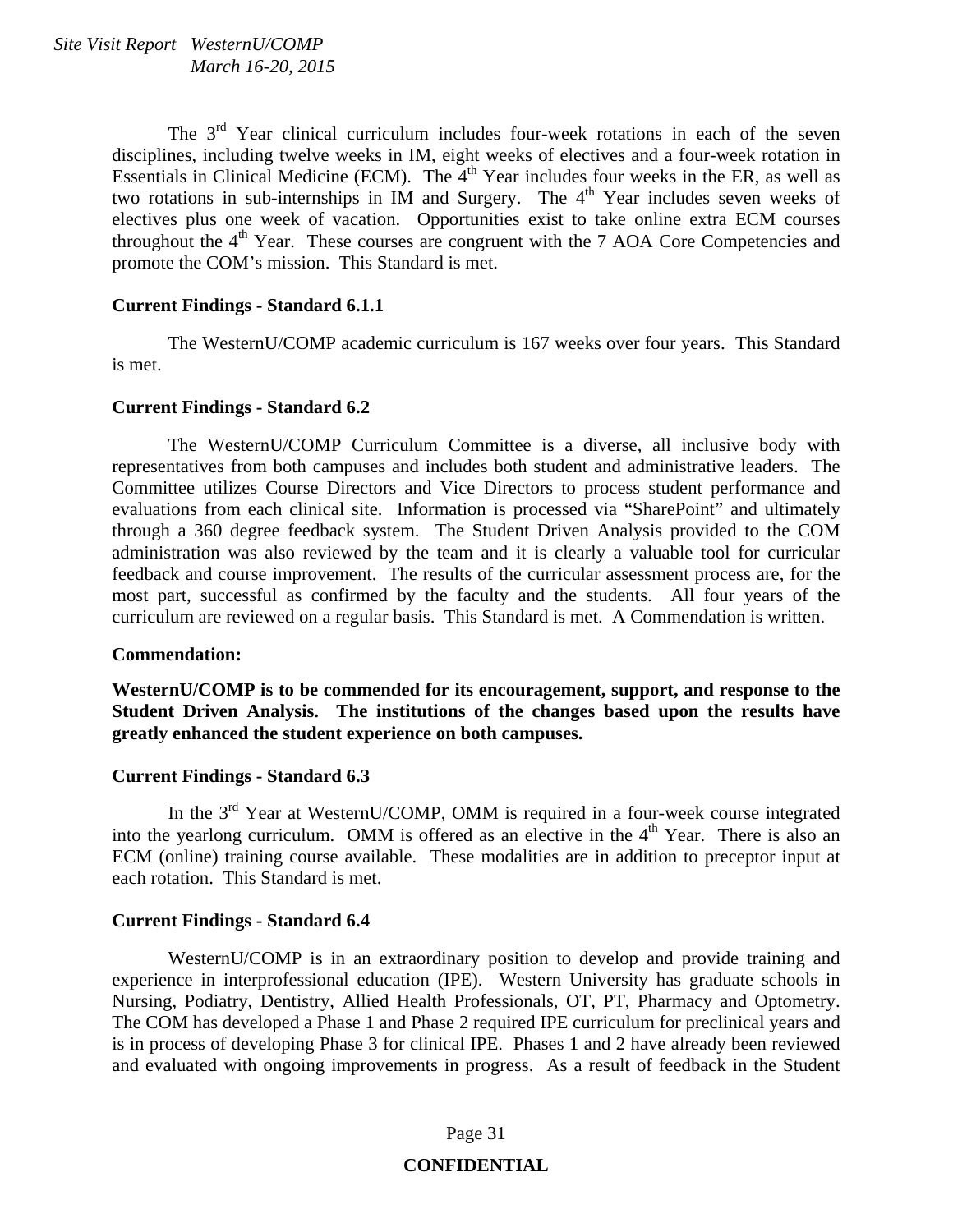The 3rd Year clinical curriculum includes four-week rotations in each of the seven disciplines, including twelve weeks in IM, eight weeks of electives and a four-week rotation in Essentials in Clinical Medicine (ECM). The 4th Year includes four weeks in the ER, as well as two rotations in sub-internships in IM and Surgery. The 4th Year includes seven weeks of electives plus one week of vacation. Opportunities exist to take online extra ECM courses throughout the 4th Year. These courses are congruent with the 7 AOA Core Competencies and promote the COM's mission. This Standard is met.

**Current Findings - Standard 6.1.1**

The WesternU/COMP academic curriculum is 167 weeks over four years. This Standard is met.

**Current Findings - Standard 6.2**

The WesternU/COMP Curriculum Committee is a diverse, all inclusive body with representatives from both campuses and includes both student and administrative leaders. The Committee utilizes Course Directors and Vice Directors to process student performance and evaluations from each clinical site. Information is processed via "SharePoint" and ultimately through a 360 degree feedback system. The Student Driven Analysis provided to the COM administration was also reviewed by the team and it is clearly a valuable tool for curricular feedback and course improvement. The results of the curricular assessment process are, for the most part, successful as confirmed by the faculty and the students. All four years of the curriculum are reviewed on a regular basis. This Standard is met. A Commendation is written.

**Commendation:**

**WesternU/COMP is to be commended for its encouragement, support, and response to the Student Driven Analysis. The institutions of the changes based upon the results have greatly enhanced the student experience on both campuses.**

**Current Findings - Standard 6.3**

In the 3rd Year at WesternU/COMP, OMM is required in a four-week course integrated into the yearlong curriculum. OMM is offered as an elective in the 4th Year. There is also an ECM (online) training course available. These modalities are in addition to preceptor input at each rotation. This Standard is met.

**Current Findings - Standard 6.4**

WesternU/COMP is in an extraordinary position to develop and provide training and experience in interprofessional education (IPE). Western University has graduate schools in Nursing, Podiatry, Dentistry, Allied Health Professionals, OT, PT, Pharmacy and Optometry. The COM has developed a Phase 1 and Phase 2 required IPE curriculum for preclinical years and is in process of developing Phase 3 for clinical IPE. Phases 1 and 2 have already been reviewed and evaluated with ongoing improvements in progress. As a result of feedback in the Student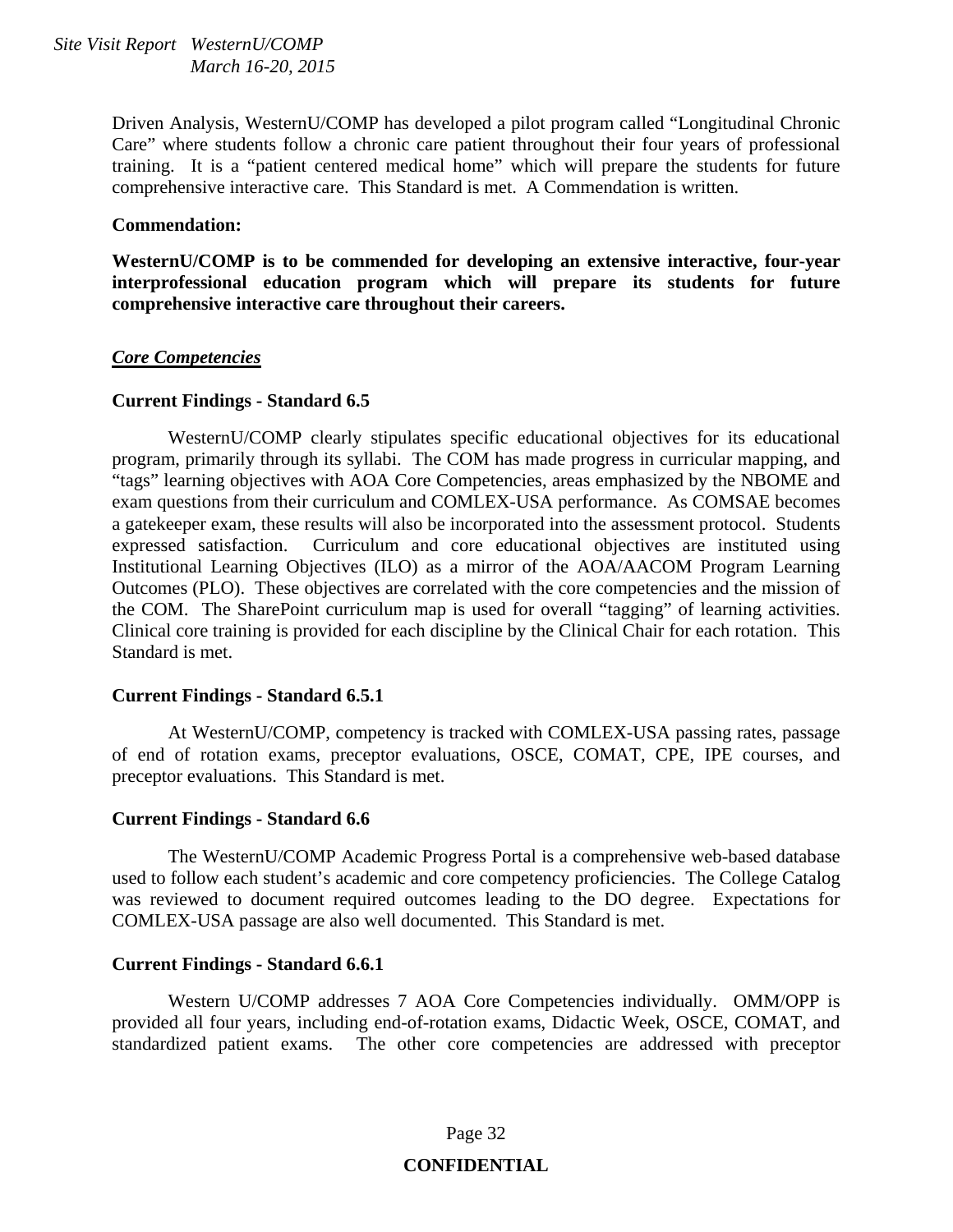Driven Analysis, WesternU/COMP has developed a pilot program called "Longitudinal Chronic Care" where students follow a chronic care patient throughout their four years of professional training. It is a "patient centered medical home" which will prepare the students for future comprehensive interactive care. This Standard is met. A Commendation is written.

**Commendation:**

**WesternU/COMP is to be commended for developing an extensive interactive, four-year interprofessional education program which will prepare its students for future comprehensive interactive care throughout their careers.**

***Core Competencies***

**Current Findings - Standard 6.5**

WesternU/COMP clearly stipulates specific educational objectives for its educational program, primarily through its syllabi. The COM has made progress in curricular mapping, and "tags" learning objectives with AOA Core Competencies, areas emphasized by the NBOME and exam questions from their curriculum and COMLEX-USA performance. As COMSAE becomes a gatekeeper exam, these results will also be incorporated into the assessment protocol. Students expressed satisfaction. Curriculum and core educational objectives are instituted using Institutional Learning Objectives (ILO) as a mirror of the AOA/AACOM Program Learning Outcomes (PLO). These objectives are correlated with the core competencies and the mission of the COM. The SharePoint curriculum map is used for overall "tagging" of learning activities. Clinical core training is provided for each discipline by the Clinical Chair for each rotation. This Standard is met.

**Current Findings - Standard 6.5.1**

At WesternU/COMP, competency is tracked with COMLEX-USA passing rates, passage of end of rotation exams, preceptor evaluations, OSCE, COMAT, CPE, IPE courses, and preceptor evaluations. This Standard is met.

**Current Findings - Standard 6.6**

The WesternU/COMP Academic Progress Portal is a comprehensive web-based database used to follow each student's academic and core competency proficiencies. The College Catalog was reviewed to document required outcomes leading to the DO degree. Expectations for COMLEX-USA passage are also well documented. This Standard is met.

**Current Findings - Standard 6.6.1**

Western U/COMP addresses 7 AOA Core Competencies individually. OMM/OPP is provided all four years, including end-of-rotation exams, Didactic Week, OSCE, COMAT, and standardized patient exams. The other core competencies are addressed with preceptor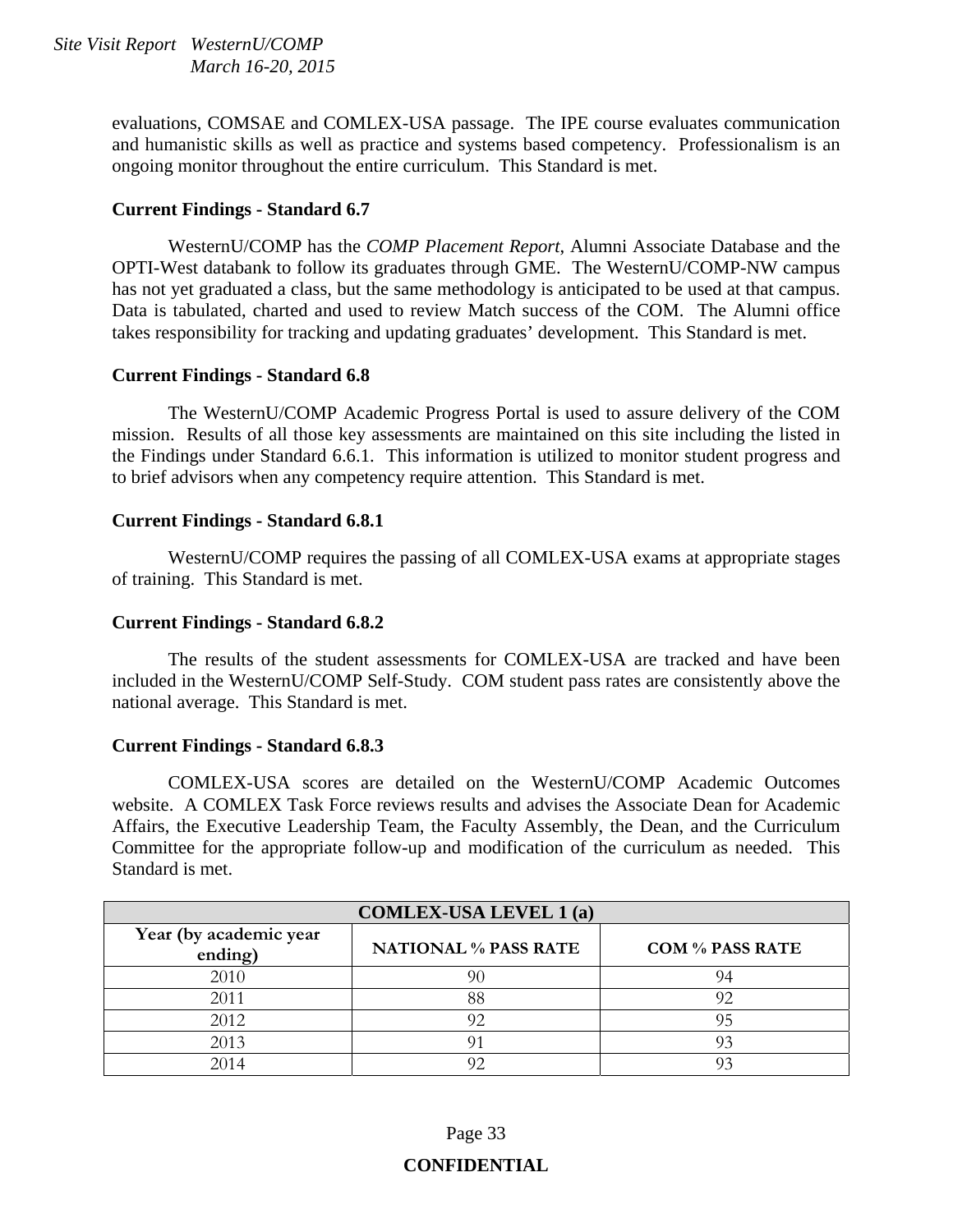evaluations, COMSAE and COMLEX-USA passage. The IPE course evaluates communication and humanistic skills as well as practice and systems based competency. Professionalism is an ongoing monitor throughout the entire curriculum. This Standard is met.

**Current Findings - Standard 6.7**

WesternU/COMP has the *COMP Placement Report*, Alumni Associate Database and the OPTI-West databank to follow its graduates through GME. The WesternU/COMP-NW campus has not yet graduated a class, but the same methodology is anticipated to be used at that campus. Data is tabulated, charted and used to review Match success of the COM. The Alumni office takes responsibility for tracking and updating graduates' development. This Standard is met.

**Current Findings - Standard 6.8**

The WesternU/COMP Academic Progress Portal is used to assure delivery of the COM mission. Results of all those key assessments are maintained on this site including the listed in the Findings under Standard 6.6.1. This information is utilized to monitor student progress and to brief advisors when any competency require attention. This Standard is met.

**Current Findings - Standard 6.8.1**

WesternU/COMP requires the passing of all COMLEX-USA exams at appropriate stages of training. This Standard is met.

**Current Findings - Standard 6.8.2**

The results of the student assessments for COMLEX-USA are tracked and have been included in the WesternU/COMP Self-Study. COM student pass rates are consistently above the national average. This Standard is met.

**Current Findings - Standard 6.8.3**

COMLEX-USA scores are detailed on the WesternU/COMP Academic Outcomes website. A COMLEX Task Force reviews results and advises the Associate Dean for Academic Affairs, the Executive Leadership Team, the Faculty Assembly, the Dean, and the Curriculum Committee for the appropriate follow-up and modification of the curriculum as needed. This Standard is met.

| COMLEX-USA LEVEL 1 (a) | | |
|---|---|---|
| Year (by academic year ending) | NATIONAL % PASS RATE | COM % PASS RATE |
| 2010 | 90 | 94 |
| 2011 | 88 | 92 |
| 2012 | 92 | 95 |
| 2013 | 91 | 93 |
| 2014 | 92 | 93 |

**CONFIDENTIAL**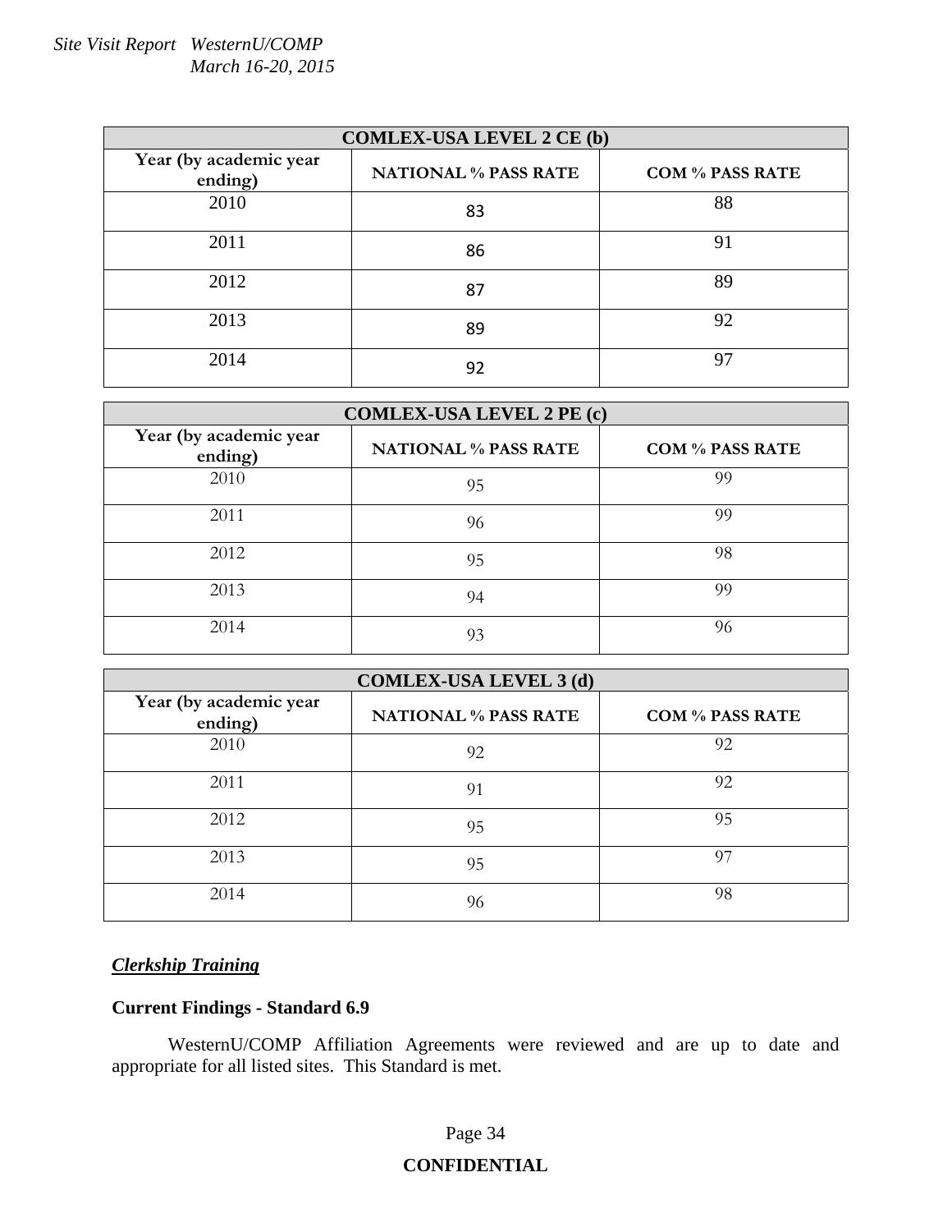| COMLEX-USA LEVEL 2 CE (b) | | |
|---|---|---|
| Year (by academic year ending) | NATIONAL % PASS RATE | COM % PASS RATE |
| 2010 | 83 | 88 |
| 2011 | 86 | 91 |
| 2012 | 87 | 89 |
| 2013 | 89 | 92 |
| 2014 | 92 | 97 |

| COMLEX-USA LEVEL 2 PE (c) | | |
|---|---|---|
| Year (by academic year ending) | NATIONAL % PASS RATE | COM % PASS RATE |
| 2010 | 95 | 99 |
| 2011 | 96 | 99 |
| 2012 | 95 | 98 |
| 2013 | 94 | 99 |
| 2014 | 93 | 96 |

| COMLEX-USA LEVEL 3 (d) | | |
|---|---|---|
| Year (by academic year ending) | NATIONAL % PASS RATE | COM % PASS RATE |
| 2010 | 92 | 92 |
| 2011 | 91 | 92 |
| 2012 | 95 | 95 |
| 2013 | 95 | 97 |
| 2014 | 96 | 98 |

***Clerkship Training***

**Current Findings - Standard 6.9**

WesternU/COMP Affiliation Agreements were reviewed and are up to date and appropriate for all listed sites. This Standard is met.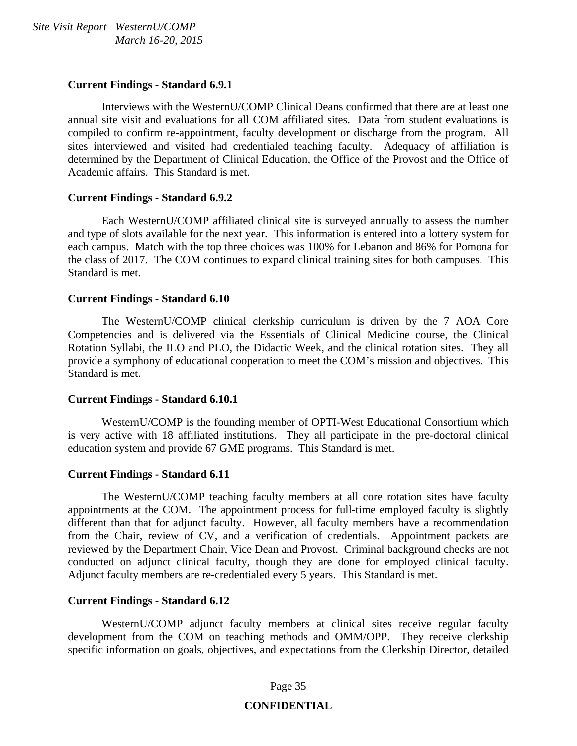**Current Findings - Standard 6.9.1**

Interviews with the WesternU/COMP Clinical Deans confirmed that there are at least one annual site visit and evaluations for all COM affiliated sites. Data from student evaluations is compiled to confirm re-appointment, faculty development or discharge from the program. All sites interviewed and visited had credentialed teaching faculty. Adequacy of affiliation is determined by the Department of Clinical Education, the Office of the Provost and the Office of Academic affairs. This Standard is met.

**Current Findings - Standard 6.9.2**

Each WesternU/COMP affiliated clinical site is surveyed annually to assess the number and type of slots available for the next year. This information is entered into a lottery system for each campus. Match with the top three choices was 100% for Lebanon and 86% for Pomona for the class of 2017. The COM continues to expand clinical training sites for both campuses. This Standard is met.

**Current Findings - Standard 6.10**

The WesternU/COMP clinical clerkship curriculum is driven by the 7 AOA Core Competencies and is delivered via the Essentials of Clinical Medicine course, the Clinical Rotation Syllabi, the ILO and PLO, the Didactic Week, and the clinical rotation sites. They all provide a symphony of educational cooperation to meet the COM's mission and objectives. This Standard is met.

**Current Findings - Standard 6.10.1**

WesternU/COMP is the founding member of OPTI-West Educational Consortium which is very active with 18 affiliated institutions. They all participate in the pre-doctoral clinical education system and provide 67 GME programs. This Standard is met.

**Current Findings - Standard 6.11**

The WesternU/COMP teaching faculty members at all core rotation sites have faculty appointments at the COM. The appointment process for full-time employed faculty is slightly different than that for adjunct faculty. However, all faculty members have a recommendation from the Chair, review of CV, and a verification of credentials. Appointment packets are reviewed by the Department Chair, Vice Dean and Provost. Criminal background checks are not conducted on adjunct clinical faculty, though they are done for employed clinical faculty. Adjunct faculty members are re-credentialed every 5 years. This Standard is met.

**Current Findings - Standard 6.12**

WesternU/COMP adjunct faculty members at clinical sites receive regular faculty development from the COM on teaching methods and OMM/OPP. They receive clerkship specific information on goals, objectives, and expectations from the Clerkship Director, detailed

**CONFIDENTIAL**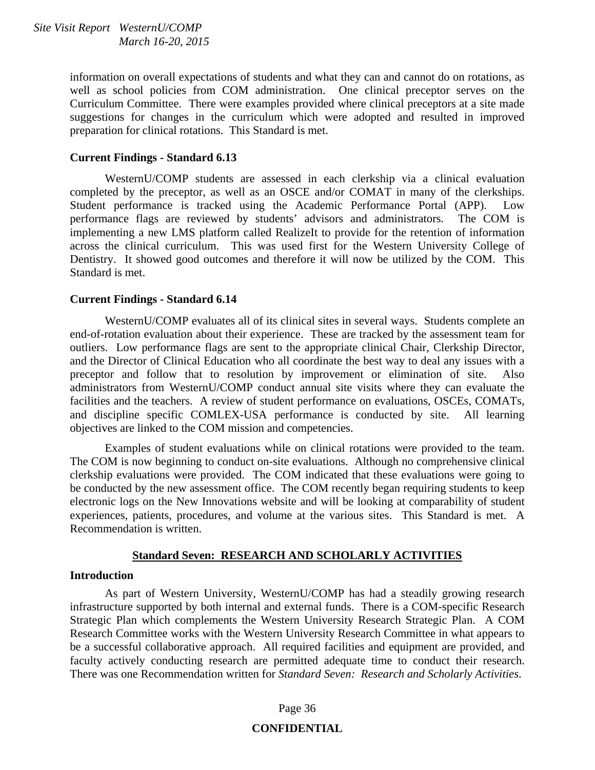information on overall expectations of students and what they can and cannot do on rotations, as well as school policies from COM administration. One clinical preceptor serves on the Curriculum Committee. There were examples provided where clinical preceptors at a site made suggestions for changes in the curriculum which were adopted and resulted in improved preparation for clinical rotations. This Standard is met.

**Current Findings - Standard 6.13**

WesternU/COMP students are assessed in each clerkship via a clinical evaluation completed by the preceptor, as well as an OSCE and/or COMAT in many of the clerkships. Student performance is tracked using the Academic Performance Portal (APP). Low performance flags are reviewed by students' advisors and administrators. The COM is implementing a new LMS platform called RealizeIt to provide for the retention of information across the clinical curriculum. This was used first for the Western University College of Dentistry. It showed good outcomes and therefore it will now be utilized by the COM. This Standard is met.

**Current Findings - Standard 6.14**

WesternU/COMP evaluates all of its clinical sites in several ways. Students complete an end-of-rotation evaluation about their experience. These are tracked by the assessment team for outliers. Low performance flags are sent to the appropriate clinical Chair, Clerkship Director, and the Director of Clinical Education who all coordinate the best way to deal any issues with a preceptor and follow that to resolution by improvement or elimination of site. Also administrators from WesternU/COMP conduct annual site visits where they can evaluate the facilities and the teachers. A review of student performance on evaluations, OSCEs, COMATs, and discipline specific COMLEX-USA performance is conducted by site. All learning objectives are linked to the COM mission and competencies.

Examples of student evaluations while on clinical rotations were provided to the team. The COM is now beginning to conduct on-site evaluations. Although no comprehensive clinical clerkship evaluations were provided. The COM indicated that these evaluations were going to be conducted by the new assessment office. The COM recently began requiring students to keep electronic logs on the New Innovations website and will be looking at comparability of student experiences, patients, procedures, and volume at the various sites. This Standard is met. A Recommendation is written.

## Standard Seven: RESEARCH AND SCHOLARLY ACTIVITIES

**Introduction**

As part of Western University, WesternU/COMP has had a steadily growing research infrastructure supported by both internal and external funds. There is a COM-specific Research Strategic Plan which complements the Western University Research Strategic Plan. A COM Research Committee works with the Western University Research Committee in what appears to be a successful collaborative approach. All required facilities and equipment are provided, and faculty actively conducting research are permitted adequate time to conduct their research. There was one Recommendation written for *Standard Seven: Research and Scholarly Activities*.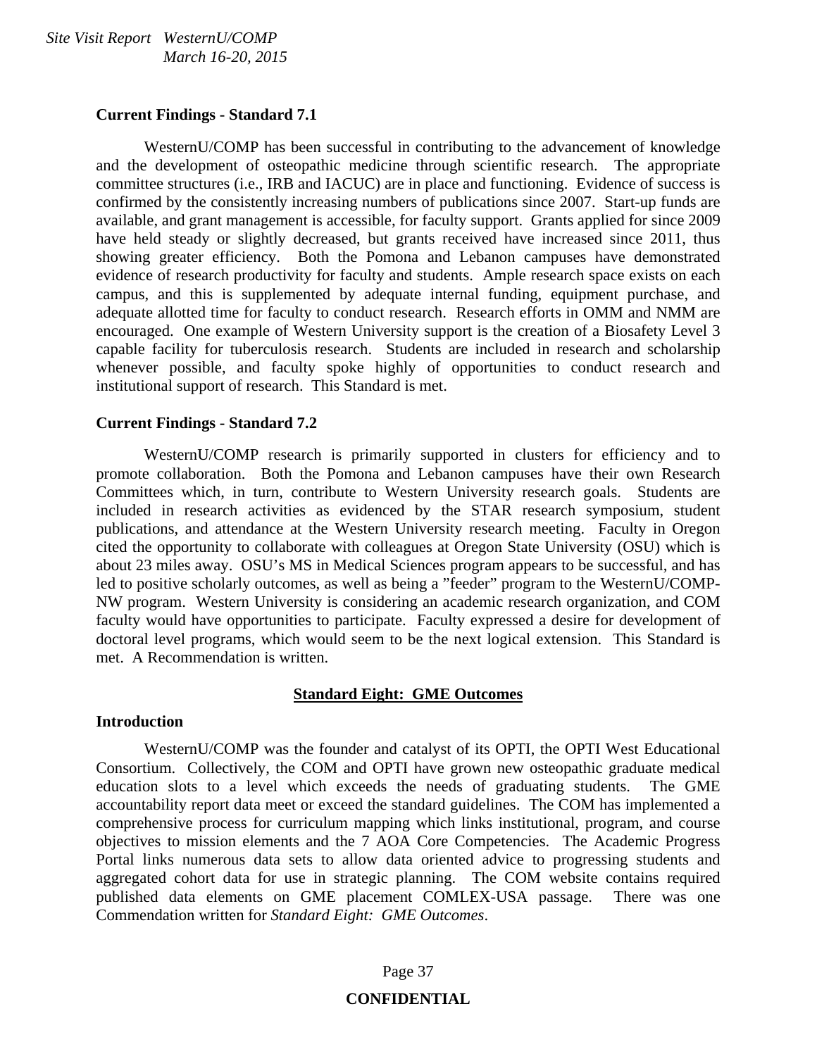**Current Findings - Standard 7.1**

WesternU/COMP has been successful in contributing to the advancement of knowledge and the development of osteopathic medicine through scientific research. The appropriate committee structures (i.e., IRB and IACUC) are in place and functioning. Evidence of success is confirmed by the consistently increasing numbers of publications since 2007. Start-up funds are available, and grant management is accessible, for faculty support. Grants applied for since 2009 have held steady or slightly decreased, but grants received have increased since 2011, thus showing greater efficiency. Both the Pomona and Lebanon campuses have demonstrated evidence of research productivity for faculty and students. Ample research space exists on each campus, and this is supplemented by adequate internal funding, equipment purchase, and adequate allotted time for faculty to conduct research. Research efforts in OMM and NMM are encouraged. One example of Western University support is the creation of a Biosafety Level 3 capable facility for tuberculosis research. Students are included in research and scholarship whenever possible, and faculty spoke highly of opportunities to conduct research and institutional support of research. This Standard is met.

**Current Findings - Standard 7.2**

WesternU/COMP research is primarily supported in clusters for efficiency and to promote collaboration. Both the Pomona and Lebanon campuses have their own Research Committees which, in turn, contribute to Western University research goals. Students are included in research activities as evidenced by the STAR research symposium, student publications, and attendance at the Western University research meeting. Faculty in Oregon cited the opportunity to collaborate with colleagues at Oregon State University (OSU) which is about 23 miles away. OSU's MS in Medical Sciences program appears to be successful, and has led to positive scholarly outcomes, as well as being a "feeder" program to the WesternU/COMP-NW program. Western University is considering an academic research organization, and COM faculty would have opportunities to participate. Faculty expressed a desire for development of doctoral level programs, which would seem to be the next logical extension. This Standard is met. A Recommendation is written.

## Standard Eight: GME Outcomes

**Introduction**

WesternU/COMP was the founder and catalyst of its OPTI, the OPTI West Educational Consortium. Collectively, the COM and OPTI have grown new osteopathic graduate medical education slots to a level which exceeds the needs of graduating students. The GME accountability report data meet or exceed the standard guidelines. The COM has implemented a comprehensive process for curriculum mapping which links institutional, program, and course objectives to mission elements and the 7 AOA Core Competencies. The Academic Progress Portal links numerous data sets to allow data oriented advice to progressing students and aggregated cohort data for use in strategic planning. The COM website contains required published data elements on GME placement COMLEX-USA passage. There was one Commendation written for *Standard Eight: GME Outcomes*.

**CONFIDENTIAL**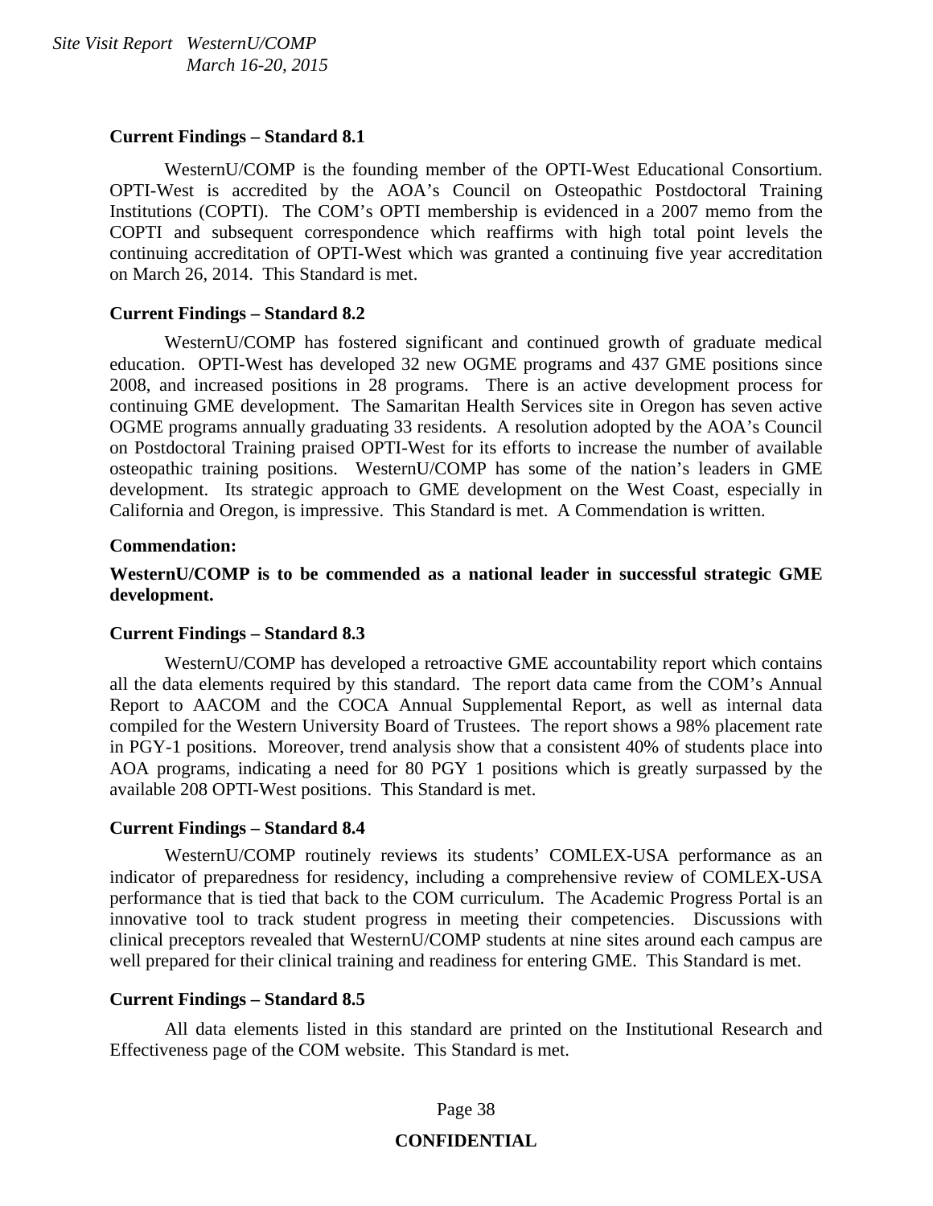**Current Findings – Standard 8.1**

WesternU/COMP is the founding member of the OPTI-West Educational Consortium. OPTI-West is accredited by the AOA's Council on Osteopathic Postdoctoral Training Institutions (COPTI). The COM's OPTI membership is evidenced in a 2007 memo from the COPTI and subsequent correspondence which reaffirms with high total point levels the continuing accreditation of OPTI-West which was granted a continuing five year accreditation on March 26, 2014. This Standard is met.

**Current Findings – Standard 8.2**

WesternU/COMP has fostered significant and continued growth of graduate medical education. OPTI-West has developed 32 new OGME programs and 437 GME positions since 2008, and increased positions in 28 programs. There is an active development process for continuing GME development. The Samaritan Health Services site in Oregon has seven active OGME programs annually graduating 33 residents. A resolution adopted by the AOA's Council on Postdoctoral Training praised OPTI-West for its efforts to increase the number of available osteopathic training positions. WesternU/COMP has some of the nation's leaders in GME development. Its strategic approach to GME development on the West Coast, especially in California and Oregon, is impressive. This Standard is met. A Commendation is written.

**Commendation:**

**WesternU/COMP is to be commended as a national leader in successful strategic GME development.**

**Current Findings – Standard 8.3**

WesternU/COMP has developed a retroactive GME accountability report which contains all the data elements required by this standard. The report data came from the COM's Annual Report to AACOM and the COCA Annual Supplemental Report, as well as internal data compiled for the Western University Board of Trustees. The report shows a 98% placement rate in PGY-1 positions. Moreover, trend analysis show that a consistent 40% of students place into AOA programs, indicating a need for 80 PGY 1 positions which is greatly surpassed by the available 208 OPTI-West positions. This Standard is met.

**Current Findings – Standard 8.4**

WesternU/COMP routinely reviews its students' COMLEX-USA performance as an indicator of preparedness for residency, including a comprehensive review of COMLEX-USA performance that is tied that back to the COM curriculum. The Academic Progress Portal is an innovative tool to track student progress in meeting their competencies. Discussions with clinical preceptors revealed that WesternU/COMP students at nine sites around each campus are well prepared for their clinical training and readiness for entering GME. This Standard is met.

**Current Findings – Standard 8.5**

All data elements listed in this standard are printed on the Institutional Research and Effectiveness page of the COM website. This Standard is met.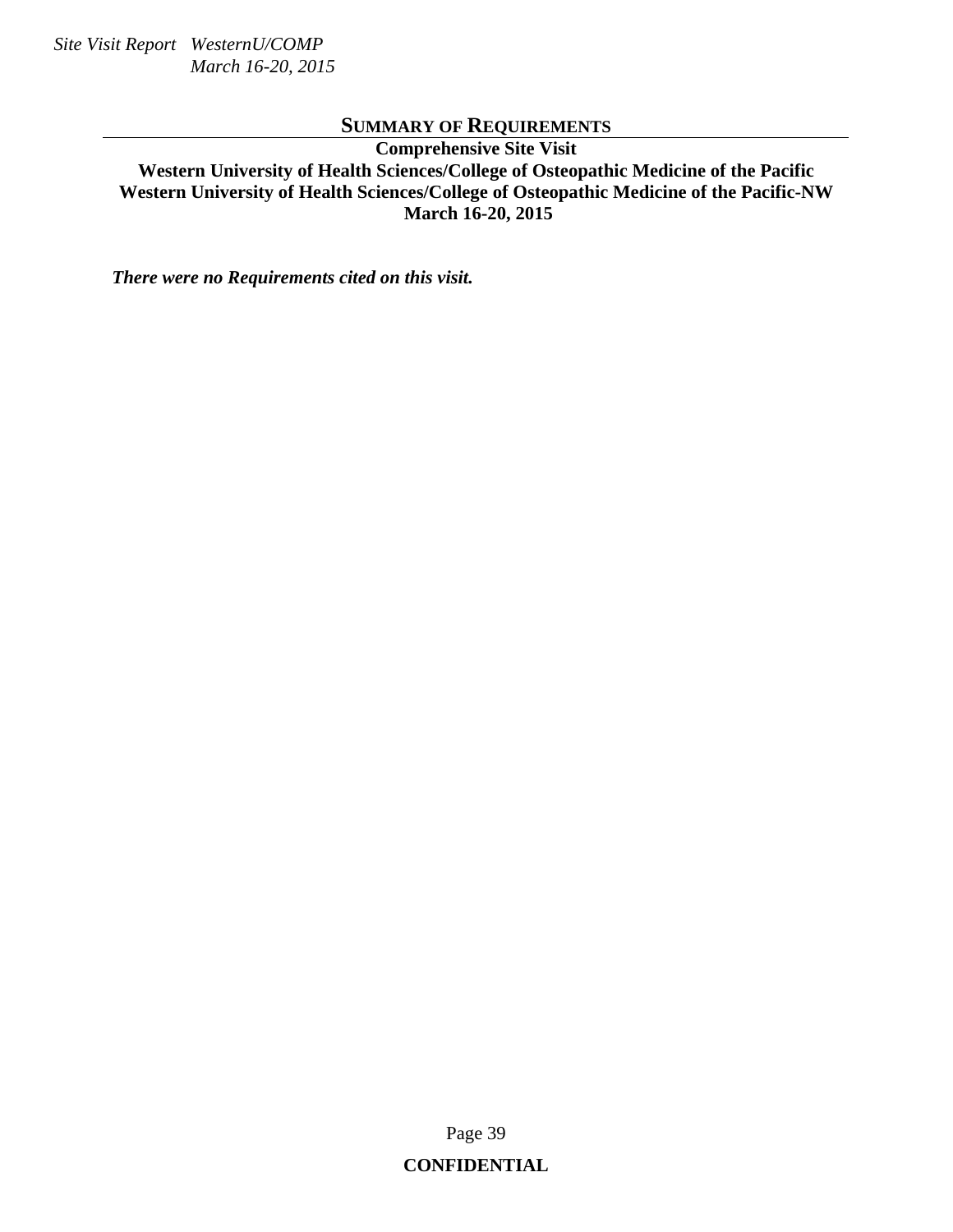## SUMMARY OF REQUIREMENTS

**Comprehensive Site Visit**
**Western University of Health Sciences/College of Osteopathic Medicine of the Pacific**
**Western University of Health Sciences/College of Osteopathic Medicine of the Pacific-NW**
**March 16-20, 2015**

***There were no Requirements cited on this visit.***

**CONFIDENTIAL**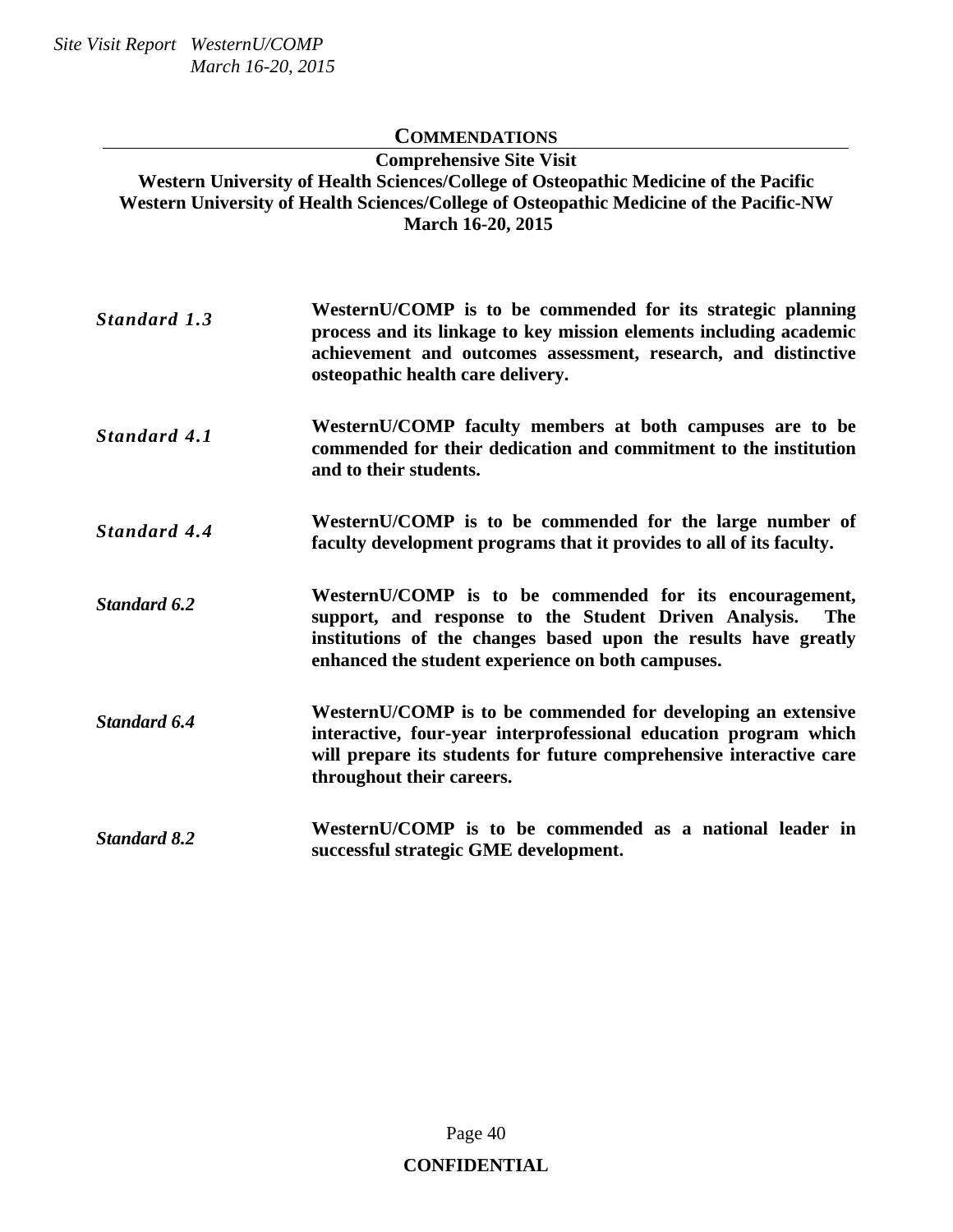## COMMENDATIONS

**Comprehensive Site Visit**
**Western University of Health Sciences/College of Osteopathic Medicine of the Pacific**
**Western University of Health Sciences/College of Osteopathic Medicine of the Pacific-NW**
**March 16-20, 2015**

| | |
|---|---|
| ***Standard 1.3*** | **WesternU/COMP is to be commended for its strategic planning process and its linkage to key mission elements including academic achievement and outcomes assessment, research, and distinctive osteopathic health care delivery.** |
| ***Standard 4.1*** | **WesternU/COMP faculty members at both campuses are to be commended for their dedication and commitment to the institution and to their students.** |
| ***Standard 4.4*** | **WesternU/COMP is to be commended for the large number of faculty development programs that it provides to all of its faculty.** |
| ***Standard 6.2*** | **WesternU/COMP is to be commended for its encouragement, support, and response to the Student Driven Analysis. The institutions of the changes based upon the results have greatly enhanced the student experience on both campuses.** |
| ***Standard 6.4*** | **WesternU/COMP is to be commended for developing an extensive interactive, four-year interprofessional education program which will prepare its students for future comprehensive interactive care throughout their careers.** |
| ***Standard 8.2*** | **WesternU/COMP is to be commended as a national leader in successful strategic GME development.** |

**CONFIDENTIAL**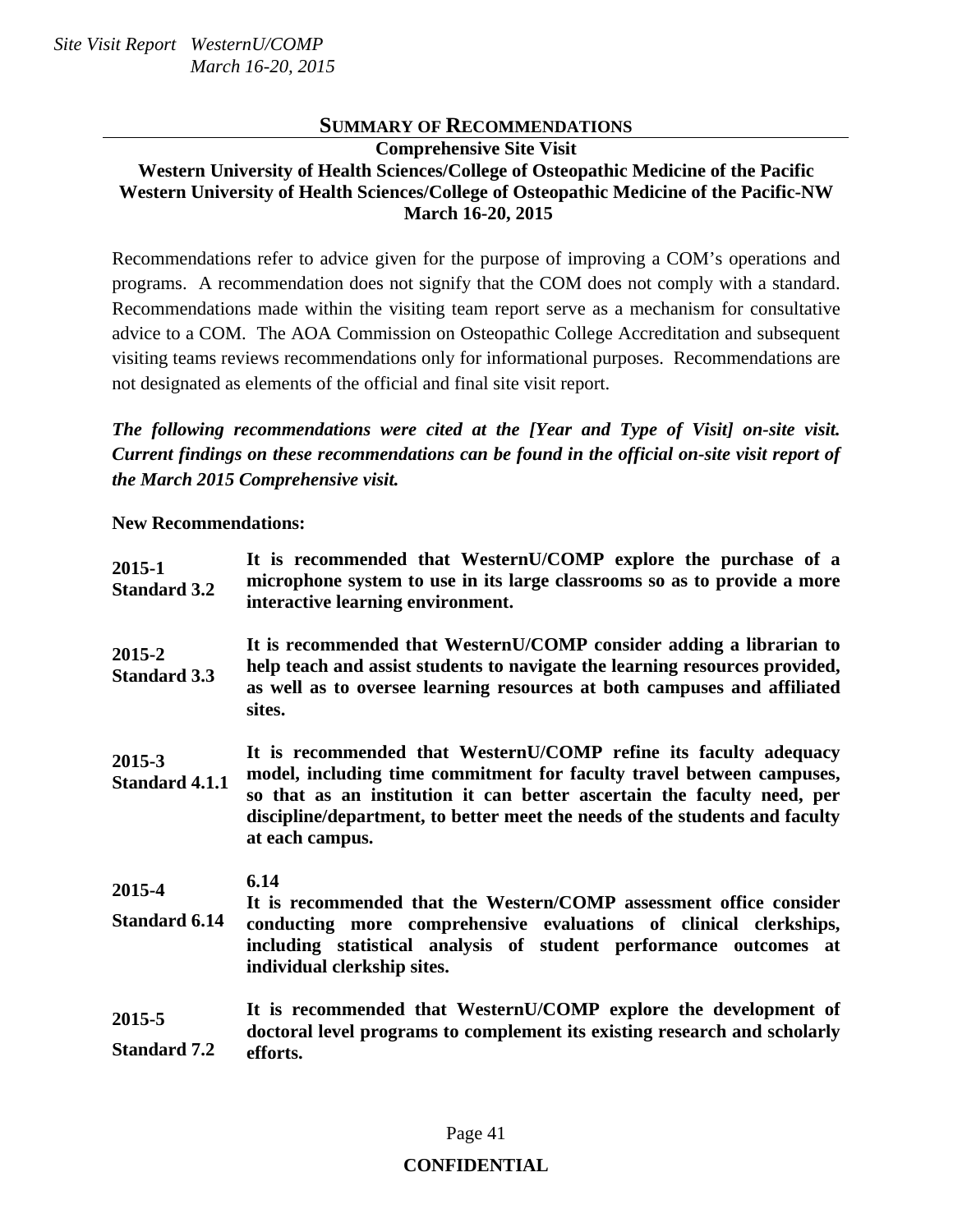## SUMMARY OF RECOMMENDATIONS

**Comprehensive Site Visit**
**Western University of Health Sciences/College of Osteopathic Medicine of the Pacific**
**Western University of Health Sciences/College of Osteopathic Medicine of the Pacific-NW**
**March 16-20, 2015**

Recommendations refer to advice given for the purpose of improving a COM's operations and programs. A recommendation does not signify that the COM does not comply with a standard. Recommendations made within the visiting team report serve as a mechanism for consultative advice to a COM. The AOA Commission on Osteopathic College Accreditation and subsequent visiting teams reviews recommendations only for informational purposes. Recommendations are not designated as elements of the official and final site visit report.

***The following recommendations were cited at the [Year and Type of Visit] on-site visit. Current findings on these recommendations can be found in the official on-site visit report of the March 2015 Comprehensive visit.***

**New Recommendations:**

| | |
|---|---|
| **2015-1 Standard 3.2** | **It is recommended that WesternU/COMP explore the purchase of a microphone system to use in its large classrooms so as to provide a more interactive learning environment.** |
| **2015-2 Standard 3.3** | **It is recommended that WesternU/COMP consider adding a librarian to help teach and assist students to navigate the learning resources provided, as well as to oversee learning resources at both campuses and affiliated sites.** |
| **2015-3 Standard 4.1.1** | **It is recommended that WesternU/COMP refine its faculty adequacy model, including time commitment for faculty travel between campuses, so that as an institution it can better ascertain the faculty need, per discipline/department, to better meet the needs of the students and faculty at each campus.** |
| **2015-4 Standard 6.14** | **6.14 It is recommended that the Western/COMP assessment office consider conducting more comprehensive evaluations of clinical clerkships, including statistical analysis of student performance outcomes at individual clerkship sites.** |
| **2015-5 Standard 7.2** | **It is recommended that WesternU/COMP explore the development of doctoral level programs to complement its existing research and scholarly efforts.** |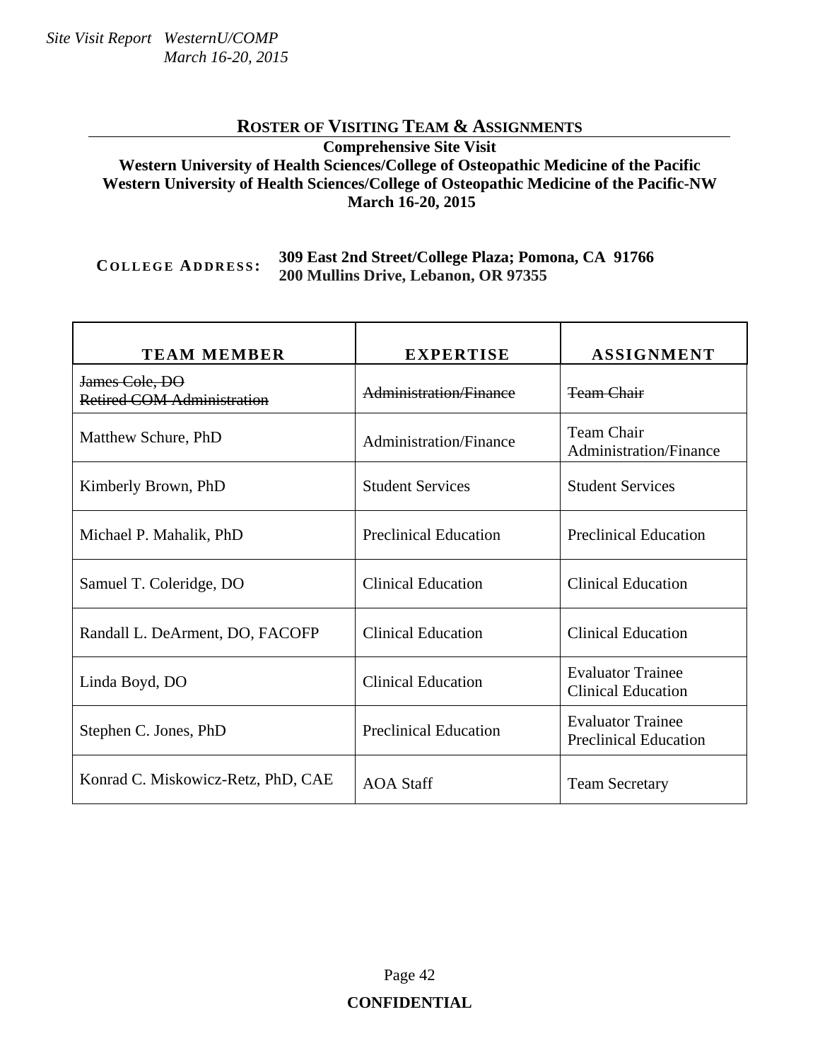## ROSTER OF VISITING TEAM & ASSIGNMENTS

**Comprehensive Site Visit**
**Western University of Health Sciences/College of Osteopathic Medicine of the Pacific**
**Western University of Health Sciences/College of Osteopathic Medicine of the Pacific-NW**
**March 16-20, 2015**

**COLLEGE ADDRESS:** **309 East 2nd Street/College Plaza; Pomona, CA 91766**
**200 Mullins Drive, Lebanon, OR 97355**

| TEAM MEMBER | EXPERTISE | ASSIGNMENT |
|---|---|---|
| ~~James Cole, DO~~<br>~~Retired COM Administration~~ | ~~Administration/Finance~~ | ~~Team Chair~~ |
| Matthew Schure, PhD | Administration/Finance | Team Chair<br>Administration/Finance |
| Kimberly Brown, PhD | Student Services | Student Services |
| Michael P. Mahalik, PhD | Preclinical Education | Preclinical Education |
| Samuel T. Coleridge, DO | Clinical Education | Clinical Education |
| Randall L. DeArment, DO, FACOFP | Clinical Education | Clinical Education |
| Linda Boyd, DO | Clinical Education | Evaluator Trainee<br>Clinical Education |
| Stephen C. Jones, PhD | Preclinical Education | Evaluator Trainee<br>Preclinical Education |
| Konrad C. Miskowicz-Retz, PhD, CAE | AOA Staff | Team Secretary |

**CONFIDENTIAL**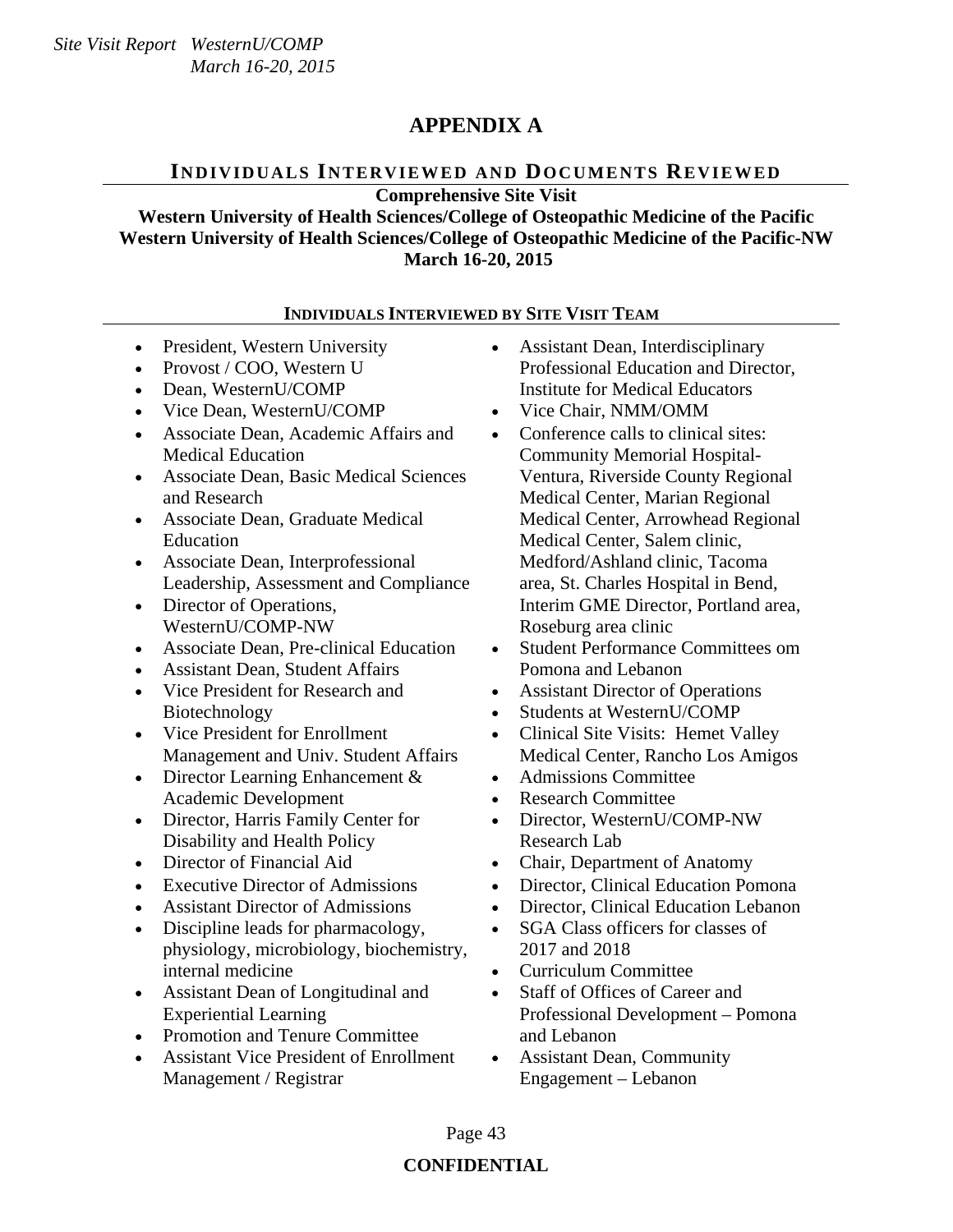# APPENDIX A

## INDIVIDUALS INTERVIEWED AND DOCUMENTS REVIEWED

**Comprehensive Site Visit**
**Western University of Health Sciences/College of Osteopathic Medicine of the Pacific**
**Western University of Health Sciences/College of Osteopathic Medicine of the Pacific-NW**
**March 16-20, 2015**

### INDIVIDUALS INTERVIEWED BY SITE VISIT TEAM

- President, Western University
- Provost / COO, Western U
- Dean, WesternU/COMP
- Vice Dean, WesternU/COMP
- Associate Dean, Academic Affairs and Medical Education
- Associate Dean, Basic Medical Sciences and Research
- Associate Dean, Graduate Medical Education
- Associate Dean, Interprofessional Leadership, Assessment and Compliance
- Director of Operations, WesternU/COMP-NW
- Associate Dean, Pre-clinical Education
- Assistant Dean, Student Affairs
- Vice President for Research and Biotechnology
- Vice President for Enrollment Management and Univ. Student Affairs
- Director Learning Enhancement & Academic Development
- Director, Harris Family Center for Disability and Health Policy
- Director of Financial Aid
- Executive Director of Admissions
- Assistant Director of Admissions
- Discipline leads for pharmacology, physiology, microbiology, biochemistry, internal medicine
- Assistant Dean of Longitudinal and Experiential Learning
- Promotion and Tenure Committee
- Assistant Vice President of Enrollment Management / Registrar
- Assistant Dean, Interdisciplinary Professional Education and Director, Institute for Medical Educators
- Vice Chair, NMM/OMM
- Conference calls to clinical sites: Community Memorial Hospital-Ventura, Riverside County Regional Medical Center, Marian Regional Medical Center, Arrowhead Regional Medical Center, Salem clinic, Medford/Ashland clinic, Tacoma area, St. Charles Hospital in Bend, Interim GME Director, Portland area, Roseburg area clinic
- Student Performance Committees om Pomona and Lebanon
- Assistant Director of Operations
- Students at WesternU/COMP
- Clinical Site Visits: Hemet Valley Medical Center, Rancho Los Amigos
- Admissions Committee
- Research Committee
- Director, WesternU/COMP-NW Research Lab
- Chair, Department of Anatomy
- Director, Clinical Education Pomona
- Director, Clinical Education Lebanon
- SGA Class officers for classes of 2017 and 2018
- Curriculum Committee
- Staff of Offices of Career and Professional Development – Pomona and Lebanon
- Assistant Dean, Community Engagement – Lebanon

**CONFIDENTIAL**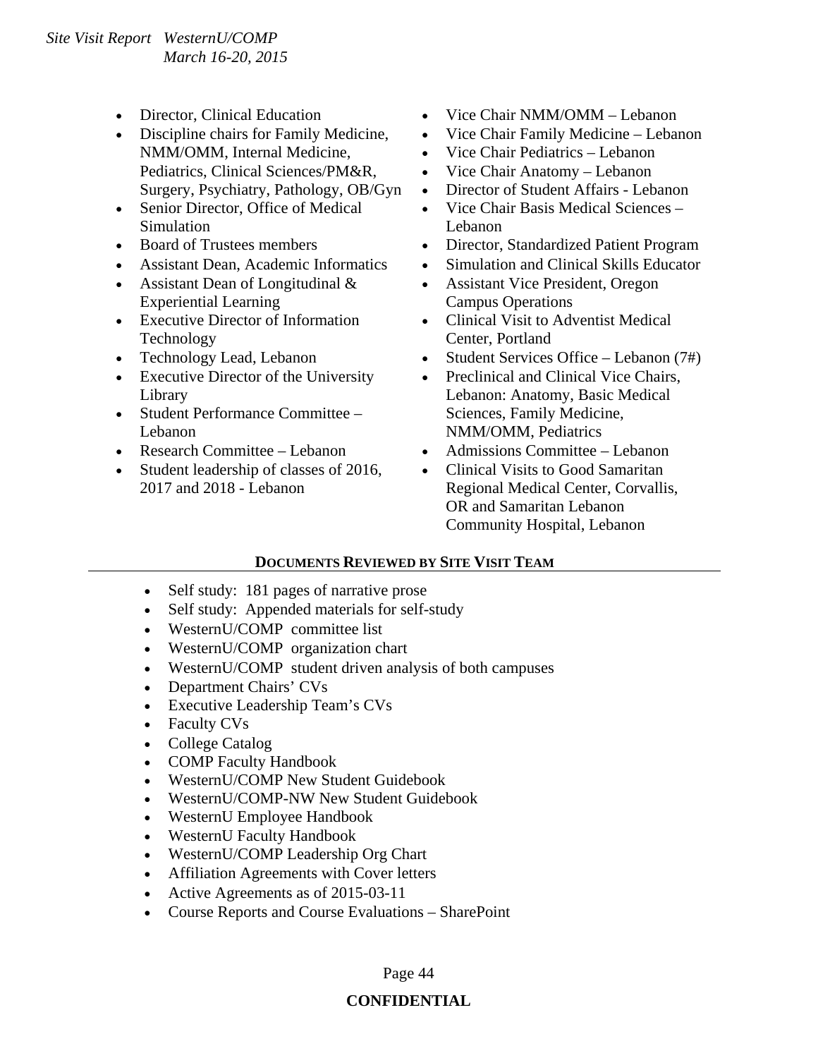- Director, Clinical Education
- Discipline chairs for Family Medicine, NMM/OMM, Internal Medicine, Pediatrics, Clinical Sciences/PM&R, Surgery, Psychiatry, Pathology, OB/Gyn
- Senior Director, Office of Medical Simulation
- Board of Trustees members
- Assistant Dean, Academic Informatics
- Assistant Dean of Longitudinal & Experiential Learning
- Executive Director of Information Technology
- Technology Lead, Lebanon
- Executive Director of the University Library
- Student Performance Committee – Lebanon
- Research Committee – Lebanon
- Student leadership of classes of 2016, 2017 and 2018 - Lebanon
- Vice Chair NMM/OMM – Lebanon
- Vice Chair Family Medicine – Lebanon
- Vice Chair Pediatrics – Lebanon
- Vice Chair Anatomy – Lebanon
- Director of Student Affairs - Lebanon
- Vice Chair Basis Medical Sciences – Lebanon
- Director, Standardized Patient Program
- Simulation and Clinical Skills Educator
- Assistant Vice President, Oregon Campus Operations
- Clinical Visit to Adventist Medical Center, Portland
- Student Services Office – Lebanon (7#)
- Preclinical and Clinical Vice Chairs, Lebanon: Anatomy, Basic Medical Sciences, Family Medicine, NMM/OMM, Pediatrics
- Admissions Committee – Lebanon
- Clinical Visits to Good Samaritan Regional Medical Center, Corvallis, OR and Samaritan Lebanon Community Hospital, Lebanon

## DOCUMENTS REVIEWED BY SITE VISIT TEAM

- Self study: 181 pages of narrative prose
- Self study: Appended materials for self-study
- WesternU/COMP committee list
- WesternU/COMP organization chart
- WesternU/COMP student driven analysis of both campuses
- Department Chairs' CVs
- Executive Leadership Team's CVs
- Faculty CVs
- College Catalog
- COMP Faculty Handbook
- WesternU/COMP New Student Guidebook
- WesternU/COMP-NW New Student Guidebook
- WesternU Employee Handbook
- WesternU Faculty Handbook
- WesternU/COMP Leadership Org Chart
- Affiliation Agreements with Cover letters
- Active Agreements as of 2015-03-11
- Course Reports and Course Evaluations – SharePoint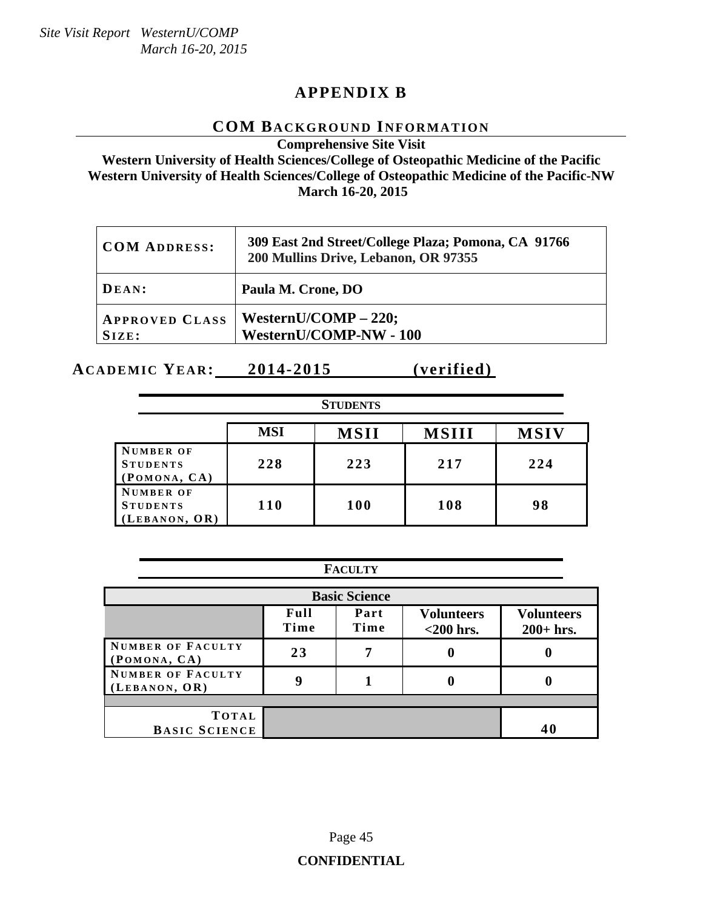# APPENDIX B

## COM BACKGROUND INFORMATION

**Comprehensive Site Visit**
**Western University of Health Sciences/College of Osteopathic Medicine of the Pacific**
**Western University of Health Sciences/College of Osteopathic Medicine of the Pacific-NW**
**March 16-20, 2015**

| | |
|---|---|
| **COM ADDRESS:** | **309 East 2nd Street/College Plaza; Pomona, CA 91766**<br>**200 Mullins Drive, Lebanon, OR 97355** |
| **DEAN:** | **Paula M. Crone, DO** |
| **APPROVED CLASS SIZE:** | **WesternU/COMP – 220;**<br>**WesternU/COMP-NW - 100** |

**ACADEMIC YEAR: 2014-2015 (verified)**

### STUDENTS

| | MSI | MSII | MSIII | MSIV |
|---|---|---|---|---|
| **NUMBER OF STUDENTS (POMONA, CA)** | 228 | 223 | 217 | 224 |
| **NUMBER OF STUDENTS (LEBANON, OR)** | 110 | 100 | 108 | 98 |

### FACULTY

| Basic Science | | | | |
|---|---|---|---|---|
| | **Full Time** | **Part Time** | **Volunteers <200 hrs.** | **Volunteers 200+ hrs.** |
| **NUMBER OF FACULTY (POMONA, CA)** | 23 | 7 | 0 | 0 |
| **NUMBER OF FACULTY (LEBANON, OR)** | 9 | 1 | 0 | 0 |
| **TOTAL BASIC SCIENCE** | | | | 40 |

**CONFIDENTIAL**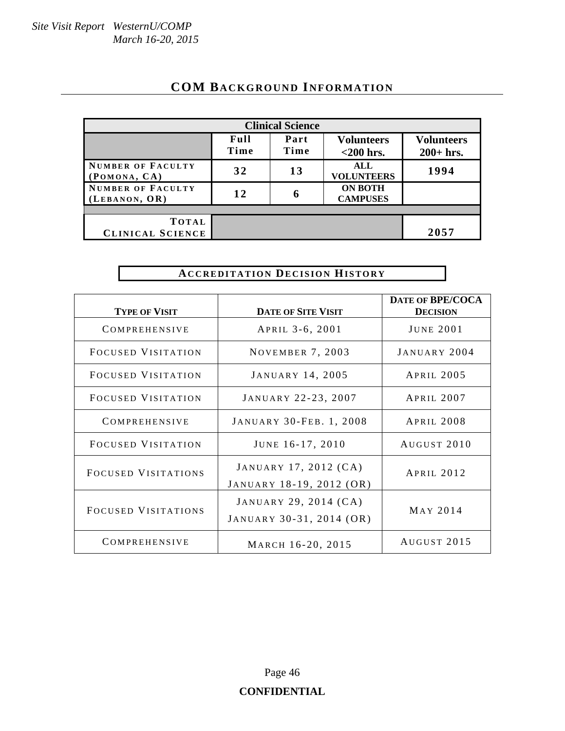## COM Background Information

| Clinical Science | | | | |
|---|---|---|---|---|
| | Full Time | Part Time | Volunteers <200 hrs. | Volunteers 200+ hrs. |
| Number of Faculty (Pomona, CA) | 32 | 13 | ALL VOLUNTEERS | 1994 |
| Number of Faculty (Lebanon, OR) | 12 | 6 | ON BOTH CAMPUSES | |
| Total Clinical Science | | | | 2057 |

### Accreditation Decision History

| Type of Visit | Date of Site Visit | Date of BPE/COCA Decision |
|---|---|---|
| Comprehensive | April 3-6, 2001 | June 2001 |
| Focused Visitation | November 7, 2003 | January 2004 |
| Focused Visitation | January 14, 2005 | April 2005 |
| Focused Visitation | January 22-23, 2007 | April 2007 |
| Comprehensive | January 30-Feb. 1, 2008 | April 2008 |
| Focused Visitation | June 16-17, 2010 | August 2010 |
| Focused Visitations | January 17, 2012 (CA)<br>January 18-19, 2012 (OR) | April 2012 |
| Focused Visitations | January 29, 2014 (CA)<br>January 30-31, 2014 (OR) | May 2014 |
| Comprehensive | March 16-20, 2015 | August 2015 |

**CONFIDENTIAL**